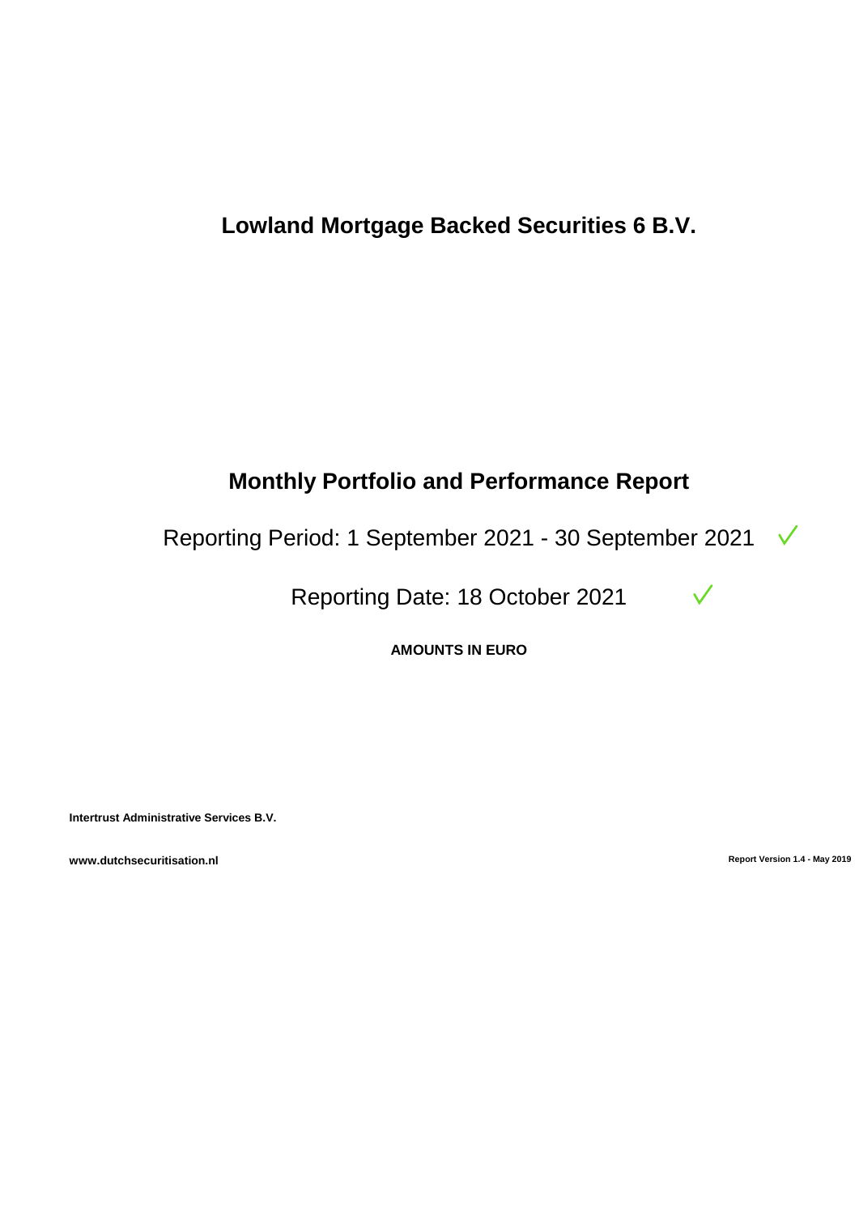# Lowland Mortgage Backed Securities 6 B.V.

## Monthly Portfolio and Performance Report

Reporting Period: 1 September 2021 - 30 September 2021 ✓

Reporting Date: 18 October 2021 ✓

**AMOUNTS IN EURO**

**Intertrust Administrative Services B.V.**

**www.dutchsecuritisation.nl**

**Report Version 1.4 - May 2019**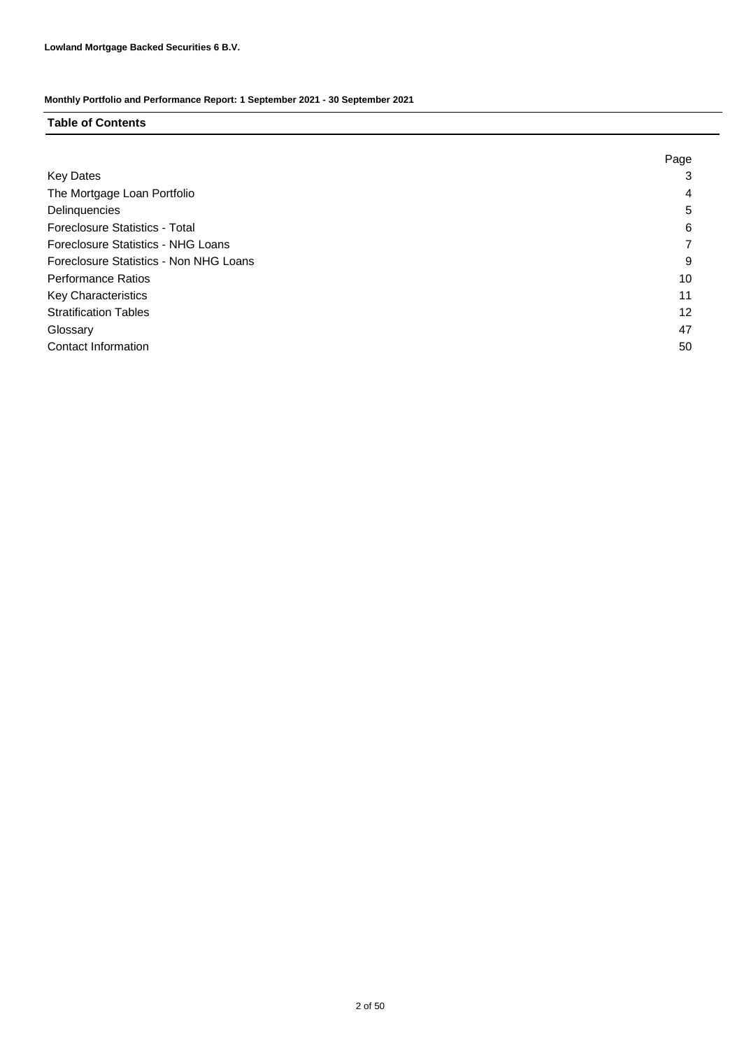**Lowland Mortgage Backed Securities 6 B.V.**

**Monthly Portfolio and Performance Report: 1 September 2021 - 30 September 2021**

## Table of Contents

| | Page |
|---|---|
| Key Dates | 3 |
| The Mortgage Loan Portfolio | 4 |
| Delinquencies | 5 |
| Foreclosure Statistics - Total | 6 |
| Foreclosure Statistics - NHG Loans | 7 |
| Foreclosure Statistics - Non NHG Loans | 9 |
| Performance Ratios | 10 |
| Key Characteristics | 11 |
| Stratification Tables | 12 |
| Glossary | 47 |
| Contact Information | 50 |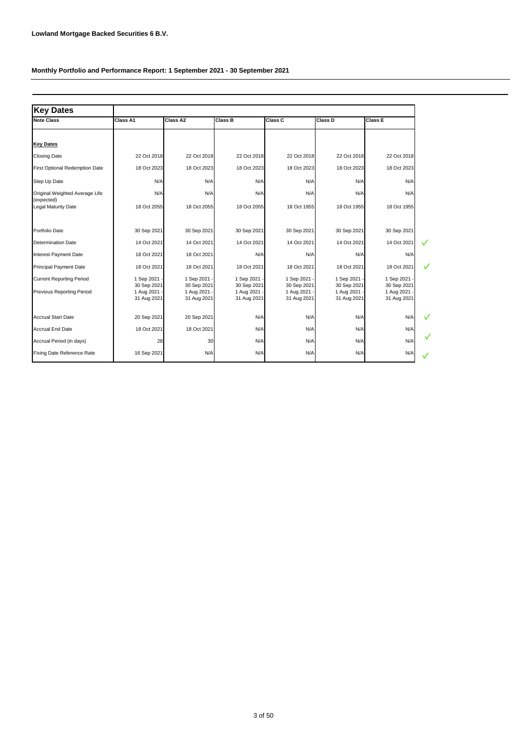**Lowland Mortgage Backed Securities 6 B.V.**

**Monthly Portfolio and Performance Report: 1 September 2021 - 30 September 2021**

| **Key Dates** | | | | | | |
|---|---|---|---|---|---|---|
| **Note Class** | **Class A1** | **Class A2** | **Class B** | **Class C** | **Class D** | **Class E** |
| | | | | | | |
| **Key Dates** | | | | | | |
| Closing Date | 22 Oct 2018 | 22 Oct 2018 | 22 Oct 2018 | 22 Oct 2018 | 22 Oct 2018 | 22 Oct 2018 |
| First Optional Redemption Date | 18 Oct 2023 | 18 Oct 2023 | 18 Oct 2023 | 18 Oct 2023 | 18 Oct 2023 | 18 Oct 2023 |
| Step Up Date | N/A | N/A | N/A | N/A | N/A | N/A |
| Original Weighted Average Life (expected) | N/A | N/A | N/A | N/A | N/A | N/A |
| Legal Maturity Date | 18 Oct 2055 | 18 Oct 2055 | 18 Oct 2055 | 18 Oct 1955 | 18 Oct 1955 | 18 Oct 1955 |
| | | | | | | |
| Portfolio Date | 30 Sep 2021 | 30 Sep 2021 | 30 Sep 2021 | 30 Sep 2021 | 30 Sep 2021 | 30 Sep 2021 |
| Determination Date | 14 Oct 2021 | 14 Oct 2021 | 14 Oct 2021 | 14 Oct 2021 | 14 Oct 2021 | 14 Oct 2021 |
| Interest Payment Date | 18 Oct 2021 | 18 Oct 2021 | N/A | N/A | N/A | N/A |
| Principal Payment Date | 18 Oct 2021 | 18 Oct 2021 | 18 Oct 2021 | 18 Oct 2021 | 18 Oct 2021 | 18 Oct 2021 |
| Current Reporting Period | 1 Sep 2021 - 30 Sep 2021 | 1 Sep 2021 - 30 Sep 2021 | 1 Sep 2021 - 30 Sep 2021 | 1 Sep 2021 - 30 Sep 2021 | 1 Sep 2021 - 30 Sep 2021 | 1 Sep 2021 - 30 Sep 2021 |
| Previous Reporting Period | 1 Aug 2021 - 31 Aug 2021 | 1 Aug 2021 - 31 Aug 2021 | 1 Aug 2021 - 31 Aug 2021 | 1 Aug 2021 - 31 Aug 2021 | 1 Aug 2021 - 31 Aug 2021 | 1 Aug 2021 - 31 Aug 2021 |
| | | | | | | |
| Accrual Start Date | 20 Sep 2021 | 20 Sep 2021 | N/A | N/A | N/A | N/A |
| Accrual End Date | 18 Oct 2021 | 18 Oct 2021 | N/A | N/A | N/A | N/A |
| Accrual Period (in days) | 28 | 30 | N/A | N/A | N/A | N/A |
| Fixing Date Reference Rate | 16 Sep 2021 | N/A | N/A | N/A | N/A | N/A |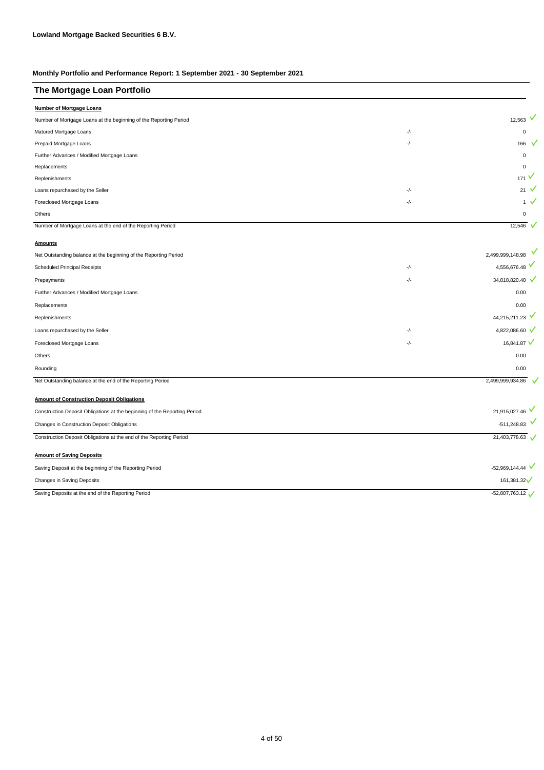**Lowland Mortgage Backed Securities 6 B.V.**

**Monthly Portfolio and Performance Report: 1 September 2021 - 30 September 2021**

## The Mortgage Loan Portfolio

**Number of Mortgage Loans**

| | | |
|---|---|---|
| Number of Mortgage Loans at the beginning of the Reporting Period | | 12,563 |
| Matured Mortgage Loans | -/- | 0 |
| Prepaid Mortgage Loans | -/- | 166 |
| Further Advances / Modified Mortgage Loans | | 0 |
| Replacements | | 0 |
| Replenishments | | 171 |
| Loans repurchased by the Seller | -/- | 21 |
| Foreclosed Mortgage Loans | -/- | 1 |
| Others | | 0 |
| Number of Mortgage Loans at the end of the Reporting Period | | 12,546 |

**Amounts**

| | | |
|---|---|---|
| Net Outstanding balance at the beginning of the Reporting Period | | 2,499,999,148.98 |
| Scheduled Principal Receipts | -/- | 4,556,676.48 |
| Prepayments | -/- | 34,818,820.40 |
| Further Advances / Modified Mortgage Loans | | 0.00 |
| Replacements | | 0.00 |
| Replenishments | | 44,215,211.23 |
| Loans repurchased by the Seller | -/- | 4,822,086.60 |
| Foreclosed Mortgage Loans | -/- | 16,841.87 |
| Others | | 0.00 |
| Rounding | | 0.00 |
| Net Outstanding balance at the end of the Reporting Period | | 2,499,999,934.86 |

**Amount of Construction Deposit Obligations**

| | |
|---|---|
| Construction Deposit Obligations at the beginning of the Reporting Period | 21,915,027.46 |
| Changes in Construction Deposit Obligations | -511,248.83 |
| Construction Deposit Obligations at the end of the Reporting Period | 21,403,778.63 |

**Amount of Saving Deposits**

| | |
|---|---|
| Saving Deposit at the beginning of the Reporting Period | -52,969,144.44 |
| Changes in Saving Deposits | 161,381.32 |
| Saving Deposits at the end of the Reporting Period | -52,807,763.12 |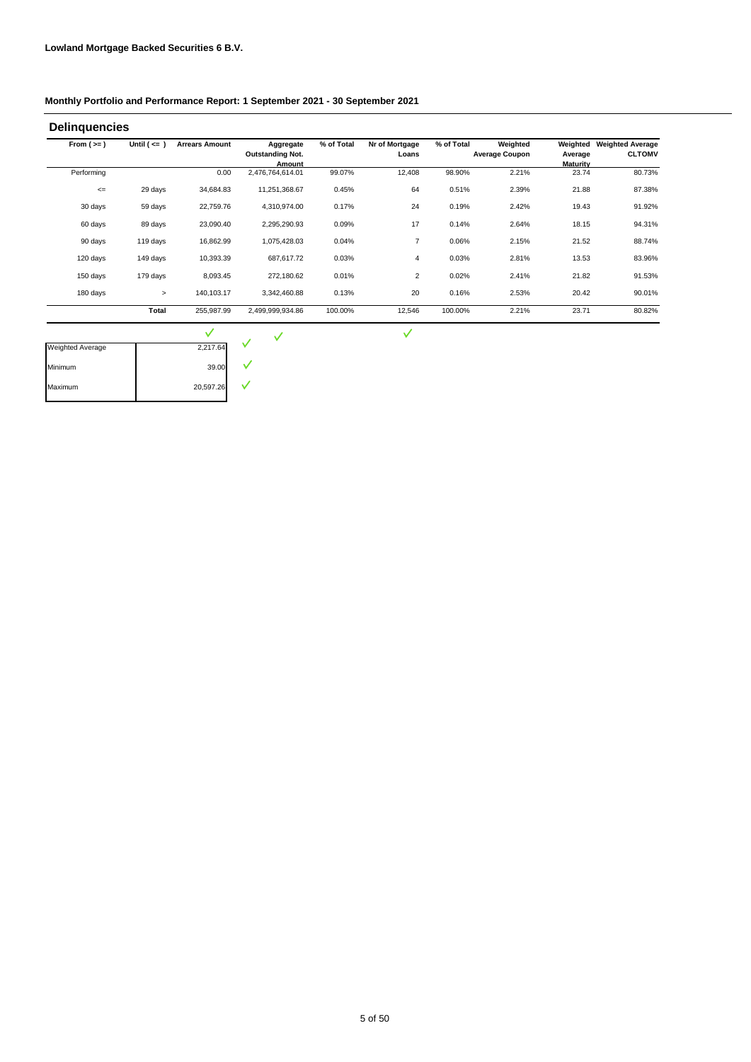**Lowland Mortgage Backed Securities 6 B.V.**

**Monthly Portfolio and Performance Report: 1 September 2021 - 30 September 2021**

## Delinquencies

| From ( >= ) | Until ( <= ) | Arrears Amount | Aggregate Outstanding Not. Amount | % of Total | Nr of Mortgage Loans | % of Total | Weighted Average Coupon | Weighted Average Maturity | Weighted Average CLTOMV |
|---|---|---|---|---|---|---|---|---|---|
| Performing | | 0.00 | 2,476,764,614.01 | 99.07% | 12,408 | 98.90% | 2.21% | 23.74 | 80.73% |
| <= | 29 days | 34,684.83 | 11,251,368.67 | 0.45% | 64 | 0.51% | 2.39% | 21.88 | 87.38% |
| 30 days | 59 days | 22,759.76 | 4,310,974.00 | 0.17% | 24 | 0.19% | 2.42% | 19.43 | 91.92% |
| 60 days | 89 days | 23,090.40 | 2,295,290.93 | 0.09% | 17 | 0.14% | 2.64% | 18.15 | 94.31% |
| 90 days | 119 days | 16,862.99 | 1,075,428.03 | 0.04% | 7 | 0.06% | 2.15% | 21.52 | 88.74% |
| 120 days | 149 days | 10,393.39 | 687,617.72 | 0.03% | 4 | 0.03% | 2.81% | 13.53 | 83.96% |
| 150 days | 179 days | 8,093.45 | 272,180.62 | 0.01% | 2 | 0.02% | 2.41% | 21.82 | 91.53% |
| 180 days | > | 140,103.17 | 3,342,460.88 | 0.13% | 20 | 0.16% | 2.53% | 20.42 | 90.01% |
| | **Total** | 255,987.99 | 2,499,999,934.86 | 100.00% | 12,546 | 100.00% | 2.21% | 23.71 | 80.82% |

| | |
|---|---|
| Weighted Average | 2,217.64 |
| Minimum | 39.00 |
| Maximum | 20,597.26 |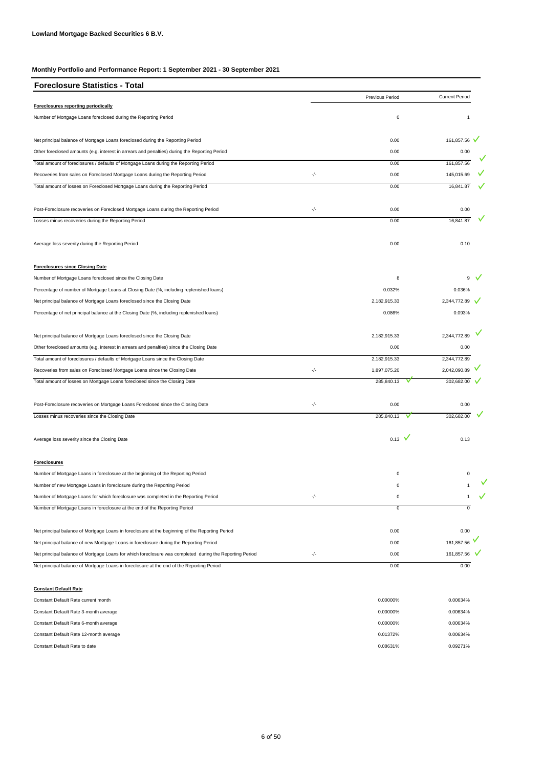**Lowland Mortgage Backed Securities 6 B.V.**

**Monthly Portfolio and Performance Report: 1 September 2021 - 30 September 2021**

## Foreclosure Statistics - Total

| | | Previous Period | Current Period |
|---|---|---|---|
| **Foreclosures reporting periodically** | | | |
| Number of Mortgage Loans foreclosed during the Reporting Period | | 0 | 1 |
| Net principal balance of Mortgage Loans foreclosed during the Reporting Period | | 0.00 | 161,857.56 |
| Other foreclosed amounts (e.g. interest in arrears and penalties) during the Reporting Period | | 0.00 | 0.00 |
| Total amount of foreclosures / defaults of Mortgage Loans during the Reporting Period | | 0.00 | 161,857.56 |
| Recoveries from sales on Foreclosed Mortgage Loans during the Reporting Period | -/- | 0.00 | 145,015.69 |
| Total amount of losses on Foreclosed Mortgage Loans during the Reporting Period | | 0.00 | 16,841.87 |
| Post-Foreclosure recoveries on Foreclosed Mortgage Loans during the Reporting Period | -/- | 0.00 | 0.00 |
| Losses minus recoveries during the Reporting Period | | 0.00 | 16,841.87 |
| Average loss severity during the Reporting Period | | 0.00 | 0.10 |
| **Foreclosures since Closing Date** | | | |
| Number of Mortgage Loans foreclosed since the Closing Date | | 8 | 9 |
| Percentage of number of Mortgage Loans at Closing Date (%, including replenished loans) | | 0.032% | 0.036% |
| Net principal balance of Mortgage Loans foreclosed since the Closing Date | | 2,182,915.33 | 2,344,772.89 |
| Percentage of net principal balance at the Closing Date (%, including replenished loans) | | 0.086% | 0.093% |
| Net principal balance of Mortgage Loans foreclosed since the Closing Date | | 2,182,915.33 | 2,344,772.89 |
| Other foreclosed amounts (e.g. interest in arrears and penalties) since the Closing Date | | 0.00 | 0.00 |
| Total amount of foreclosures / defaults of Mortgage Loans since the Closing Date | | 2,182,915.33 | 2,344,772.89 |
| Recoveries from sales on Foreclosed Mortgage Loans since the Closing Date | -/- | 1,897,075.20 | 2,042,090.89 |
| Total amount of losses on Mortgage Loans foreclosed since the Closing Date | | 285,840.13 | 302,682.00 |
| Post-Foreclosure recoveries on Mortgage Loans Foreclosed since the Closing Date | -/- | 0.00 | 0.00 |
| Losses minus recoveries since the Closing Date | | 285,840.13 | 302,682.00 |
| Average loss severity since the Closing Date | | 0.13 | 0.13 |
| **Foreclosures** | | | |
| Number of Mortgage Loans in foreclosure at the beginning of the Reporting Period | | 0 | 0 |
| Number of new Mortgage Loans in foreclosure during the Reporting Period | | 0 | 1 |
| Number of Mortgage Loans for which foreclosure was completed in the Reporting Period | -/- | 0 | 1 |
| Number of Mortgage Loans in foreclosure at the end of the Reporting Period | | 0 | 0 |
| Net principal balance of Mortgage Loans in foreclosure at the beginning of the Reporting Period | | 0.00 | 0.00 |
| Net principal balance of new Mortgage Loans in foreclosure during the Reporting Period | | 0.00 | 161,857.56 |
| Net principal balance of Mortgage Loans for which foreclosure was completed during the Reporting Period | -/- | 0.00 | 161,857.56 |
| Net principal balance of Mortgage Loans in foreclosure at the end of the Reporting Period | | 0.00 | 0.00 |
| **Constant Default Rate** | | | |
| Constant Default Rate current month | | 0.00000% | 0.00634% |
| Constant Default Rate 3-month average | | 0.00000% | 0.00634% |
| Constant Default Rate 6-month average | | 0.00000% | 0.00634% |
| Constant Default Rate 12-month average | | 0.01372% | 0.00634% |
| Constant Default Rate to date | | 0.08631% | 0.09271% |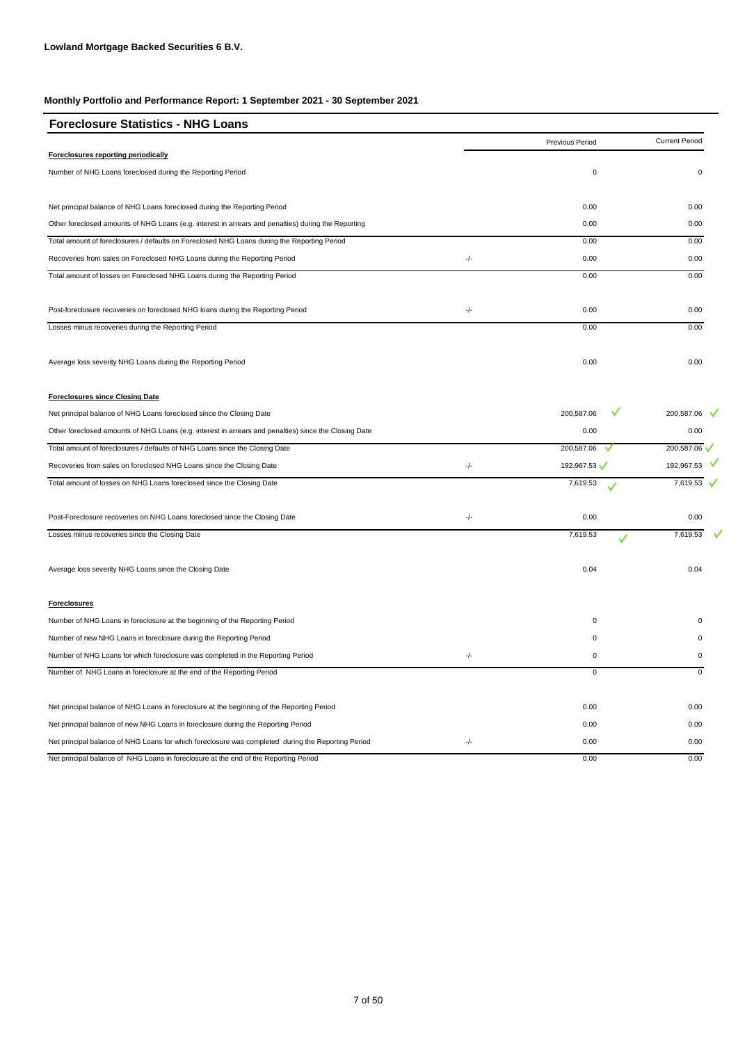**Lowland Mortgage Backed Securities 6 B.V.**

**Monthly Portfolio and Performance Report: 1 September 2021 - 30 September 2021**

## Foreclosure Statistics - NHG Loans

| | | Previous Period | Current Period |
|---|---|---|---|
| **Foreclosures reporting periodically** | | | |
| Number of NHG Loans foreclosed during the Reporting Period | | 0 | 0 |
| Net principal balance of NHG Loans foreclosed during the Reporting Period | | 0.00 | 0.00 |
| Other foreclosed amounts of NHG Loans (e.g. interest in arrears and penalties) during the Reporting | | 0.00 | 0.00 |
| Total amount of foreclosures / defaults on Foreclosed NHG Loans during the Reporting Period | | 0.00 | 0.00 |
| Recoveries from sales on Foreclosed NHG Loans during the Reporting Period | -/- | 0.00 | 0.00 |
| Total amount of losses on Foreclosed NHG Loans during the Reporting Period | | 0.00 | 0.00 |
| Post-foreclosure recoveries on foreclosed NHG loans during the Reporting Period | -/- | 0.00 | 0.00 |
| Losses minus recoveries during the Reporting Period | | 0.00 | 0.00 |
| Average loss severity NHG Loans during the Reporting Period | | 0.00 | 0.00 |
| **Foreclosures since Closing Date** | | | |
| Net principal balance of NHG Loans foreclosed since the Closing Date | | 200,587.06 | 200,587.06 |
| Other foreclosed amounts of NHG Loans (e.g. interest in arrears and penalties) since the Closing Date | | 0.00 | 0.00 |
| Total amount of foreclosures / defaults of NHG Loans since the Closing Date | | 200,587.06 | 200,587.06 |
| Recoveries from sales on foreclosed NHG Loans since the Closing Date | -/- | 192,967.53 | 192,967.53 |
| Total amount of losses on NHG Loans foreclosed since the Closing Date | | 7,619.53 | 7,619.53 |
| Post-Foreclosure recoveries on NHG Loans foreclosed since the Closing Date | -/- | 0.00 | 0.00 |
| Losses minus recoveries since the Closing Date | | 7,619.53 | 7,619.53 |
| Average loss severity NHG Loans since the Closing Date | | 0.04 | 0.04 |
| **Foreclosures** | | | |
| Number of NHG Loans in foreclosure at the beginning of the Reporting Period | | 0 | 0 |
| Number of new NHG Loans in foreclosure during the Reporting Period | | 0 | 0 |
| Number of NHG Loans for which foreclosure was completed in the Reporting Period | -/- | 0 | 0 |
| Number of NHG Loans in foreclosure at the end of the Reporting Period | | 0 | 0 |
| Net principal balance of NHG Loans in foreclosure at the beginning of the Reporting Period | | 0.00 | 0.00 |
| Net principal balance of new NHG Loans in foreclosure during the Reporting Period | | 0.00 | 0.00 |
| Net principal balance of NHG Loans for which foreclosure was completed during the Reporting Period | -/- | 0.00 | 0.00 |
| Net principal balance of NHG Loans in foreclosure at the end of the Reporting Period | | 0.00 | 0.00 |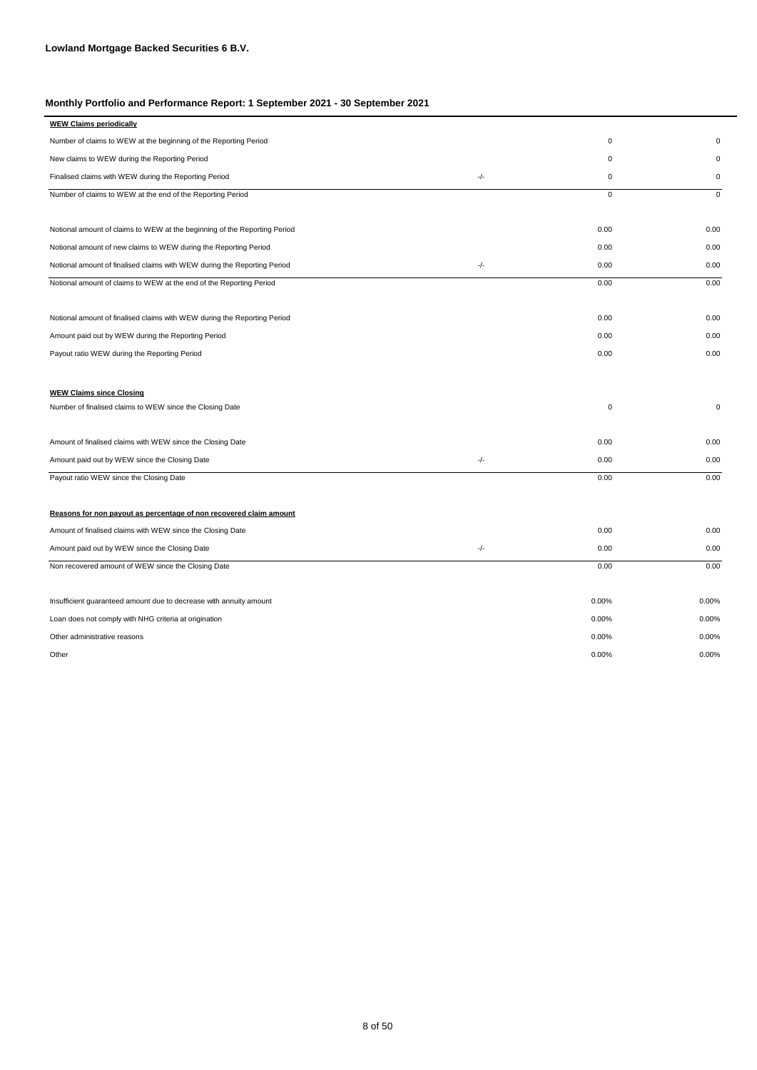**Lowland Mortgage Backed Securities 6 B.V.**

**Monthly Portfolio and Performance Report: 1 September 2021 - 30 September 2021**

| **WEW Claims periodically** | | | |
|---|---|---|---|
| Number of claims to WEW at the beginning of the Reporting Period | | 0 | 0 |
| New claims to WEW during the Reporting Period | | 0 | 0 |
| Finalised claims with WEW during the Reporting Period | -/- | 0 | 0 |
| Number of claims to WEW at the end of the Reporting Period | | 0 | 0 |
| | | | |
| Notional amount of claims to WEW at the beginning of the Reporting Period | | 0.00 | 0.00 |
| Notional amount of new claims to WEW during the Reporting Period | | 0.00 | 0.00 |
| Notional amount of finalised claims with WEW during the Reporting Period | -/- | 0.00 | 0.00 |
| Notional amount of claims to WEW at the end of the Reporting Period | | 0.00 | 0.00 |
| | | | |
| Notional amount of finalised claims with WEW during the Reporting Period | | 0.00 | 0.00 |
| Amount paid out by WEW during the Reporting Period | | 0.00 | 0.00 |
| Payout ratio WEW during the Reporting Period | | 0.00 | 0.00 |

| **WEW Claims since Closing** | | | |
|---|---|---|---|
| Number of finalised claims to WEW since the Closing Date | | 0 | 0 |
| | | | |
| Amount of finalised claims with WEW since the Closing Date | | 0.00 | 0.00 |
| Amount paid out by WEW since the Closing Date | -/- | 0.00 | 0.00 |
| Payout ratio WEW since the Closing Date | | 0.00 | 0.00 |

| **Reasons for non payout as percentage of non recovered claim amount** | | | |
|---|---|---|---|
| Amount of finalised claims with WEW since the Closing Date | | 0.00 | 0.00 |
| Amount paid out by WEW since the Closing Date | -/- | 0.00 | 0.00 |
| Non recovered amount of WEW since the Closing Date | | 0.00 | 0.00 |
| | | | |
| Insufficient guaranteed amount due to decrease with annuity amount | | 0.00% | 0.00% |
| Loan does not comply with NHG criteria at origination | | 0.00% | 0.00% |
| Other administrative reasons | | 0.00% | 0.00% |
| Other | | 0.00% | 0.00% |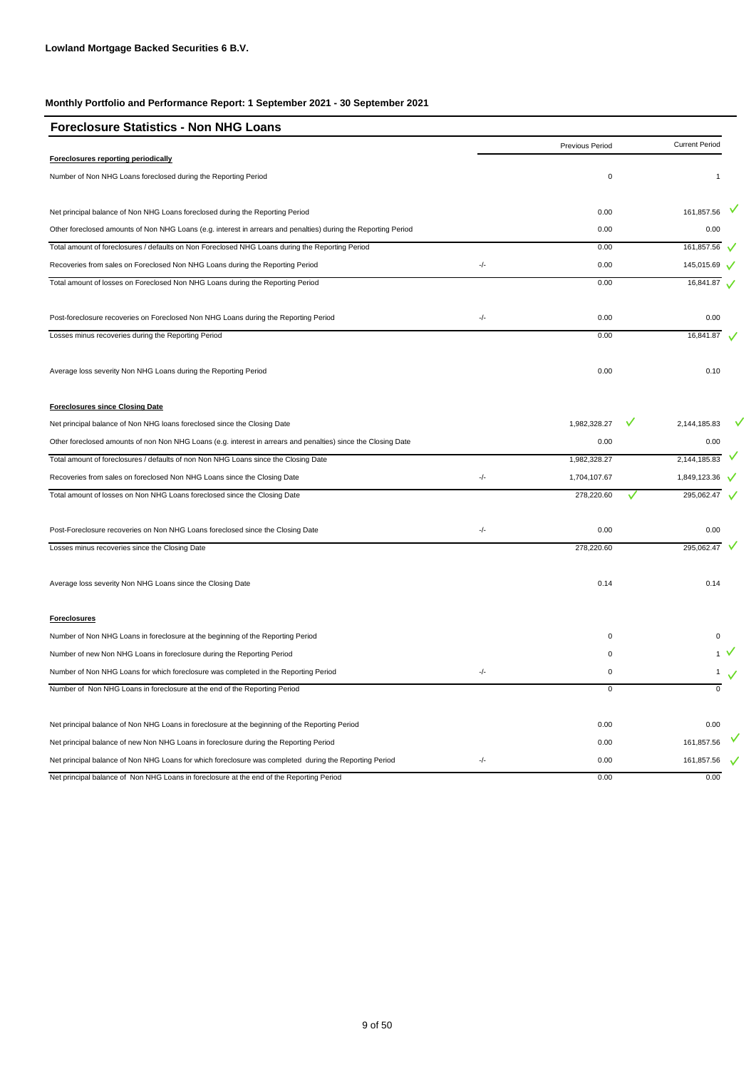**Lowland Mortgage Backed Securities 6 B.V.**

**Monthly Portfolio and Performance Report: 1 September 2021 - 30 September 2021**

## Foreclosure Statistics - Non NHG Loans

| | | Previous Period | Current Period |
|---|---|---|---|
| **Foreclosures reporting periodically** | | | |
| Number of Non NHG Loans foreclosed during the Reporting Period | | 0 | 1 |
| Net principal balance of Non NHG Loans foreclosed during the Reporting Period | | 0.00 | 161,857.56 |
| Other foreclosed amounts of Non NHG Loans (e.g. interest in arrears and penalties) during the Reporting Period | | 0.00 | 0.00 |
| Total amount of foreclosures / defaults on Non Foreclosed NHG Loans during the Reporting Period | | 0.00 | 161,857.56 |
| Recoveries from sales on Foreclosed Non NHG Loans during the Reporting Period | -/- | 0.00 | 145,015.69 |
| Total amount of losses on Foreclosed Non NHG Loans during the Reporting Period | | 0.00 | 16,841.87 |
| Post-foreclosure recoveries on Foreclosed Non NHG Loans during the Reporting Period | -/- | 0.00 | 0.00 |
| Losses minus recoveries during the Reporting Period | | 0.00 | 16,841.87 |
| Average loss severity Non NHG Loans during the Reporting Period | | 0.00 | 0.10 |
| **Foreclosures since Closing Date** | | | |
| Net principal balance of Non NHG loans foreclosed since the Closing Date | | 1,982,328.27 | 2,144,185.83 |
| Other foreclosed amounts of non Non NHG Loans (e.g. interest in arrears and penalties) since the Closing Date | | 0.00 | 0.00 |
| Total amount of foreclosures / defaults of non Non NHG Loans since the Closing Date | | 1,982,328.27 | 2,144,185.83 |
| Recoveries from sales on foreclosed Non NHG Loans since the Closing Date | -/- | 1,704,107.67 | 1,849,123.36 |
| Total amount of losses on Non NHG Loans foreclosed since the Closing Date | | 278,220.60 | 295,062.47 |
| Post-Foreclosure recoveries on Non NHG Loans foreclosed since the Closing Date | -/- | 0.00 | 0.00 |
| Losses minus recoveries since the Closing Date | | 278,220.60 | 295,062.47 |
| Average loss severity Non NHG Loans since the Closing Date | | 0.14 | 0.14 |
| **Foreclosures** | | | |
| Number of Non NHG Loans in foreclosure at the beginning of the Reporting Period | | 0 | 0 |
| Number of new Non NHG Loans in foreclosure during the Reporting Period | | 0 | 1 |
| Number of Non NHG Loans for which foreclosure was completed in the Reporting Period | -/- | 0 | 1 |
| Number of Non NHG Loans in foreclosure at the end of the Reporting Period | | 0 | 0 |
| Net principal balance of Non NHG Loans in foreclosure at the beginning of the Reporting Period | | 0.00 | 0.00 |
| Net principal balance of new Non NHG Loans in foreclosure during the Reporting Period | | 0.00 | 161,857.56 |
| Net principal balance of Non NHG Loans for which foreclosure was completed during the Reporting Period | -/- | 0.00 | 161,857.56 |
| Net principal balance of Non NHG Loans in foreclosure at the end of the Reporting Period | | 0.00 | 0.00 |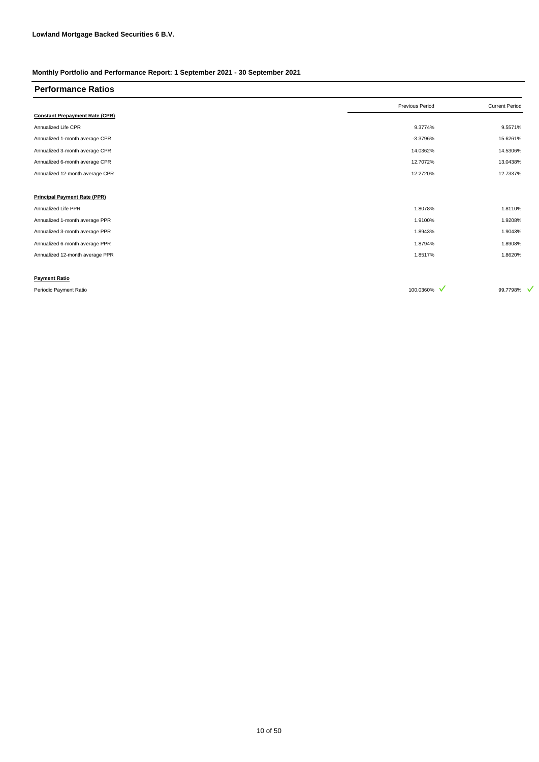**Lowland Mortgage Backed Securities 6 B.V.**

**Monthly Portfolio and Performance Report: 1 September 2021 - 30 September 2021**

## Performance Ratios

| | Previous Period | Current Period |
|---|---|---|
| **Constant Prepayment Rate (CPR)** | | |
| Annualized Life CPR | 9.3774% | 9.5571% |
| Annualized 1-month average CPR | -3.3796% | 15.6261% |
| Annualized 3-month average CPR | 14.0362% | 14.5306% |
| Annualized 6-month average CPR | 12.7072% | 13.0438% |
| Annualized 12-month average CPR | 12.2720% | 12.7337% |
| | | |
| **Principal Payment Rate (PPR)** | | |
| Annualized Life PPR | 1.8078% | 1.8110% |
| Annualized 1-month average PPR | 1.9100% | 1.9208% |
| Annualized 3-month average PPR | 1.8943% | 1.9043% |
| Annualized 6-month average PPR | 1.8794% | 1.8908% |
| Annualized 12-month average PPR | 1.8517% | 1.8620% |
| | | |
| **Payment Ratio** | | |
| Periodic Payment Ratio | 100.0360% ✓ | 99.7798% ✓ |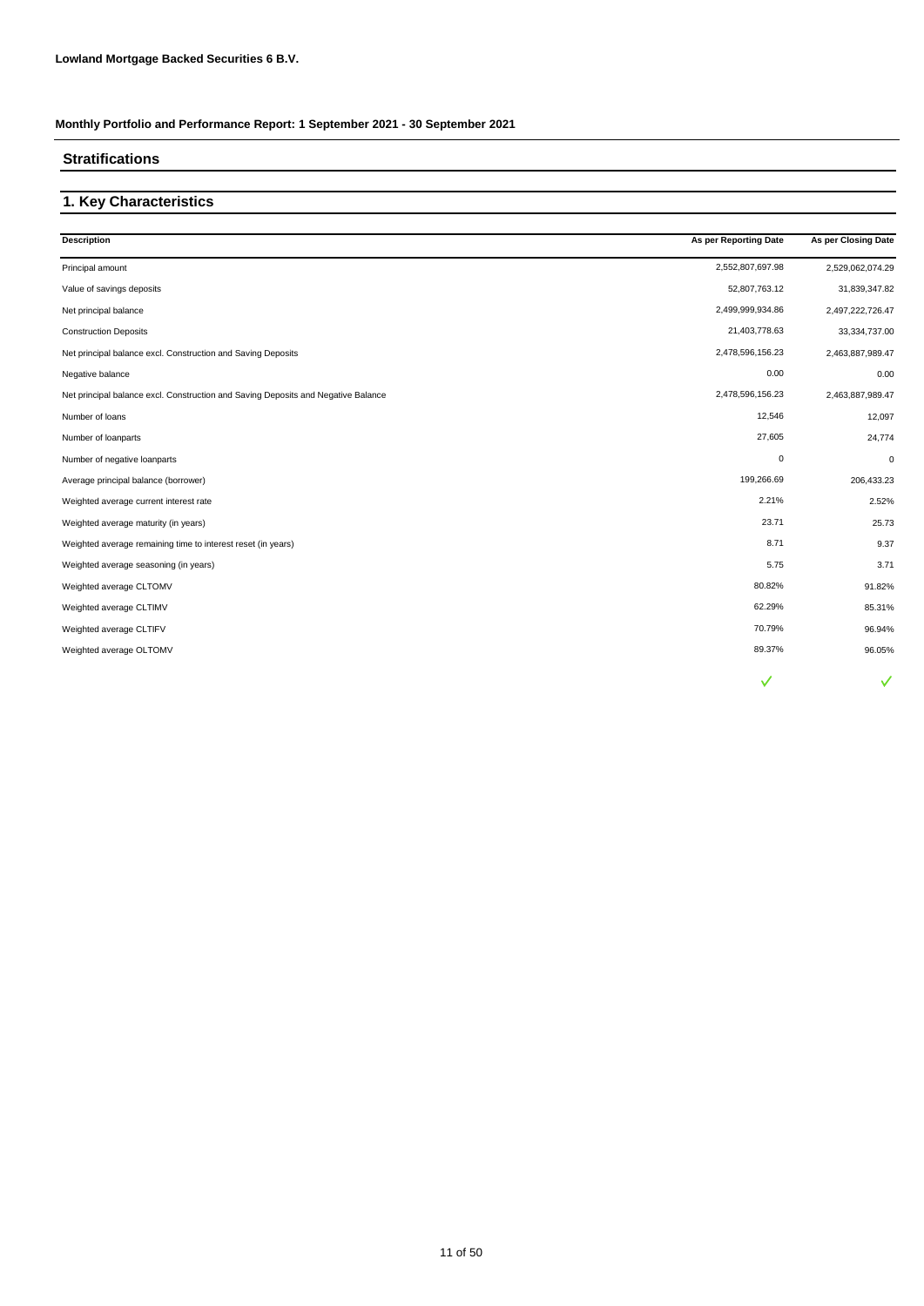**Lowland Mortgage Backed Securities 6 B.V.**

**Monthly Portfolio and Performance Report: 1 September 2021 - 30 September 2021**

## Stratifications

## 1. Key Characteristics

| Description | As per Reporting Date | As per Closing Date |
|---|---|---|
| Principal amount | 2,552,807,697.98 | 2,529,062,074.29 |
| Value of savings deposits | 52,807,763.12 | 31,839,347.82 |
| Net principal balance | 2,499,999,934.86 | 2,497,222,726.47 |
| Construction Deposits | 21,403,778.63 | 33,334,737.00 |
| Net principal balance excl. Construction and Saving Deposits | 2,478,596,156.23 | 2,463,887,989.47 |
| Negative balance | 0.00 | 0.00 |
| Net principal balance excl. Construction and Saving Deposits and Negative Balance | 2,478,596,156.23 | 2,463,887,989.47 |
| Number of loans | 12,546 | 12,097 |
| Number of loanparts | 27,605 | 24,774 |
| Number of negative loanparts | 0 | 0 |
| Average principal balance (borrower) | 199,266.69 | 206,433.23 |
| Weighted average current interest rate | 2.21% | 2.52% |
| Weighted average maturity (in years) | 23.71 | 25.73 |
| Weighted average remaining time to interest reset (in years) | 8.71 | 9.37 |
| Weighted average seasoning (in years) | 5.75 | 3.71 |
| Weighted average CLTOMV | 80.82% | 91.82% |
| Weighted average CLTIMV | 62.29% | 85.31% |
| Weighted average CLTIFV | 70.79% | 96.94% |
| Weighted average OLTOMV | 89.37% | 96.05% |
| | ✓ | ✓ |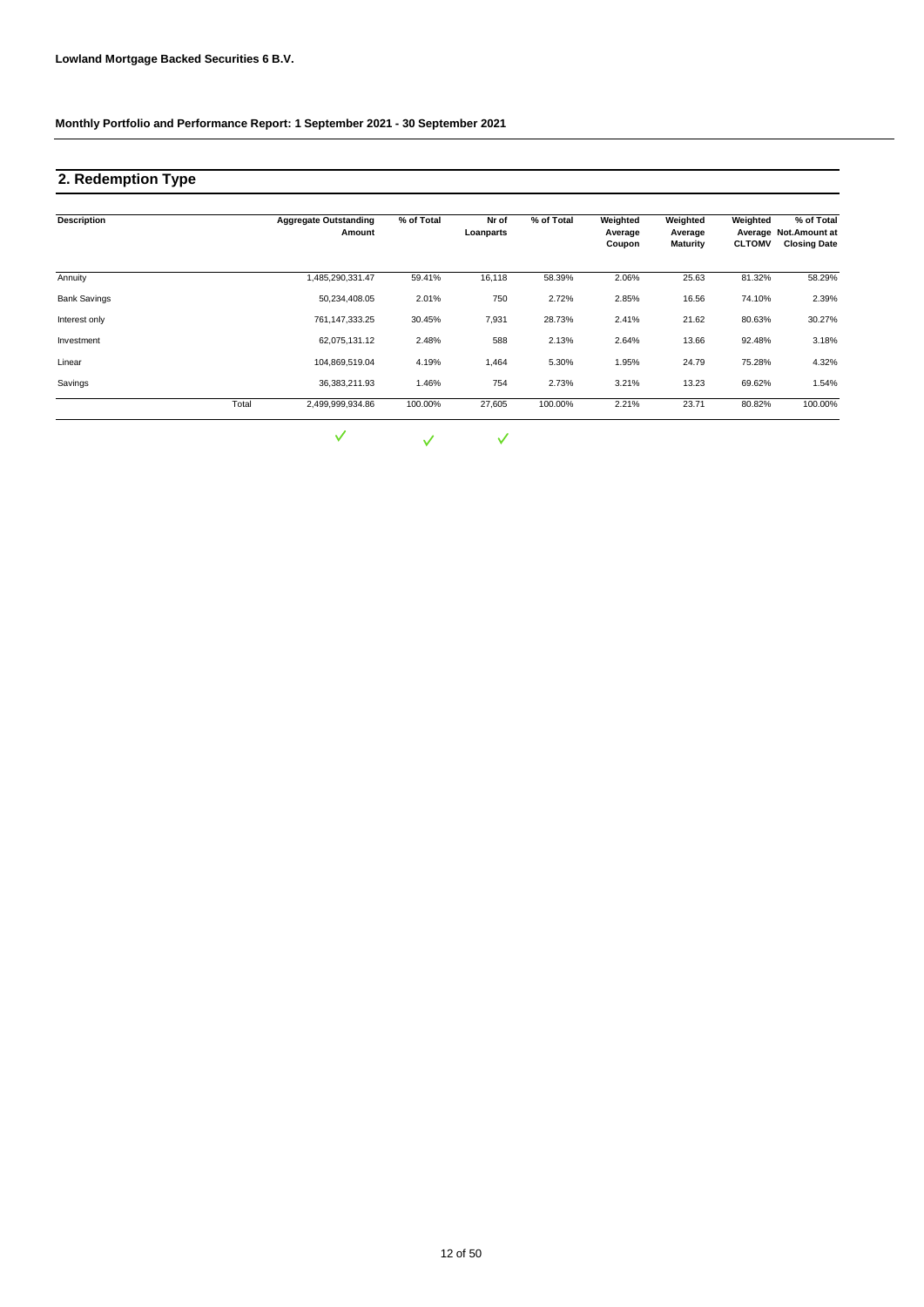**Lowland Mortgage Backed Securities 6 B.V.**

**Monthly Portfolio and Performance Report: 1 September 2021 - 30 September 2021**

## 2. Redemption Type

| Description | Aggregate Outstanding Amount | % of Total | Nr of Loanparts | % of Total | Weighted Average Coupon | Weighted Average Maturity | Weighted Average CLTOMV | % of Total Not.Amount at Closing Date |
|---|---|---|---|---|---|---|---|---|
| Annuity | 1,485,290,331.47 | 59.41% | 16,118 | 58.39% | 2.06% | 25.63 | 81.32% | 58.29% |
| Bank Savings | 50,234,408.05 | 2.01% | 750 | 2.72% | 2.85% | 16.56 | 74.10% | 2.39% |
| Interest only | 761,147,333.25 | 30.45% | 7,931 | 28.73% | 2.41% | 21.62 | 80.63% | 30.27% |
| Investment | 62,075,131.12 | 2.48% | 588 | 2.13% | 2.64% | 13.66 | 92.48% | 3.18% |
| Linear | 104,869,519.04 | 4.19% | 1,464 | 5.30% | 1.95% | 24.79 | 75.28% | 4.32% |
| Savings | 36,383,211.93 | 1.46% | 754 | 2.73% | 3.21% | 13.23 | 69.62% | 1.54% |
| Total | 2,499,999,934.86 | 100.00% | 27,605 | 100.00% | 2.21% | 23.71 | 80.82% | 100.00% |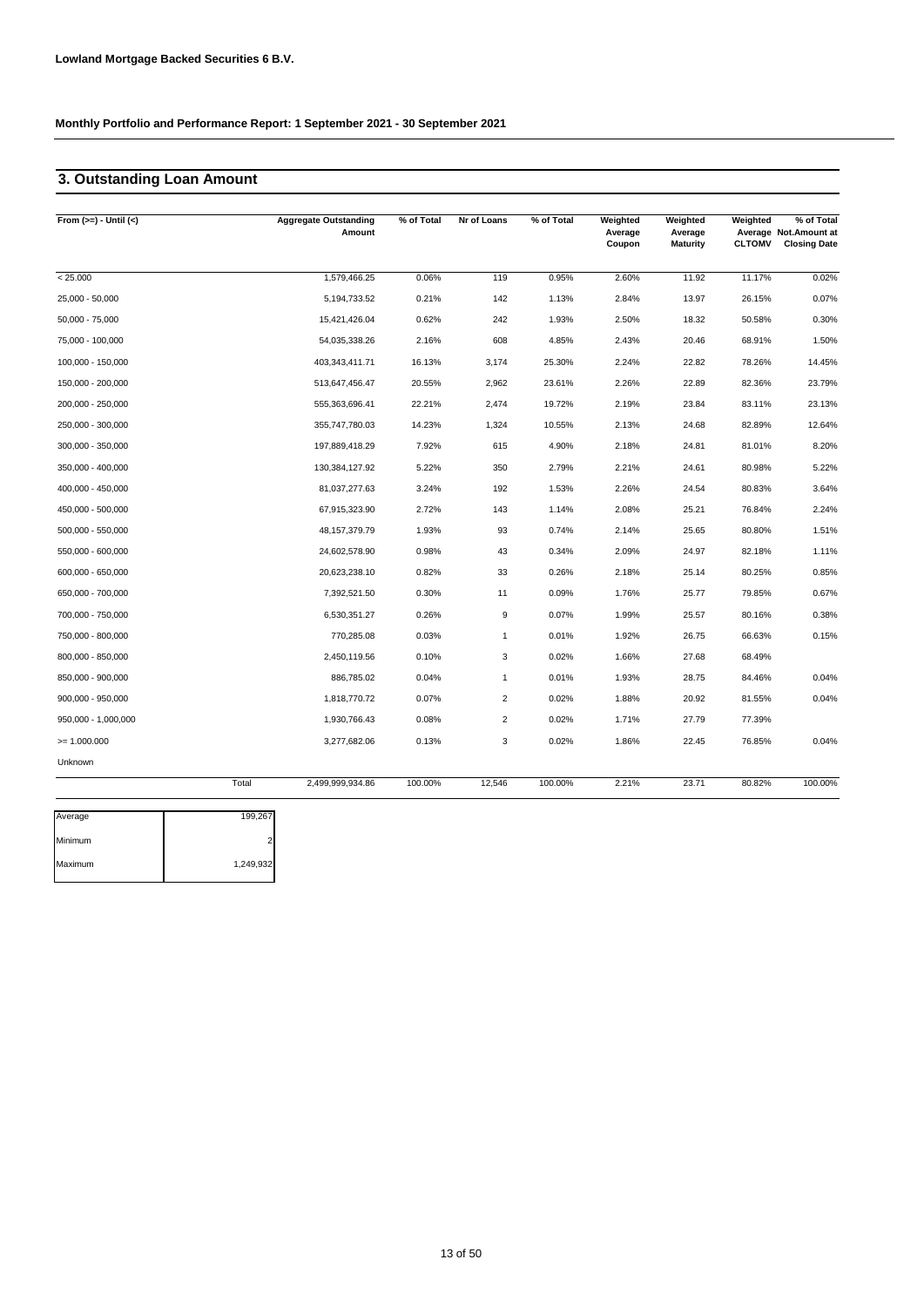**Lowland Mortgage Backed Securities 6 B.V.**

**Monthly Portfolio and Performance Report: 1 September 2021 - 30 September 2021**

## 3. Outstanding Loan Amount

| From (>=) - Until (<) | | Aggregate Outstanding Amount | % of Total | Nr of Loans | % of Total | Weighted Average Coupon | Weighted Average Maturity | Weighted Average CLTOMV | % of Total Not.Amount at Closing Date |
|---|---|---|---|---|---|---|---|---|---|
| < 25.000 | | 1,579,466.25 | 0.06% | 119 | 0.95% | 2.60% | 11.92 | 11.17% | 0.02% |
| 25,000 - 50,000 | | 5,194,733.52 | 0.21% | 142 | 1.13% | 2.84% | 13.97 | 26.15% | 0.07% |
| 50,000 - 75,000 | | 15,421,426.04 | 0.62% | 242 | 1.93% | 2.50% | 18.32 | 50.58% | 0.30% |
| 75,000 - 100,000 | | 54,035,338.26 | 2.16% | 608 | 4.85% | 2.43% | 20.46 | 68.91% | 1.50% |
| 100,000 - 150,000 | | 403,343,411.71 | 16.13% | 3,174 | 25.30% | 2.24% | 22.82 | 78.26% | 14.45% |
| 150,000 - 200,000 | | 513,647,456.47 | 20.55% | 2,962 | 23.61% | 2.26% | 22.89 | 82.36% | 23.79% |
| 200,000 - 250,000 | | 555,363,696.41 | 22.21% | 2,474 | 19.72% | 2.19% | 23.84 | 83.11% | 23.13% |
| 250,000 - 300,000 | | 355,747,780.03 | 14.23% | 1,324 | 10.55% | 2.13% | 24.68 | 82.89% | 12.64% |
| 300,000 - 350,000 | | 197,889,418.29 | 7.92% | 615 | 4.90% | 2.18% | 24.81 | 81.01% | 8.20% |
| 350,000 - 400,000 | | 130,384,127.92 | 5.22% | 350 | 2.79% | 2.21% | 24.61 | 80.98% | 5.22% |
| 400,000 - 450,000 | | 81,037,277.63 | 3.24% | 192 | 1.53% | 2.26% | 24.54 | 80.83% | 3.64% |
| 450,000 - 500,000 | | 67,915,323.90 | 2.72% | 143 | 1.14% | 2.08% | 25.21 | 76.84% | 2.24% |
| 500,000 - 550,000 | | 48,157,379.79 | 1.93% | 93 | 0.74% | 2.14% | 25.65 | 80.80% | 1.51% |
| 550,000 - 600,000 | | 24,602,578.90 | 0.98% | 43 | 0.34% | 2.09% | 24.97 | 82.18% | 1.11% |
| 600,000 - 650,000 | | 20,623,238.10 | 0.82% | 33 | 0.26% | 2.18% | 25.14 | 80.25% | 0.85% |
| 650,000 - 700,000 | | 7,392,521.50 | 0.30% | 11 | 0.09% | 1.76% | 25.77 | 79.85% | 0.67% |
| 700,000 - 750,000 | | 6,530,351.27 | 0.26% | 9 | 0.07% | 1.99% | 25.57 | 80.16% | 0.38% |
| 750,000 - 800,000 | | 770,285.08 | 0.03% | 1 | 0.01% | 1.92% | 26.75 | 66.63% | 0.15% |
| 800,000 - 850,000 | | 2,450,119.56 | 0.10% | 3 | 0.02% | 1.66% | 27.68 | 68.49% | |
| 850,000 - 900,000 | | 886,785.02 | 0.04% | 1 | 0.01% | 1.93% | 28.75 | 84.46% | 0.04% |
| 900,000 - 950,000 | | 1,818,770.72 | 0.07% | 2 | 0.02% | 1.88% | 20.92 | 81.55% | 0.04% |
| 950,000 - 1,000,000 | | 1,930,766.43 | 0.08% | 2 | 0.02% | 1.71% | 27.79 | 77.39% | |
| >= 1.000.000 | | 3,277,682.06 | 0.13% | 3 | 0.02% | 1.86% | 22.45 | 76.85% | 0.04% |
| Unknown | | | | | | | | | |
| | Total | 2,499,999,934.86 | 100.00% | 12,546 | 100.00% | 2.21% | 23.71 | 80.82% | 100.00% |

| | |
|---|---|
| Average | 199,267 |
| Minimum | 2 |
| Maximum | 1,249,932 |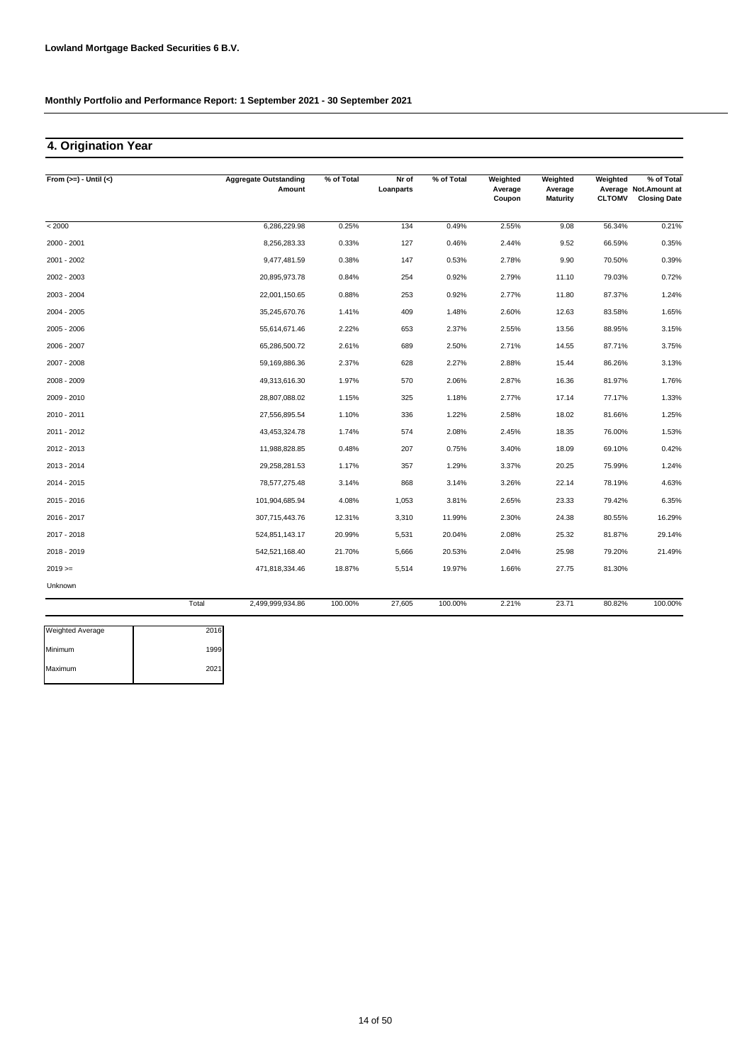**Lowland Mortgage Backed Securities 6 B.V.**

**Monthly Portfolio and Performance Report: 1 September 2021 - 30 September 2021**

## 4. Origination Year

| From (>=) - Until (<) | Aggregate Outstanding Amount | % of Total | Nr of Loanparts | % of Total | Weighted Average Coupon | Weighted Average Maturity | Weighted Average CLTOMV | % of Total Not.Amount at Closing Date |
|---|---|---|---|---|---|---|---|---|
| < 2000 | 6,286,229.98 | 0.25% | 134 | 0.49% | 2.55% | 9.08 | 56.34% | 0.21% |
| 2000 - 2001 | 8,256,283.33 | 0.33% | 127 | 0.46% | 2.44% | 9.52 | 66.59% | 0.35% |
| 2001 - 2002 | 9,477,481.59 | 0.38% | 147 | 0.53% | 2.78% | 9.90 | 70.50% | 0.39% |
| 2002 - 2003 | 20,895,973.78 | 0.84% | 254 | 0.92% | 2.79% | 11.10 | 79.03% | 0.72% |
| 2003 - 2004 | 22,001,150.65 | 0.88% | 253 | 0.92% | 2.77% | 11.80 | 87.37% | 1.24% |
| 2004 - 2005 | 35,245,670.76 | 1.41% | 409 | 1.48% | 2.60% | 12.63 | 83.58% | 1.65% |
| 2005 - 2006 | 55,614,671.46 | 2.22% | 653 | 2.37% | 2.55% | 13.56 | 88.95% | 3.15% |
| 2006 - 2007 | 65,286,500.72 | 2.61% | 689 | 2.50% | 2.71% | 14.55 | 87.71% | 3.75% |
| 2007 - 2008 | 59,169,886.36 | 2.37% | 628 | 2.27% | 2.88% | 15.44 | 86.26% | 3.13% |
| 2008 - 2009 | 49,313,616.30 | 1.97% | 570 | 2.06% | 2.87% | 16.36 | 81.97% | 1.76% |
| 2009 - 2010 | 28,807,088.02 | 1.15% | 325 | 1.18% | 2.77% | 17.14 | 77.17% | 1.33% |
| 2010 - 2011 | 27,556,895.54 | 1.10% | 336 | 1.22% | 2.58% | 18.02 | 81.66% | 1.25% |
| 2011 - 2012 | 43,453,324.78 | 1.74% | 574 | 2.08% | 2.45% | 18.35 | 76.00% | 1.53% |
| 2012 - 2013 | 11,988,828.85 | 0.48% | 207 | 0.75% | 3.40% | 18.09 | 69.10% | 0.42% |
| 2013 - 2014 | 29,258,281.53 | 1.17% | 357 | 1.29% | 3.37% | 20.25 | 75.99% | 1.24% |
| 2014 - 2015 | 78,577,275.48 | 3.14% | 868 | 3.14% | 3.26% | 22.14 | 78.19% | 4.63% |
| 2015 - 2016 | 101,904,685.94 | 4.08% | 1,053 | 3.81% | 2.65% | 23.33 | 79.42% | 6.35% |
| 2016 - 2017 | 307,715,443.76 | 12.31% | 3,310 | 11.99% | 2.30% | 24.38 | 80.55% | 16.29% |
| 2017 - 2018 | 524,851,143.17 | 20.99% | 5,531 | 20.04% | 2.08% | 25.32 | 81.87% | 29.14% |
| 2018 - 2019 | 542,521,168.40 | 21.70% | 5,666 | 20.53% | 2.04% | 25.98 | 79.20% | 21.49% |
| 2019 >= | 471,818,334.46 | 18.87% | 5,514 | 19.97% | 1.66% | 27.75 | 81.30% | |
| Unknown | | | | | | | | |
| Total | 2,499,999,934.86 | 100.00% | 27,605 | 100.00% | 2.21% | 23.71 | 80.82% | 100.00% |

| | |
|---|---|
| Weighted Average | 2016 |
| Minimum | 1999 |
| Maximum | 2021 |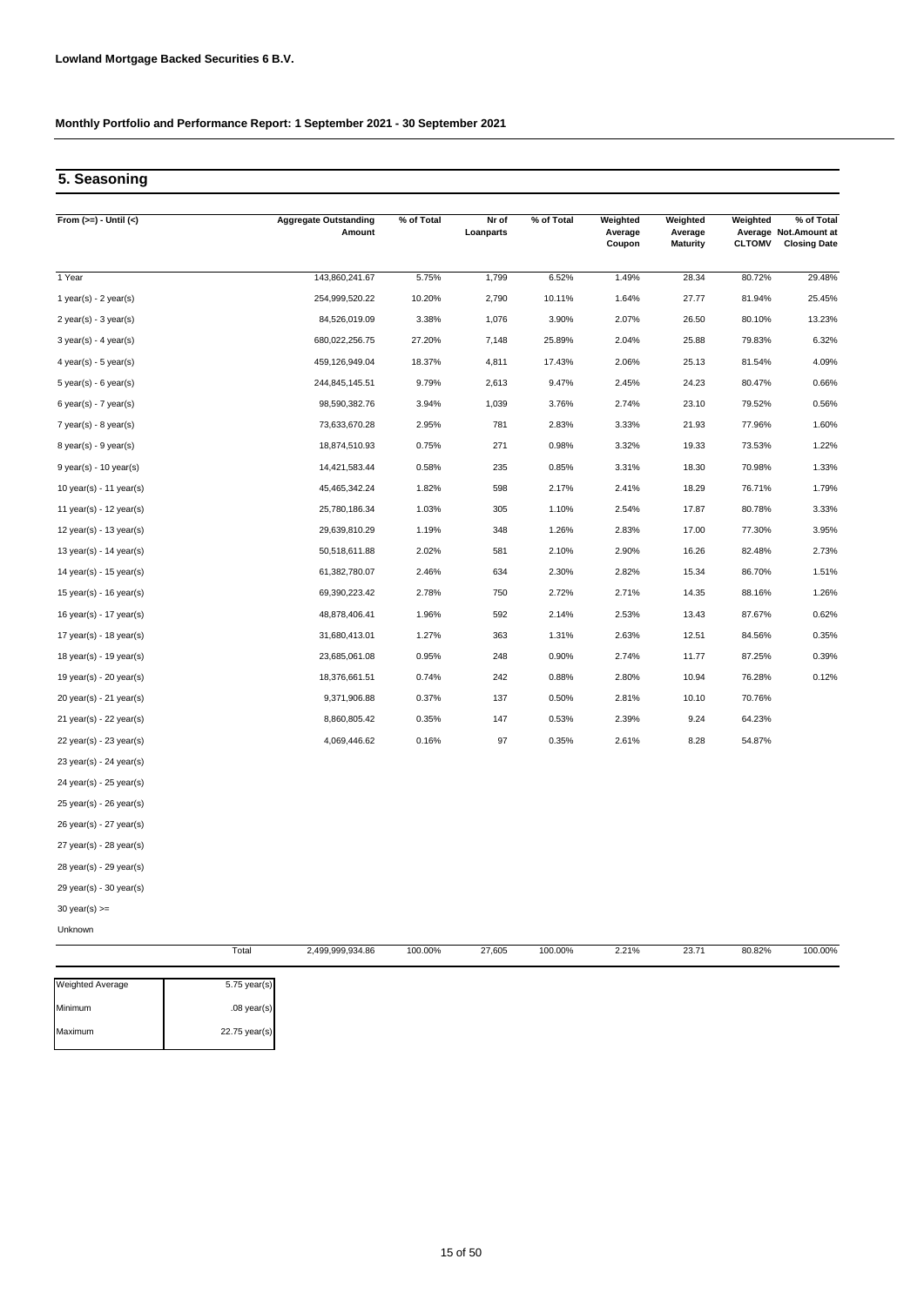**Lowland Mortgage Backed Securities 6 B.V.**

**Monthly Portfolio and Performance Report: 1 September 2021 - 30 September 2021**

## 5. Seasoning

| From (>=) - Until (<) | Aggregate Outstanding Amount | % of Total | Nr of Loanparts | % of Total | Weighted Average Coupon | Weighted Average Maturity | Weighted Average CLTOMV | % of Total Not.Amount at Closing Date |
|---|---|---|---|---|---|---|---|---|
| 1 Year | 143,860,241.67 | 5.75% | 1,799 | 6.52% | 1.49% | 28.34 | 80.72% | 29.48% |
| 1 year(s) - 2 year(s) | 254,999,520.22 | 10.20% | 2,790 | 10.11% | 1.64% | 27.77 | 81.94% | 25.45% |
| 2 year(s) - 3 year(s) | 84,526,019.09 | 3.38% | 1,076 | 3.90% | 2.07% | 26.50 | 80.10% | 13.23% |
| 3 year(s) - 4 year(s) | 680,022,256.75 | 27.20% | 7,148 | 25.89% | 2.04% | 25.88 | 79.83% | 6.32% |
| 4 year(s) - 5 year(s) | 459,126,949.04 | 18.37% | 4,811 | 17.43% | 2.06% | 25.13 | 81.54% | 4.09% |
| 5 year(s) - 6 year(s) | 244,845,145.51 | 9.79% | 2,613 | 9.47% | 2.45% | 24.23 | 80.47% | 0.66% |
| 6 year(s) - 7 year(s) | 98,590,382.76 | 3.94% | 1,039 | 3.76% | 2.74% | 23.10 | 79.52% | 0.56% |
| 7 year(s) - 8 year(s) | 73,633,670.28 | 2.95% | 781 | 2.83% | 3.33% | 21.93 | 77.96% | 1.60% |
| 8 year(s) - 9 year(s) | 18,874,510.93 | 0.75% | 271 | 0.98% | 3.32% | 19.33 | 73.53% | 1.22% |
| 9 year(s) - 10 year(s) | 14,421,583.44 | 0.58% | 235 | 0.85% | 3.31% | 18.30 | 70.98% | 1.33% |
| 10 year(s) - 11 year(s) | 45,465,342.24 | 1.82% | 598 | 2.17% | 2.41% | 18.29 | 76.71% | 1.79% |
| 11 year(s) - 12 year(s) | 25,780,186.34 | 1.03% | 305 | 1.10% | 2.54% | 17.87 | 80.78% | 3.33% |
| 12 year(s) - 13 year(s) | 29,639,810.29 | 1.19% | 348 | 1.26% | 2.83% | 17.00 | 77.30% | 3.95% |
| 13 year(s) - 14 year(s) | 50,518,611.88 | 2.02% | 581 | 2.10% | 2.90% | 16.26 | 82.48% | 2.73% |
| 14 year(s) - 15 year(s) | 61,382,780.07 | 2.46% | 634 | 2.30% | 2.82% | 15.34 | 86.70% | 1.51% |
| 15 year(s) - 16 year(s) | 69,390,223.42 | 2.78% | 750 | 2.72% | 2.71% | 14.35 | 88.16% | 1.26% |
| 16 year(s) - 17 year(s) | 48,878,406.41 | 1.96% | 592 | 2.14% | 2.53% | 13.43 | 87.67% | 0.62% |
| 17 year(s) - 18 year(s) | 31,680,413.01 | 1.27% | 363 | 1.31% | 2.63% | 12.51 | 84.56% | 0.35% |
| 18 year(s) - 19 year(s) | 23,685,061.08 | 0.95% | 248 | 0.90% | 2.74% | 11.77 | 87.25% | 0.39% |
| 19 year(s) - 20 year(s) | 18,376,661.51 | 0.74% | 242 | 0.88% | 2.80% | 10.94 | 76.28% | 0.12% |
| 20 year(s) - 21 year(s) | 9,371,906.88 | 0.37% | 137 | 0.50% | 2.81% | 10.10 | 70.76% | |
| 21 year(s) - 22 year(s) | 8,860,805.42 | 0.35% | 147 | 0.53% | 2.39% | 9.24 | 64.23% | |
| 22 year(s) - 23 year(s) | 4,069,446.62 | 0.16% | 97 | 0.35% | 2.61% | 8.28 | 54.87% | |
| 23 year(s) - 24 year(s) | | | | | | | | |
| 24 year(s) - 25 year(s) | | | | | | | | |
| 25 year(s) - 26 year(s) | | | | | | | | |
| 26 year(s) - 27 year(s) | | | | | | | | |
| 27 year(s) - 28 year(s) | | | | | | | | |
| 28 year(s) - 29 year(s) | | | | | | | | |
| 29 year(s) - 30 year(s) | | | | | | | | |
| 30 year(s) >= | | | | | | | | |
| Unknown | | | | | | | | |
| Total | 2,499,999,934.86 | 100.00% | 27,605 | 100.00% | 2.21% | 23.71 | 80.82% | 100.00% |

| | |
|---|---|
| Weighted Average | 5.75 year(s) |
| Minimum | .08 year(s) |
| Maximum | 22.75 year(s) |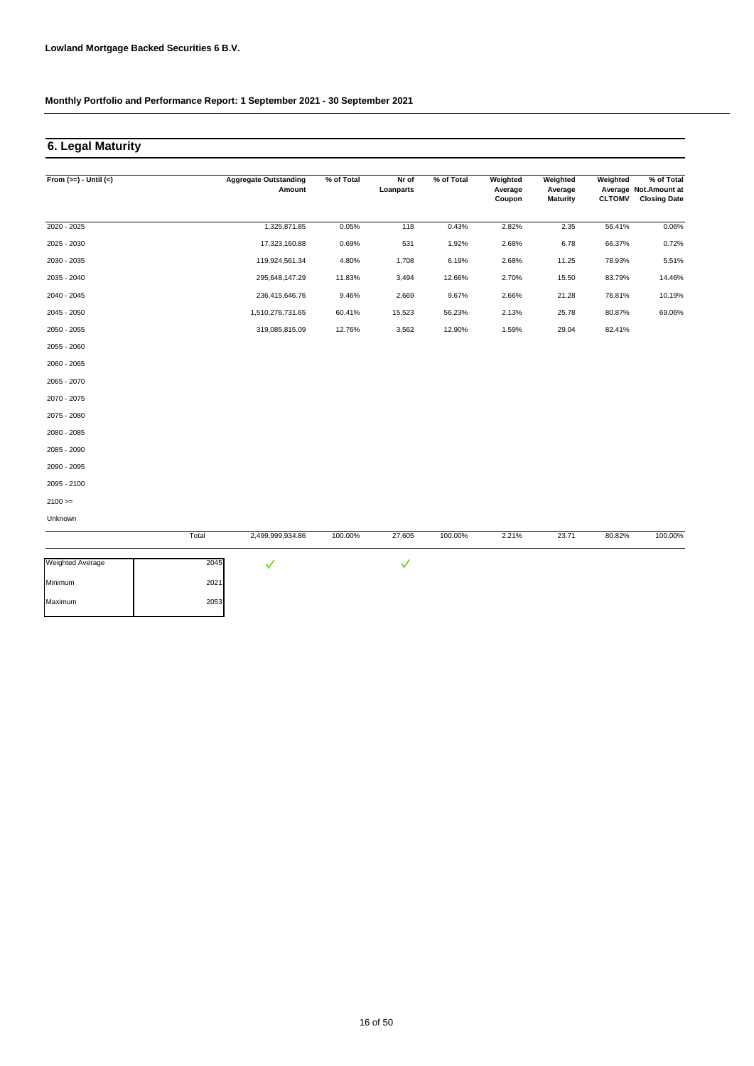**Lowland Mortgage Backed Securities 6 B.V.**

**Monthly Portfolio and Performance Report: 1 September 2021 - 30 September 2021**

## 6. Legal Maturity

| From (>=) - Until (<) | | Aggregate Outstanding Amount | % of Total | Nr of Loanparts | % of Total | Weighted Average Coupon | Weighted Average Maturity | Weighted Average CLTOMV | % of Total Not.Amount at Closing Date |
|---|---|---|---|---|---|---|---|---|---|
| 2020 - 2025 | | 1,325,871.85 | 0.05% | 118 | 0.43% | 2.82% | 2.35 | 56.41% | 0.06% |
| 2025 - 2030 | | 17,323,160.88 | 0.69% | 531 | 1.92% | 2.68% | 6.78 | 66.37% | 0.72% |
| 2030 - 2035 | | 119,924,561.34 | 4.80% | 1,708 | 6.19% | 2.68% | 11.25 | 78.93% | 5.51% |
| 2035 - 2040 | | 295,648,147.29 | 11.83% | 3,494 | 12.66% | 2.70% | 15.50 | 83.79% | 14.46% |
| 2040 - 2045 | | 236,415,646.76 | 9.46% | 2,669 | 9.67% | 2.66% | 21.28 | 76.81% | 10.19% |
| 2045 - 2050 | | 1,510,276,731.65 | 60.41% | 15,523 | 56.23% | 2.13% | 25.78 | 80.87% | 69.06% |
| 2050 - 2055 | | 319,085,815.09 | 12.76% | 3,562 | 12.90% | 1.59% | 29.04 | 82.41% | |
| 2055 - 2060 | | | | | | | | | |
| 2060 - 2065 | | | | | | | | | |
| 2065 - 2070 | | | | | | | | | |
| 2070 - 2075 | | | | | | | | | |
| 2075 - 2080 | | | | | | | | | |
| 2080 - 2085 | | | | | | | | | |
| 2085 - 2090 | | | | | | | | | |
| 2090 - 2095 | | | | | | | | | |
| 2095 - 2100 | | | | | | | | | |
| 2100 >= | | | | | | | | | |
| Unknown | | | | | | | | | |
| | Total | 2,499,999,934.86 | 100.00% | 27,605 | 100.00% | 2.21% | 23.71 | 80.82% | 100.00% |

| | |
|---|---|
| Weighted Average | 2045 |
| Minimum | 2021 |
| Maximum | 2053 |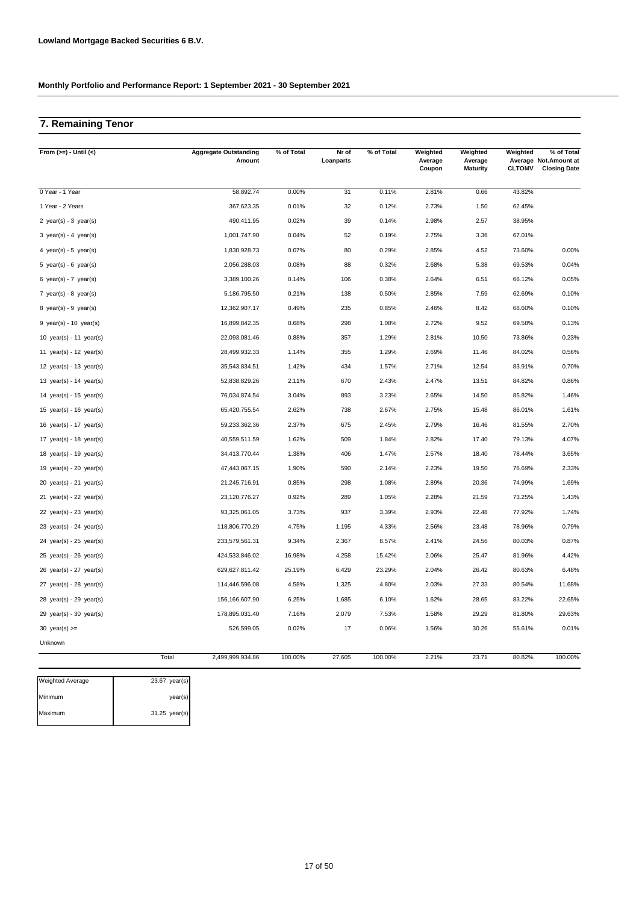**Lowland Mortgage Backed Securities 6 B.V.**

**Monthly Portfolio and Performance Report: 1 September 2021 - 30 September 2021**

## 7. Remaining Tenor

| From (>=) - Until (<) | Aggregate Outstanding Amount | % of Total | Nr of Loanparts | % of Total | Weighted Average Coupon | Weighted Average Maturity | Weighted Average CLTOMV | % of Total Not.Amount at Closing Date |
|---|---|---|---|---|---|---|---|---|
| 0 Year - 1 Year | 58,892.74 | 0.00% | 31 | 0.11% | 2.81% | 0.66 | 43.82% | |
| 1 Year - 2 Years | 367,623.35 | 0.01% | 32 | 0.12% | 2.73% | 1.50 | 62.45% | |
| 2 year(s) - 3 year(s) | 490,411.95 | 0.02% | 39 | 0.14% | 2.98% | 2.57 | 38.95% | |
| 3 year(s) - 4 year(s) | 1,001,747.90 | 0.04% | 52 | 0.19% | 2.75% | 3.36 | 67.01% | |
| 4 year(s) - 5 year(s) | 1,830,928.73 | 0.07% | 80 | 0.29% | 2.85% | 4.52 | 73.60% | 0.00% |
| 5 year(s) - 6 year(s) | 2,056,288.03 | 0.08% | 88 | 0.32% | 2.68% | 5.38 | 69.53% | 0.04% |
| 6 year(s) - 7 year(s) | 3,389,100.26 | 0.14% | 106 | 0.38% | 2.64% | 6.51 | 66.12% | 0.05% |
| 7 year(s) - 8 year(s) | 5,186,795.50 | 0.21% | 138 | 0.50% | 2.85% | 7.59 | 62.69% | 0.10% |
| 8 year(s) - 9 year(s) | 12,362,907.17 | 0.49% | 235 | 0.85% | 2.46% | 8.42 | 68.60% | 0.10% |
| 9 year(s) - 10 year(s) | 16,899,842.35 | 0.68% | 298 | 1.08% | 2.72% | 9.52 | 69.58% | 0.13% |
| 10 year(s) - 11 year(s) | 22,093,081.46 | 0.88% | 357 | 1.29% | 2.81% | 10.50 | 73.86% | 0.23% |
| 11 year(s) - 12 year(s) | 28,499,932.33 | 1.14% | 355 | 1.29% | 2.69% | 11.46 | 84.02% | 0.56% |
| 12 year(s) - 13 year(s) | 35,543,834.51 | 1.42% | 434 | 1.57% | 2.71% | 12.54 | 83.91% | 0.70% |
| 13 year(s) - 14 year(s) | 52,838,829.26 | 2.11% | 670 | 2.43% | 2.47% | 13.51 | 84.82% | 0.86% |
| 14 year(s) - 15 year(s) | 76,034,874.54 | 3.04% | 893 | 3.23% | 2.65% | 14.50 | 85.82% | 1.46% |
| 15 year(s) - 16 year(s) | 65,420,755.54 | 2.62% | 738 | 2.67% | 2.75% | 15.48 | 86.01% | 1.61% |
| 16 year(s) - 17 year(s) | 59,233,362.36 | 2.37% | 675 | 2.45% | 2.79% | 16.46 | 81.55% | 2.70% |
| 17 year(s) - 18 year(s) | 40,559,511.59 | 1.62% | 509 | 1.84% | 2.82% | 17.40 | 79.13% | 4.07% |
| 18 year(s) - 19 year(s) | 34,413,770.44 | 1.38% | 406 | 1.47% | 2.57% | 18.40 | 78.44% | 3.65% |
| 19 year(s) - 20 year(s) | 47,443,067.15 | 1.90% | 590 | 2.14% | 2.23% | 19.50 | 76.69% | 2.33% |
| 20 year(s) - 21 year(s) | 21,245,716.91 | 0.85% | 298 | 1.08% | 2.89% | 20.36 | 74.99% | 1.69% |
| 21 year(s) - 22 year(s) | 23,120,776.27 | 0.92% | 289 | 1.05% | 2.28% | 21.59 | 73.25% | 1.43% |
| 22 year(s) - 23 year(s) | 93,325,061.05 | 3.73% | 937 | 3.39% | 2.93% | 22.48 | 77.92% | 1.74% |
| 23 year(s) - 24 year(s) | 118,806,770.29 | 4.75% | 1,195 | 4.33% | 2.56% | 23.48 | 78.96% | 0.79% |
| 24 year(s) - 25 year(s) | 233,579,561.31 | 9.34% | 2,367 | 8.57% | 2.41% | 24.56 | 80.03% | 0.87% |
| 25 year(s) - 26 year(s) | 424,533,846.02 | 16.98% | 4,258 | 15.42% | 2.06% | 25.47 | 81.96% | 4.42% |
| 26 year(s) - 27 year(s) | 629,627,811.42 | 25.19% | 6,429 | 23.29% | 2.04% | 26.42 | 80.63% | 6.48% |
| 27 year(s) - 28 year(s) | 114,446,596.08 | 4.58% | 1,325 | 4.80% | 2.03% | 27.33 | 80.54% | 11.68% |
| 28 year(s) - 29 year(s) | 156,166,607.90 | 6.25% | 1,685 | 6.10% | 1.62% | 28.65 | 83.22% | 22.65% |
| 29 year(s) - 30 year(s) | 178,895,031.40 | 7.16% | 2,079 | 7.53% | 1.58% | 29.29 | 81.80% | 29.63% |
| 30 year(s) >= | 526,599.05 | 0.02% | 17 | 0.06% | 1.56% | 30.26 | 55.61% | 0.01% |
| Unknown | | | | | | | | |
| Total | 2,499,999,934.86 | 100.00% | 27,605 | 100.00% | 2.21% | 23.71 | 80.82% | 100.00% |

| | |
|---|---|
| Weighted Average | 23.67 year(s) |
| Minimum | year(s) |
| Maximum | 31.25 year(s) |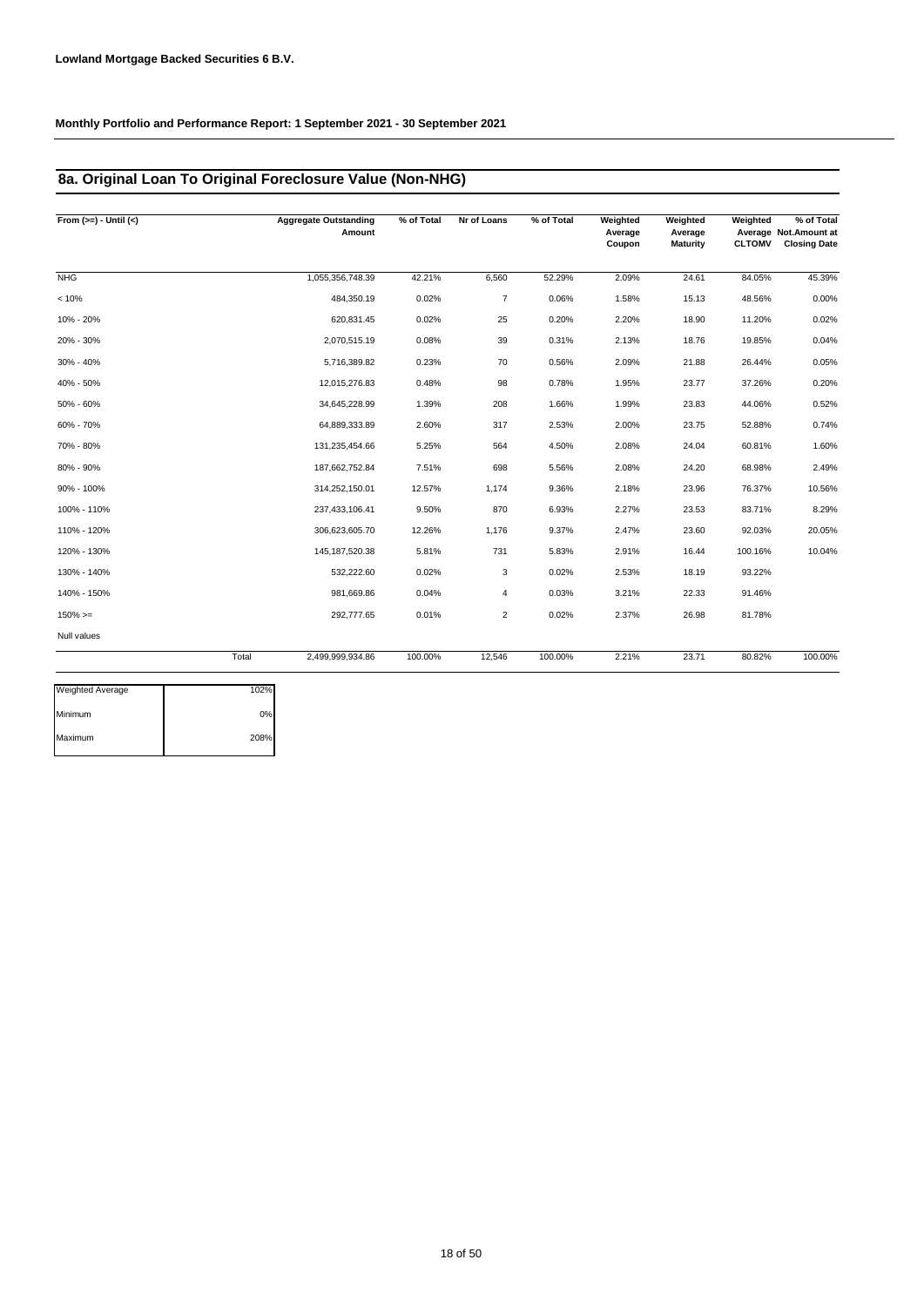**Lowland Mortgage Backed Securities 6 B.V.**

**Monthly Portfolio and Performance Report: 1 September 2021 - 30 September 2021**

## 8a. Original Loan To Original Foreclosure Value (Non-NHG)

| From (>=) - Until (<) | | Aggregate Outstanding Amount | % of Total | Nr of Loans | % of Total | Weighted Average Coupon | Weighted Average Maturity | Weighted Average CLTOMV | % of Total Not.Amount at Closing Date |
|---|---|---|---|---|---|---|---|---|---|
| NHG | | 1,055,356,748.39 | 42.21% | 6,560 | 52.29% | 2.09% | 24.61 | 84.05% | 45.39% |
| < 10% | | 484,350.19 | 0.02% | 7 | 0.06% | 1.58% | 15.13 | 48.56% | 0.00% |
| 10% - 20% | | 620,831.45 | 0.02% | 25 | 0.20% | 2.20% | 18.90 | 11.20% | 0.02% |
| 20% - 30% | | 2,070,515.19 | 0.08% | 39 | 0.31% | 2.13% | 18.76 | 19.85% | 0.04% |
| 30% - 40% | | 5,716,389.82 | 0.23% | 70 | 0.56% | 2.09% | 21.88 | 26.44% | 0.05% |
| 40% - 50% | | 12,015,276.83 | 0.48% | 98 | 0.78% | 1.95% | 23.77 | 37.26% | 0.20% |
| 50% - 60% | | 34,645,228.99 | 1.39% | 208 | 1.66% | 1.99% | 23.83 | 44.06% | 0.52% |
| 60% - 70% | | 64,889,333.89 | 2.60% | 317 | 2.53% | 2.00% | 23.75 | 52.88% | 0.74% |
| 70% - 80% | | 131,235,454.66 | 5.25% | 564 | 4.50% | 2.08% | 24.04 | 60.81% | 1.60% |
| 80% - 90% | | 187,662,752.84 | 7.51% | 698 | 5.56% | 2.08% | 24.20 | 68.98% | 2.49% |
| 90% - 100% | | 314,252,150.01 | 12.57% | 1,174 | 9.36% | 2.18% | 23.96 | 76.37% | 10.56% |
| 100% - 110% | | 237,433,106.41 | 9.50% | 870 | 6.93% | 2.27% | 23.53 | 83.71% | 8.29% |
| 110% - 120% | | 306,623,605.70 | 12.26% | 1,176 | 9.37% | 2.47% | 23.60 | 92.03% | 20.05% |
| 120% - 130% | | 145,187,520.38 | 5.81% | 731 | 5.83% | 2.91% | 16.44 | 100.16% | 10.04% |
| 130% - 140% | | 532,222.60 | 0.02% | 3 | 0.02% | 2.53% | 18.19 | 93.22% | |
| 140% - 150% | | 981,669.86 | 0.04% | 4 | 0.03% | 3.21% | 22.33 | 91.46% | |
| 150% >= | | 292,777.65 | 0.01% | 2 | 0.02% | 2.37% | 26.98 | 81.78% | |
| Null values | | | | | | | | | |
| | Total | 2,499,999,934.86 | 100.00% | 12,546 | 100.00% | 2.21% | 23.71 | 80.82% | 100.00% |

| | |
|---|---|
| Weighted Average | 102% |
| Minimum | 0% |
| Maximum | 208% |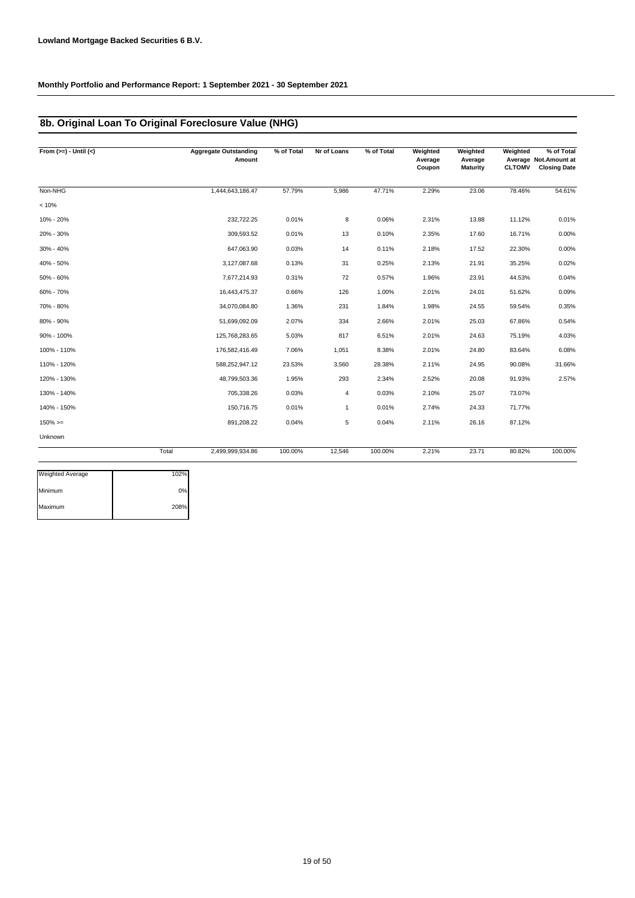**Lowland Mortgage Backed Securities 6 B.V.**

**Monthly Portfolio and Performance Report: 1 September 2021 - 30 September 2021**

## 8b. Original Loan To Original Foreclosure Value (NHG)

| From (>=) - Until (<) | | Aggregate Outstanding Amount | % of Total | Nr of Loans | % of Total | Weighted Average Coupon | Weighted Average Maturity | Weighted Average CLTOMV | % of Total Not.Amount at Closing Date |
|---|---|---|---|---|---|---|---|---|---|
| Non-NHG | | 1,444,643,186.47 | 57.79% | 5,986 | 47.71% | 2.29% | 23.06 | 78.46% | 54.61% |
| < 10% | | | | | | | | | |
| 10% - 20% | | 232,722.25 | 0.01% | 8 | 0.06% | 2.31% | 13.88 | 11.12% | 0.01% |
| 20% - 30% | | 309,593.52 | 0.01% | 13 | 0.10% | 2.35% | 17.60 | 16.71% | 0.00% |
| 30% - 40% | | 647,063.90 | 0.03% | 14 | 0.11% | 2.18% | 17.52 | 22.30% | 0.00% |
| 40% - 50% | | 3,127,087.68 | 0.13% | 31 | 0.25% | 2.13% | 21.91 | 35.25% | 0.02% |
| 50% - 60% | | 7,677,214.93 | 0.31% | 72 | 0.57% | 1.96% | 23.91 | 44.53% | 0.04% |
| 60% - 70% | | 16,443,475.37 | 0.66% | 126 | 1.00% | 2.01% | 24.01 | 51.62% | 0.09% |
| 70% - 80% | | 34,070,084.80 | 1.36% | 231 | 1.84% | 1.98% | 24.55 | 59.54% | 0.35% |
| 80% - 90% | | 51,699,092.09 | 2.07% | 334 | 2.66% | 2.01% | 25.03 | 67.86% | 0.54% |
| 90% - 100% | | 125,768,283.65 | 5.03% | 817 | 6.51% | 2.01% | 24.63 | 75.19% | 4.03% |
| 100% - 110% | | 176,582,416.49 | 7.06% | 1,051 | 8.38% | 2.01% | 24.80 | 83.64% | 6.08% |
| 110% - 120% | | 588,252,947.12 | 23.53% | 3,560 | 28.38% | 2.11% | 24.95 | 90.08% | 31.66% |
| 120% - 130% | | 48,799,503.36 | 1.95% | 293 | 2.34% | 2.52% | 20.08 | 91.93% | 2.57% |
| 130% - 140% | | 705,338.26 | 0.03% | 4 | 0.03% | 2.10% | 25.07 | 73.07% | |
| 140% - 150% | | 150,716.75 | 0.01% | 1 | 0.01% | 2.74% | 24.33 | 71.77% | |
| 150% >= | | 891,208.22 | 0.04% | 5 | 0.04% | 2.11% | 26.16 | 87.12% | |
| Unknown | | | | | | | | | |
| | Total | 2,499,999,934.86 | 100.00% | 12,546 | 100.00% | 2.21% | 23.71 | 80.82% | 100.00% |

| | |
|---|---|
| Weighted Average | 102% |
| Minimum | 0% |
| Maximum | 208% |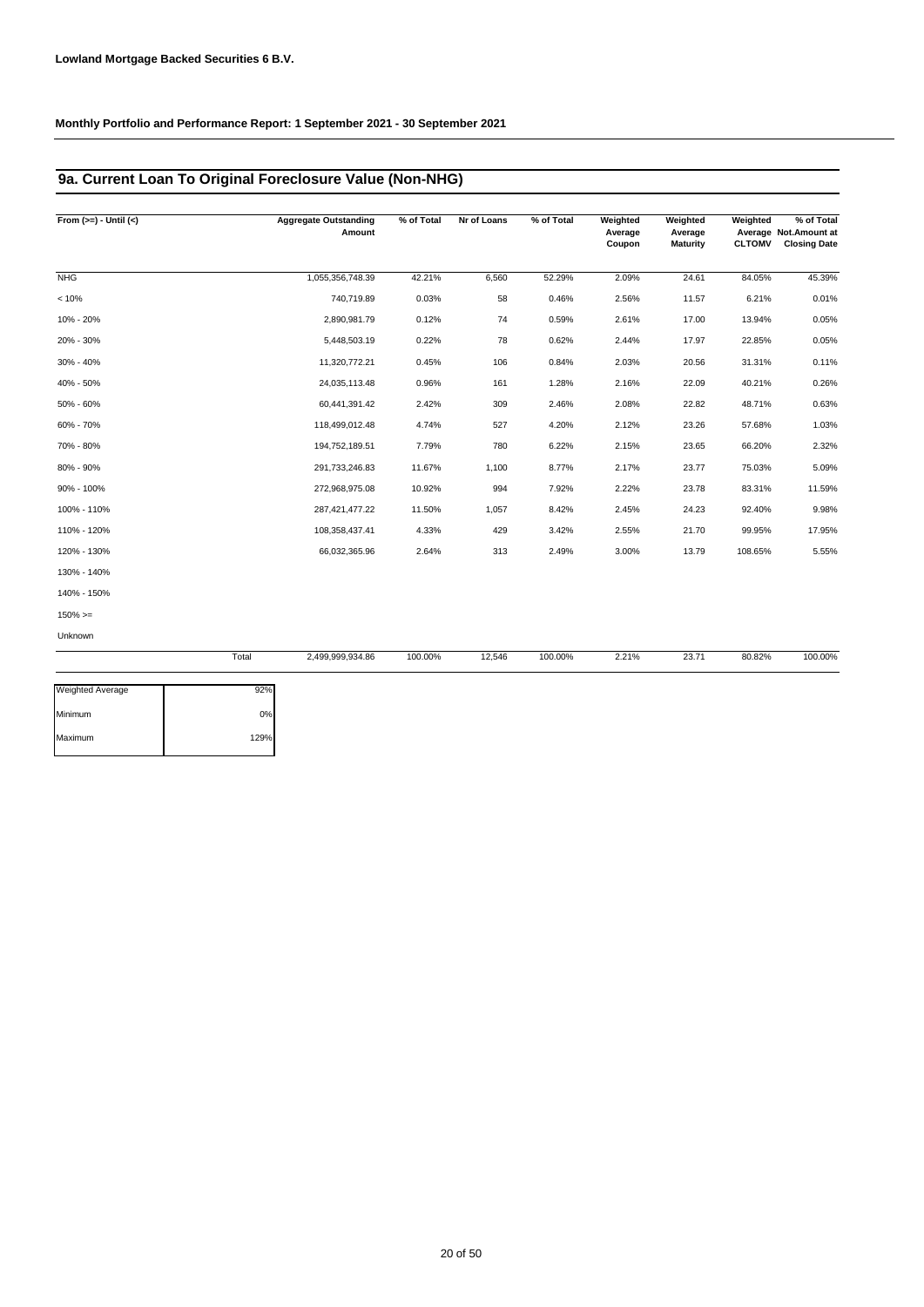**Lowland Mortgage Backed Securities 6 B.V.**

**Monthly Portfolio and Performance Report: 1 September 2021 - 30 September 2021**

## 9a. Current Loan To Original Foreclosure Value (Non-NHG)

| From (>=) - Until (<) | Aggregate Outstanding Amount | % of Total | Nr of Loans | % of Total | Weighted Average Coupon | Weighted Average Maturity | Weighted Average CLTOMV | % of Total Not.Amount at Closing Date |
|---|---|---|---|---|---|---|---|---|
| NHG | 1,055,356,748.39 | 42.21% | 6,560 | 52.29% | 2.09% | 24.61 | 84.05% | 45.39% |
| < 10% | 740,719.89 | 0.03% | 58 | 0.46% | 2.56% | 11.57 | 6.21% | 0.01% |
| 10% - 20% | 2,890,981.79 | 0.12% | 74 | 0.59% | 2.61% | 17.00 | 13.94% | 0.05% |
| 20% - 30% | 5,448,503.19 | 0.22% | 78 | 0.62% | 2.44% | 17.97 | 22.85% | 0.05% |
| 30% - 40% | 11,320,772.21 | 0.45% | 106 | 0.84% | 2.03% | 20.56 | 31.31% | 0.11% |
| 40% - 50% | 24,035,113.48 | 0.96% | 161 | 1.28% | 2.16% | 22.09 | 40.21% | 0.26% |
| 50% - 60% | 60,441,391.42 | 2.42% | 309 | 2.46% | 2.08% | 22.82 | 48.71% | 0.63% |
| 60% - 70% | 118,499,012.48 | 4.74% | 527 | 4.20% | 2.12% | 23.26 | 57.68% | 1.03% |
| 70% - 80% | 194,752,189.51 | 7.79% | 780 | 6.22% | 2.15% | 23.65 | 66.20% | 2.32% |
| 80% - 90% | 291,733,246.83 | 11.67% | 1,100 | 8.77% | 2.17% | 23.77 | 75.03% | 5.09% |
| 90% - 100% | 272,968,975.08 | 10.92% | 994 | 7.92% | 2.22% | 23.78 | 83.31% | 11.59% |
| 100% - 110% | 287,421,477.22 | 11.50% | 1,057 | 8.42% | 2.45% | 24.23 | 92.40% | 9.98% |
| 110% - 120% | 108,358,437.41 | 4.33% | 429 | 3.42% | 2.55% | 21.70 | 99.95% | 17.95% |
| 120% - 130% | 66,032,365.96 | 2.64% | 313 | 2.49% | 3.00% | 13.79 | 108.65% | 5.55% |
| 130% - 140% | | | | | | | | |
| 140% - 150% | | | | | | | | |
| 150% >= | | | | | | | | |
| Unknown | | | | | | | | |
| Total | 2,499,999,934.86 | 100.00% | 12,546 | 100.00% | 2.21% | 23.71 | 80.82% | 100.00% |

| | |
|---|---|
| Weighted Average | 92% |
| Minimum | 0% |
| Maximum | 129% |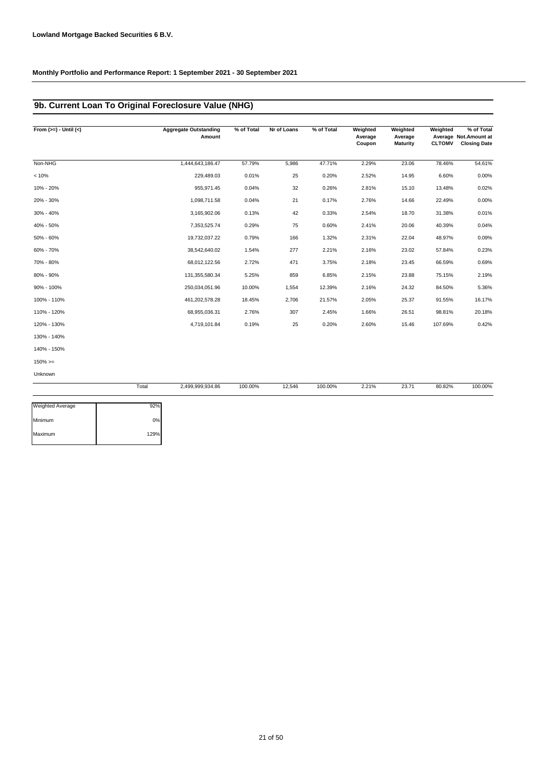**Lowland Mortgage Backed Securities 6 B.V.**

**Monthly Portfolio and Performance Report: 1 September 2021 - 30 September 2021**

## 9b. Current Loan To Original Foreclosure Value (NHG)

| From (>=) - Until (<) | Aggregate Outstanding Amount | % of Total | Nr of Loans | % of Total | Weighted Average Coupon | Weighted Average Maturity | Weighted Average CLTOMV | % of Total Not.Amount at Closing Date |
|---|---|---|---|---|---|---|---|---|
| Non-NHG | 1,444,643,186.47 | 57.79% | 5,986 | 47.71% | 2.29% | 23.06 | 78.46% | 54.61% |
| < 10% | 229,489.03 | 0.01% | 25 | 0.20% | 2.52% | 14.95 | 6.60% | 0.00% |
| 10% - 20% | 955,971.45 | 0.04% | 32 | 0.26% | 2.81% | 15.10 | 13.48% | 0.02% |
| 20% - 30% | 1,098,711.58 | 0.04% | 21 | 0.17% | 2.76% | 14.66 | 22.49% | 0.00% |
| 30% - 40% | 3,165,902.06 | 0.13% | 42 | 0.33% | 2.54% | 18.70 | 31.38% | 0.01% |
| 40% - 50% | 7,353,525.74 | 0.29% | 75 | 0.60% | 2.41% | 20.06 | 40.39% | 0.04% |
| 50% - 60% | 19,732,037.22 | 0.79% | 166 | 1.32% | 2.31% | 22.04 | 48.97% | 0.09% |
| 60% - 70% | 38,542,640.02 | 1.54% | 277 | 2.21% | 2.16% | 23.02 | 57.84% | 0.23% |
| 70% - 80% | 68,012,122.56 | 2.72% | 471 | 3.75% | 2.18% | 23.45 | 66.59% | 0.69% |
| 80% - 90% | 131,355,580.34 | 5.25% | 859 | 6.85% | 2.15% | 23.88 | 75.15% | 2.19% |
| 90% - 100% | 250,034,051.96 | 10.00% | 1,554 | 12.39% | 2.16% | 24.32 | 84.50% | 5.36% |
| 100% - 110% | 461,202,578.28 | 18.45% | 2,706 | 21.57% | 2.05% | 25.37 | 91.55% | 16.17% |
| 110% - 120% | 68,955,036.31 | 2.76% | 307 | 2.45% | 1.66% | 26.51 | 98.81% | 20.18% |
| 120% - 130% | 4,719,101.84 | 0.19% | 25 | 0.20% | 2.60% | 15.46 | 107.69% | 0.42% |
| 130% - 140% | | | | | | | | |
| 140% - 150% | | | | | | | | |
| 150% >= | | | | | | | | |
| Unknown | | | | | | | | |
| Total | 2,499,999,934.86 | 100.00% | 12,546 | 100.00% | 2.21% | 23.71 | 80.82% | 100.00% |

| | |
|---|---|
| Weighted Average | 92% |
| Minimum | 0% |
| Maximum | 129% |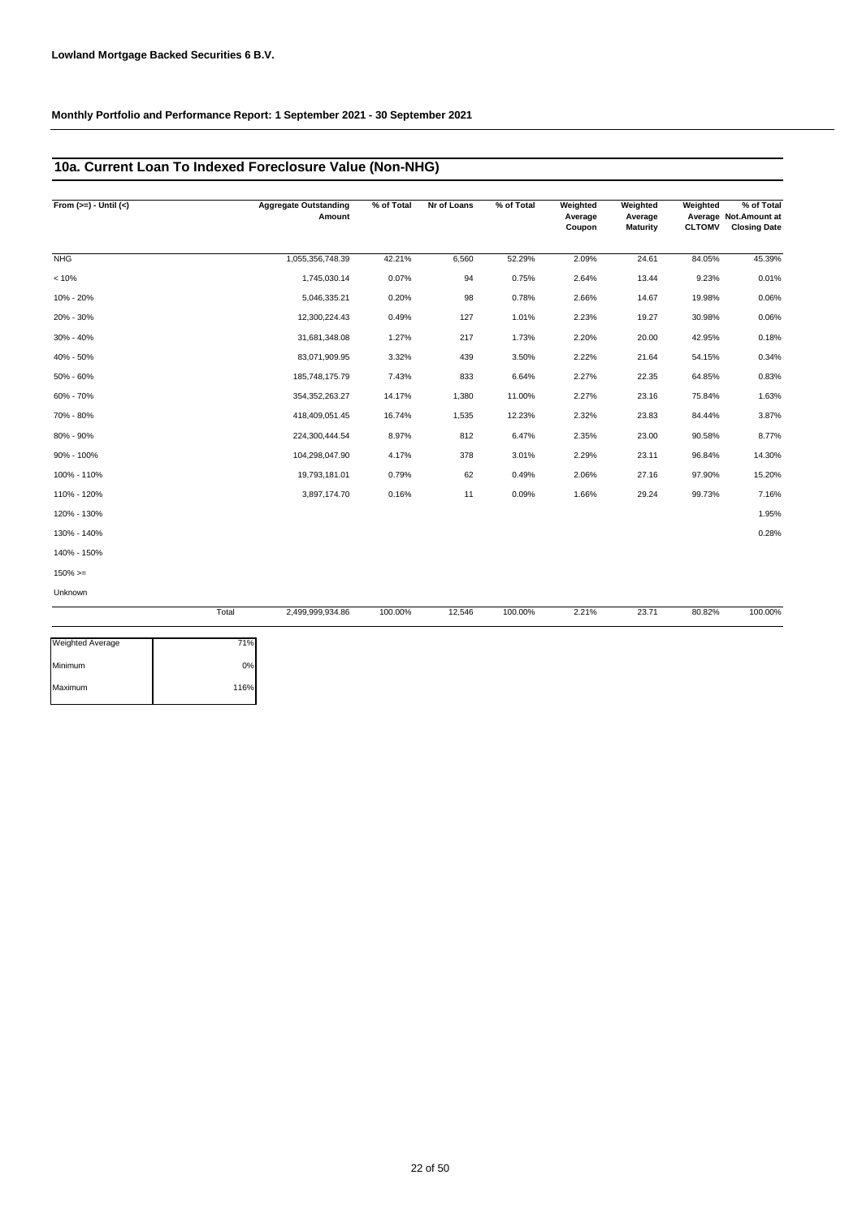**Lowland Mortgage Backed Securities 6 B.V.**

**Monthly Portfolio and Performance Report: 1 September 2021 - 30 September 2021**

## 10a. Current Loan To Indexed Foreclosure Value (Non-NHG)

| From (>=) - Until (<) | Aggregate Outstanding Amount | % of Total | Nr of Loans | % of Total | Weighted Average Coupon | Weighted Average Maturity | Weighted Average CLTOMV | % of Total Not.Amount at Closing Date |
|---|---|---|---|---|---|---|---|---|
| NHG | 1,055,356,748.39 | 42.21% | 6,560 | 52.29% | 2.09% | 24.61 | 84.05% | 45.39% |
| < 10% | 1,745,030.14 | 0.07% | 94 | 0.75% | 2.64% | 13.44 | 9.23% | 0.01% |
| 10% - 20% | 5,046,335.21 | 0.20% | 98 | 0.78% | 2.66% | 14.67 | 19.98% | 0.06% |
| 20% - 30% | 12,300,224.43 | 0.49% | 127 | 1.01% | 2.23% | 19.27 | 30.98% | 0.06% |
| 30% - 40% | 31,681,348.08 | 1.27% | 217 | 1.73% | 2.20% | 20.00 | 42.95% | 0.18% |
| 40% - 50% | 83,071,909.95 | 3.32% | 439 | 3.50% | 2.22% | 21.64 | 54.15% | 0.34% |
| 50% - 60% | 185,748,175.79 | 7.43% | 833 | 6.64% | 2.27% | 22.35 | 64.85% | 0.83% |
| 60% - 70% | 354,352,263.27 | 14.17% | 1,380 | 11.00% | 2.27% | 23.16 | 75.84% | 1.63% |
| 70% - 80% | 418,409,051.45 | 16.74% | 1,535 | 12.23% | 2.32% | 23.83 | 84.44% | 3.87% |
| 80% - 90% | 224,300,444.54 | 8.97% | 812 | 6.47% | 2.35% | 23.00 | 90.58% | 8.77% |
| 90% - 100% | 104,298,047.90 | 4.17% | 378 | 3.01% | 2.29% | 23.11 | 96.84% | 14.30% |
| 100% - 110% | 19,793,181.01 | 0.79% | 62 | 0.49% | 2.06% | 27.16 | 97.90% | 15.20% |
| 110% - 120% | 3,897,174.70 | 0.16% | 11 | 0.09% | 1.66% | 29.24 | 99.73% | 7.16% |
| 120% - 130% | | | | | | | | 1.95% |
| 130% - 140% | | | | | | | | 0.28% |
| 140% - 150% | | | | | | | | |
| 150% >= | | | | | | | | |
| Unknown | | | | | | | | |
| Total | 2,499,999,934.86 | 100.00% | 12,546 | 100.00% | 2.21% | 23.71 | 80.82% | 100.00% |

| | |
|---|---|
| Weighted Average | 71% |
| Minimum | 0% |
| Maximum | 116% |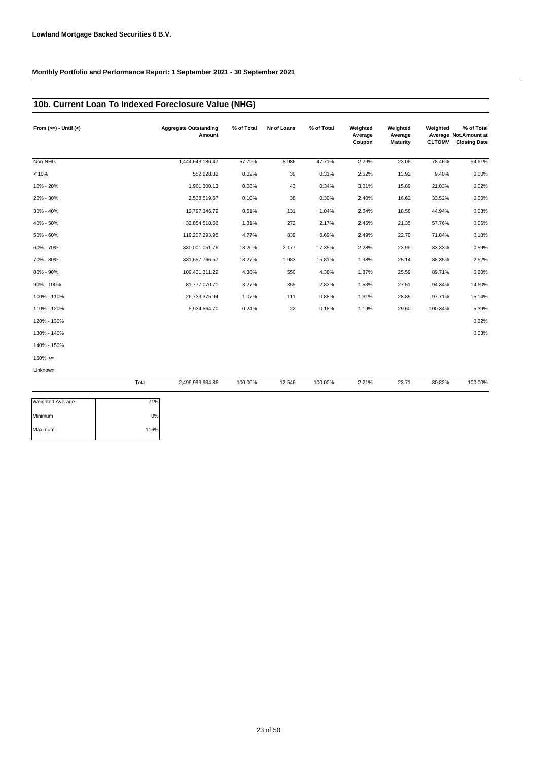**Lowland Mortgage Backed Securities 6 B.V.**

**Monthly Portfolio and Performance Report: 1 September 2021 - 30 September 2021**

## 10b. Current Loan To Indexed Foreclosure Value (NHG)

| From (>=) - Until (<) | | Aggregate Outstanding Amount | % of Total | Nr of Loans | % of Total | Weighted Average Coupon | Weighted Average Maturity | Weighted Average CLTOMV | % of Total Not.Amount at Closing Date |
|---|---|---|---|---|---|---|---|---|---|
| Non-NHG | | 1,444,643,186.47 | 57.79% | 5,986 | 47.71% | 2.29% | 23.06 | 78.46% | 54.61% |
| < 10% | | 552,628.32 | 0.02% | 39 | 0.31% | 2.52% | 13.92 | 9.40% | 0.00% |
| 10% - 20% | | 1,901,300.13 | 0.08% | 43 | 0.34% | 3.01% | 15.89 | 21.03% | 0.02% |
| 20% - 30% | | 2,538,519.67 | 0.10% | 38 | 0.30% | 2.40% | 16.62 | 33.52% | 0.00% |
| 30% - 40% | | 12,797,346.79 | 0.51% | 131 | 1.04% | 2.64% | 18.58 | 44.94% | 0.03% |
| 40% - 50% | | 32,854,518.56 | 1.31% | 272 | 2.17% | 2.46% | 21.35 | 57.76% | 0.06% |
| 50% - 60% | | 119,207,293.95 | 4.77% | 839 | 6.69% | 2.49% | 22.70 | 71.84% | 0.18% |
| 60% - 70% | | 330,001,051.76 | 13.20% | 2,177 | 17.35% | 2.28% | 23.99 | 83.33% | 0.59% |
| 70% - 80% | | 331,657,766.57 | 13.27% | 1,983 | 15.81% | 1.98% | 25.14 | 88.35% | 2.52% |
| 80% - 90% | | 109,401,311.29 | 4.38% | 550 | 4.38% | 1.87% | 25.59 | 89.71% | 6.60% |
| 90% - 100% | | 81,777,070.71 | 3.27% | 355 | 2.83% | 1.53% | 27.51 | 94.34% | 14.60% |
| 100% - 110% | | 26,733,375.94 | 1.07% | 111 | 0.88% | 1.31% | 28.89 | 97.71% | 15.14% |
| 110% - 120% | | 5,934,564.70 | 0.24% | 22 | 0.18% | 1.19% | 29.60 | 100.34% | 5.39% |
| 120% - 130% | | | | | | | | | 0.22% |
| 130% - 140% | | | | | | | | | 0.03% |
| 140% - 150% | | | | | | | | | |
| 150% >= | | | | | | | | | |
| Unknown | | | | | | | | | |
| | Total | 2,499,999,934.86 | 100.00% | 12,546 | 100.00% | 2.21% | 23.71 | 80.82% | 100.00% |

| | |
|---|---|
| Weighted Average | 71% |
| Minimum | 0% |
| Maximum | 116% |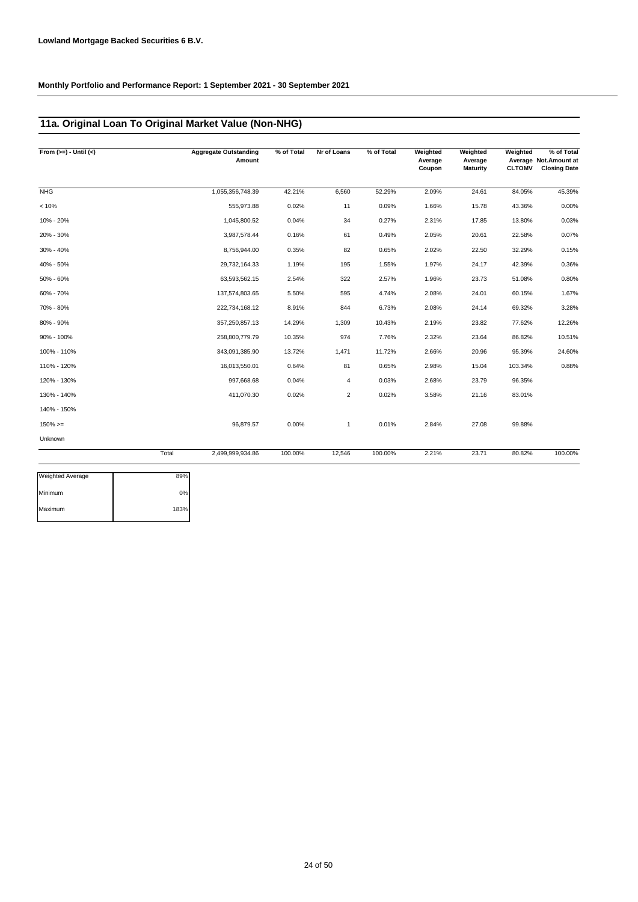**Lowland Mortgage Backed Securities 6 B.V.**

**Monthly Portfolio and Performance Report: 1 September 2021 - 30 September 2021**

## 11a. Original Loan To Original Market Value (Non-NHG)

| From (>=) - Until (<) | | Aggregate Outstanding Amount | % of Total | Nr of Loans | % of Total | Weighted Average Coupon | Weighted Average Maturity | Weighted Average CLTOMV | % of Total Not.Amount at Closing Date |
|---|---|---|---|---|---|---|---|---|---|
| NHG | | 1,055,356,748.39 | 42.21% | 6,560 | 52.29% | 2.09% | 24.61 | 84.05% | 45.39% |
| < 10% | | 555,973.88 | 0.02% | 11 | 0.09% | 1.66% | 15.78 | 43.36% | 0.00% |
| 10% - 20% | | 1,045,800.52 | 0.04% | 34 | 0.27% | 2.31% | 17.85 | 13.80% | 0.03% |
| 20% - 30% | | 3,987,578.44 | 0.16% | 61 | 0.49% | 2.05% | 20.61 | 22.58% | 0.07% |
| 30% - 40% | | 8,756,944.00 | 0.35% | 82 | 0.65% | 2.02% | 22.50 | 32.29% | 0.15% |
| 40% - 50% | | 29,732,164.33 | 1.19% | 195 | 1.55% | 1.97% | 24.17 | 42.39% | 0.36% |
| 50% - 60% | | 63,593,562.15 | 2.54% | 322 | 2.57% | 1.96% | 23.73 | 51.08% | 0.80% |
| 60% - 70% | | 137,574,803.65 | 5.50% | 595 | 4.74% | 2.08% | 24.01 | 60.15% | 1.67% |
| 70% - 80% | | 222,734,168.12 | 8.91% | 844 | 6.73% | 2.08% | 24.14 | 69.32% | 3.28% |
| 80% - 90% | | 357,250,857.13 | 14.29% | 1,309 | 10.43% | 2.19% | 23.82 | 77.62% | 12.26% |
| 90% - 100% | | 258,800,779.79 | 10.35% | 974 | 7.76% | 2.32% | 23.64 | 86.82% | 10.51% |
| 100% - 110% | | 343,091,385.90 | 13.72% | 1,471 | 11.72% | 2.66% | 20.96 | 95.39% | 24.60% |
| 110% - 120% | | 16,013,550.01 | 0.64% | 81 | 0.65% | 2.98% | 15.04 | 103.34% | 0.88% |
| 120% - 130% | | 997,668.68 | 0.04% | 4 | 0.03% | 2.68% | 23.79 | 96.35% | |
| 130% - 140% | | 411,070.30 | 0.02% | 2 | 0.02% | 3.58% | 21.16 | 83.01% | |
| 140% - 150% | | | | | | | | | |
| 150% >= | | 96,879.57 | 0.00% | 1 | 0.01% | 2.84% | 27.08 | 99.88% | |
| Unknown | | | | | | | | | |
| | Total | 2,499,999,934.86 | 100.00% | 12,546 | 100.00% | 2.21% | 23.71 | 80.82% | 100.00% |

| | |
|---|---|
| Weighted Average | 89% |
| Minimum | 0% |
| Maximum | 183% |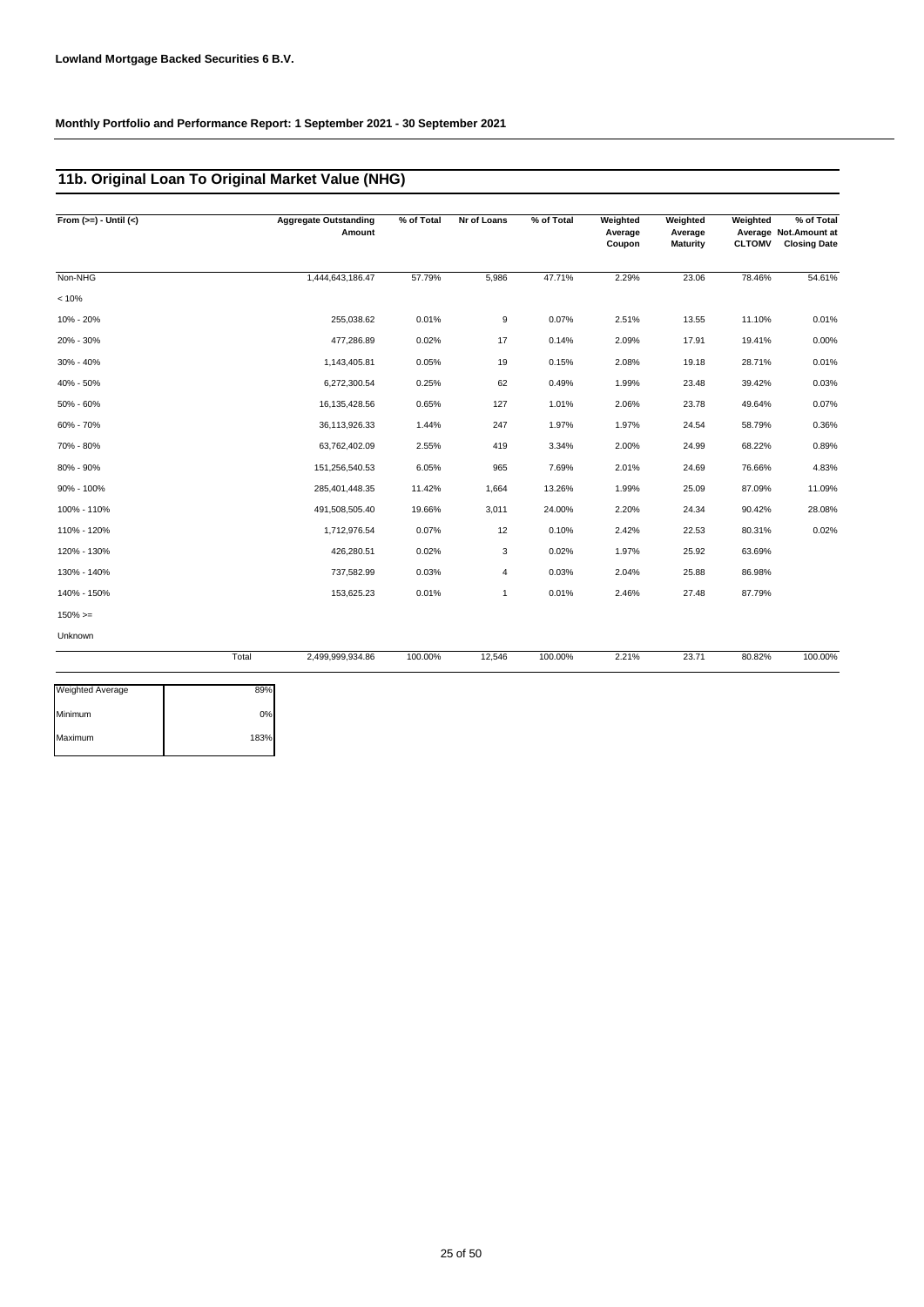**Lowland Mortgage Backed Securities 6 B.V.**

**Monthly Portfolio and Performance Report: 1 September 2021 - 30 September 2021**

## 11b. Original Loan To Original Market Value (NHG)

| From (>=) - Until (<) | | Aggregate Outstanding Amount | % of Total | Nr of Loans | % of Total | Weighted Average Coupon | Weighted Average Maturity | Weighted Average CLTOMV | % of Total Not.Amount at Closing Date |
|---|---|---|---|---|---|---|---|---|---|
| Non-NHG | | 1,444,643,186.47 | 57.79% | 5,986 | 47.71% | 2.29% | 23.06 | 78.46% | 54.61% |
| < 10% | | | | | | | | | |
| 10% - 20% | | 255,038.62 | 0.01% | 9 | 0.07% | 2.51% | 13.55 | 11.10% | 0.01% |
| 20% - 30% | | 477,286.89 | 0.02% | 17 | 0.14% | 2.09% | 17.91 | 19.41% | 0.00% |
| 30% - 40% | | 1,143,405.81 | 0.05% | 19 | 0.15% | 2.08% | 19.18 | 28.71% | 0.01% |
| 40% - 50% | | 6,272,300.54 | 0.25% | 62 | 0.49% | 1.99% | 23.48 | 39.42% | 0.03% |
| 50% - 60% | | 16,135,428.56 | 0.65% | 127 | 1.01% | 2.06% | 23.78 | 49.64% | 0.07% |
| 60% - 70% | | 36,113,926.33 | 1.44% | 247 | 1.97% | 1.97% | 24.54 | 58.79% | 0.36% |
| 70% - 80% | | 63,762,402.09 | 2.55% | 419 | 3.34% | 2.00% | 24.99 | 68.22% | 0.89% |
| 80% - 90% | | 151,256,540.53 | 6.05% | 965 | 7.69% | 2.01% | 24.69 | 76.66% | 4.83% |
| 90% - 100% | | 285,401,448.35 | 11.42% | 1,664 | 13.26% | 1.99% | 25.09 | 87.09% | 11.09% |
| 100% - 110% | | 491,508,505.40 | 19.66% | 3,011 | 24.00% | 2.20% | 24.34 | 90.42% | 28.08% |
| 110% - 120% | | 1,712,976.54 | 0.07% | 12 | 0.10% | 2.42% | 22.53 | 80.31% | 0.02% |
| 120% - 130% | | 426,280.51 | 0.02% | 3 | 0.02% | 1.97% | 25.92 | 63.69% | |
| 130% - 140% | | 737,582.99 | 0.03% | 4 | 0.03% | 2.04% | 25.88 | 86.98% | |
| 140% - 150% | | 153,625.23 | 0.01% | 1 | 0.01% | 2.46% | 27.48 | 87.79% | |
| 150% >= | | | | | | | | | |
| Unknown | | | | | | | | | |
| | Total | 2,499,999,934.86 | 100.00% | 12,546 | 100.00% | 2.21% | 23.71 | 80.82% | 100.00% |

| | |
|---|---|
| Weighted Average | 89% |
| Minimum | 0% |
| Maximum | 183% |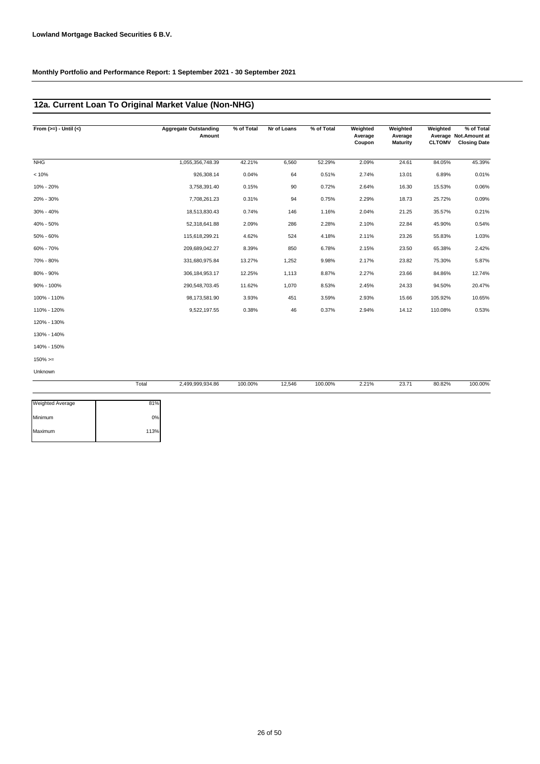**Lowland Mortgage Backed Securities 6 B.V.**

**Monthly Portfolio and Performance Report: 1 September 2021 - 30 September 2021**

## 12a. Current Loan To Original Market Value (Non-NHG)

| From (>=) - Until (<) | | Aggregate Outstanding Amount | % of Total | Nr of Loans | % of Total | Weighted Average Coupon | Weighted Average Maturity | Weighted Average CLTOMV | % of Total Not.Amount at Closing Date |
|---|---|---|---|---|---|---|---|---|---|
| NHG | | 1,055,356,748.39 | 42.21% | 6,560 | 52.29% | 2.09% | 24.61 | 84.05% | 45.39% |
| < 10% | | 926,308.14 | 0.04% | 64 | 0.51% | 2.74% | 13.01 | 6.89% | 0.01% |
| 10% - 20% | | 3,758,391.40 | 0.15% | 90 | 0.72% | 2.64% | 16.30 | 15.53% | 0.06% |
| 20% - 30% | | 7,708,261.23 | 0.31% | 94 | 0.75% | 2.29% | 18.73 | 25.72% | 0.09% |
| 30% - 40% | | 18,513,830.43 | 0.74% | 146 | 1.16% | 2.04% | 21.25 | 35.57% | 0.21% |
| 40% - 50% | | 52,318,641.88 | 2.09% | 286 | 2.28% | 2.10% | 22.84 | 45.90% | 0.54% |
| 50% - 60% | | 115,618,299.21 | 4.62% | 524 | 4.18% | 2.11% | 23.26 | 55.83% | 1.03% |
| 60% - 70% | | 209,689,042.27 | 8.39% | 850 | 6.78% | 2.15% | 23.50 | 65.38% | 2.42% |
| 70% - 80% | | 331,680,975.84 | 13.27% | 1,252 | 9.98% | 2.17% | 23.82 | 75.30% | 5.87% |
| 80% - 90% | | 306,184,953.17 | 12.25% | 1,113 | 8.87% | 2.27% | 23.66 | 84.86% | 12.74% |
| 90% - 100% | | 290,548,703.45 | 11.62% | 1,070 | 8.53% | 2.45% | 24.33 | 94.50% | 20.47% |
| 100% - 110% | | 98,173,581.90 | 3.93% | 451 | 3.59% | 2.93% | 15.66 | 105.92% | 10.65% |
| 110% - 120% | | 9,522,197.55 | 0.38% | 46 | 0.37% | 2.94% | 14.12 | 110.08% | 0.53% |
| 120% - 130% | | | | | | | | | |
| 130% - 140% | | | | | | | | | |
| 140% - 150% | | | | | | | | | |
| 150% >= | | | | | | | | | |
| Unknown | | | | | | | | | |
| | Total | 2,499,999,934.86 | 100.00% | 12,546 | 100.00% | 2.21% | 23.71 | 80.82% | 100.00% |

| | |
|---|---|
| Weighted Average | 81% |
| Minimum | 0% |
| Maximum | 113% |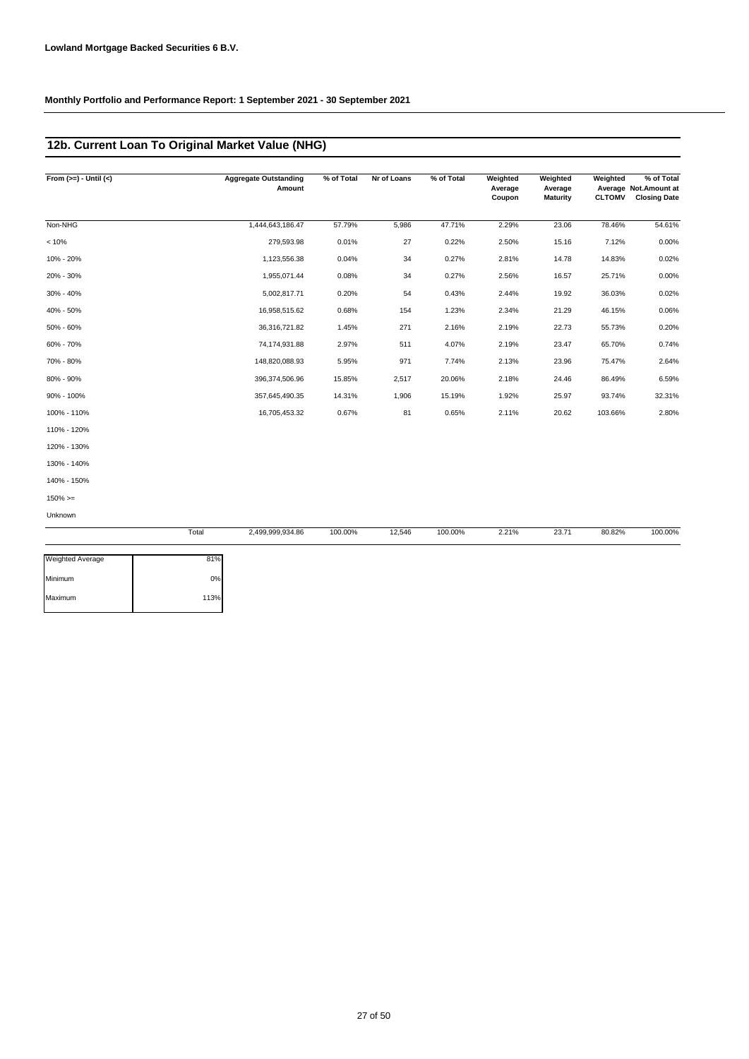**Lowland Mortgage Backed Securities 6 B.V.**

**Monthly Portfolio and Performance Report: 1 September 2021 - 30 September 2021**

## 12b. Current Loan To Original Market Value (NHG)

| From (>=) - Until (<) | Aggregate Outstanding Amount | % of Total | Nr of Loans | % of Total | Weighted Average Coupon | Weighted Average Maturity | Weighted Average CLTOMV | % of Total Not.Amount at Closing Date |
|---|---|---|---|---|---|---|---|---|
| Non-NHG | 1,444,643,186.47 | 57.79% | 5,986 | 47.71% | 2.29% | 23.06 | 78.46% | 54.61% |
| < 10% | 279,593.98 | 0.01% | 27 | 0.22% | 2.50% | 15.16 | 7.12% | 0.00% |
| 10% - 20% | 1,123,556.38 | 0.04% | 34 | 0.27% | 2.81% | 14.78 | 14.83% | 0.02% |
| 20% - 30% | 1,955,071.44 | 0.08% | 34 | 0.27% | 2.56% | 16.57 | 25.71% | 0.00% |
| 30% - 40% | 5,002,817.71 | 0.20% | 54 | 0.43% | 2.44% | 19.92 | 36.03% | 0.02% |
| 40% - 50% | 16,958,515.62 | 0.68% | 154 | 1.23% | 2.34% | 21.29 | 46.15% | 0.06% |
| 50% - 60% | 36,316,721.82 | 1.45% | 271 | 2.16% | 2.19% | 22.73 | 55.73% | 0.20% |
| 60% - 70% | 74,174,931.88 | 2.97% | 511 | 4.07% | 2.19% | 23.47 | 65.70% | 0.74% |
| 70% - 80% | 148,820,088.93 | 5.95% | 971 | 7.74% | 2.13% | 23.96 | 75.47% | 2.64% |
| 80% - 90% | 396,374,506.96 | 15.85% | 2,517 | 20.06% | 2.18% | 24.46 | 86.49% | 6.59% |
| 90% - 100% | 357,645,490.35 | 14.31% | 1,906 | 15.19% | 1.92% | 25.97 | 93.74% | 32.31% |
| 100% - 110% | 16,705,453.32 | 0.67% | 81 | 0.65% | 2.11% | 20.62 | 103.66% | 2.80% |
| 110% - 120% | | | | | | | | |
| 120% - 130% | | | | | | | | |
| 130% - 140% | | | | | | | | |
| 140% - 150% | | | | | | | | |
| 150% >= | | | | | | | | |
| Unknown | | | | | | | | |
| Total | 2,499,999,934.86 | 100.00% | 12,546 | 100.00% | 2.21% | 23.71 | 80.82% | 100.00% |

| | |
|---|---|
| Weighted Average | 81% |
| Minimum | 0% |
| Maximum | 113% |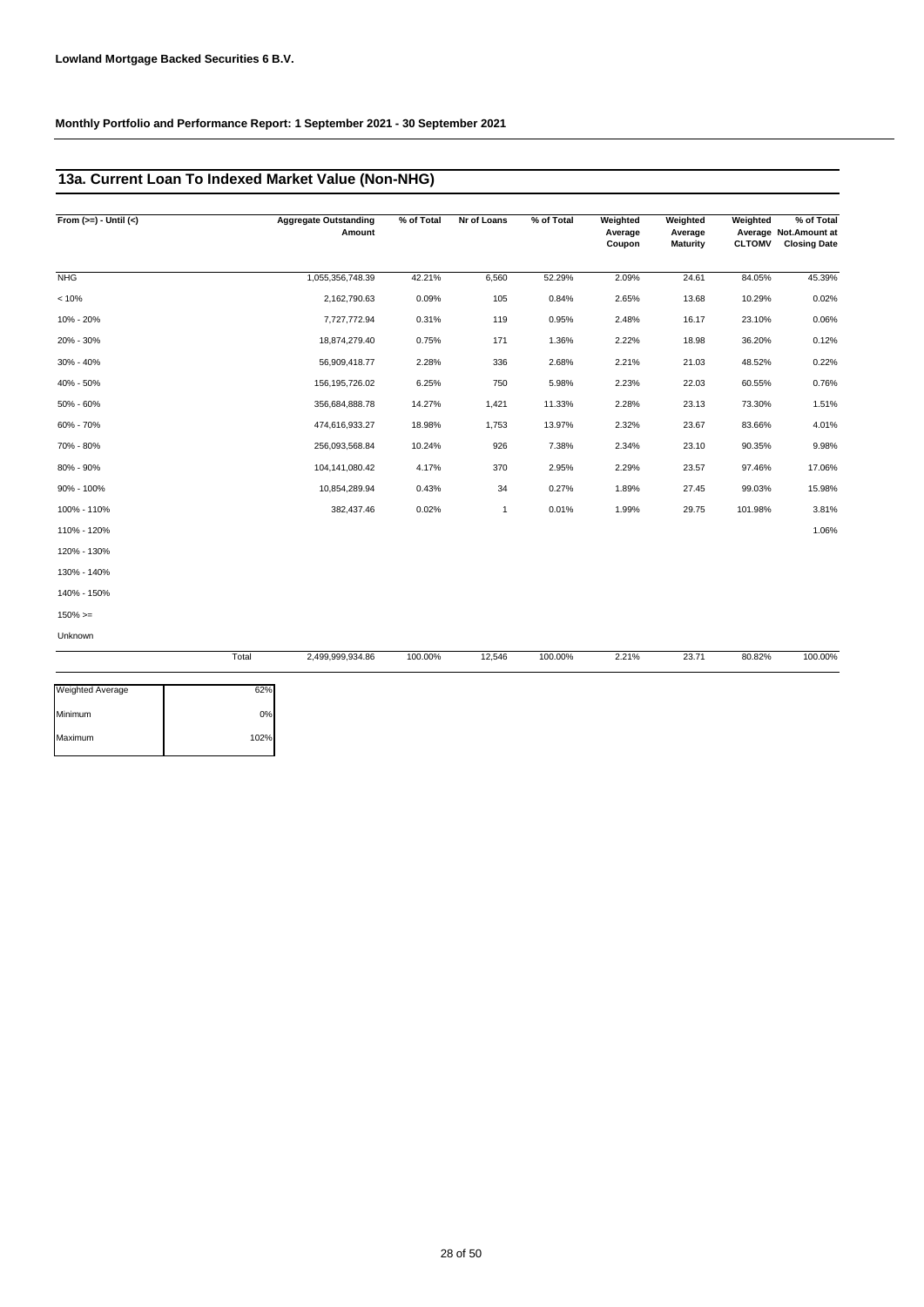**Lowland Mortgage Backed Securities 6 B.V.**

**Monthly Portfolio and Performance Report: 1 September 2021 - 30 September 2021**

## 13a. Current Loan To Indexed Market Value (Non-NHG)

| From (>=) - Until (<) | Aggregate Outstanding Amount | % of Total | Nr of Loans | % of Total | Weighted Average Coupon | Weighted Average Maturity | Weighted Average CLTOMV | % of Total Not.Amount at Closing Date |
|---|---|---|---|---|---|---|---|---|
| NHG | 1,055,356,748.39 | 42.21% | 6,560 | 52.29% | 2.09% | 24.61 | 84.05% | 45.39% |
| < 10% | 2,162,790.63 | 0.09% | 105 | 0.84% | 2.65% | 13.68 | 10.29% | 0.02% |
| 10% - 20% | 7,727,772.94 | 0.31% | 119 | 0.95% | 2.48% | 16.17 | 23.10% | 0.06% |
| 20% - 30% | 18,874,279.40 | 0.75% | 171 | 1.36% | 2.22% | 18.98 | 36.20% | 0.12% |
| 30% - 40% | 56,909,418.77 | 2.28% | 336 | 2.68% | 2.21% | 21.03 | 48.52% | 0.22% |
| 40% - 50% | 156,195,726.02 | 6.25% | 750 | 5.98% | 2.23% | 22.03 | 60.55% | 0.76% |
| 50% - 60% | 356,684,888.78 | 14.27% | 1,421 | 11.33% | 2.28% | 23.13 | 73.30% | 1.51% |
| 60% - 70% | 474,616,933.27 | 18.98% | 1,753 | 13.97% | 2.32% | 23.67 | 83.66% | 4.01% |
| 70% - 80% | 256,093,568.84 | 10.24% | 926 | 7.38% | 2.34% | 23.10 | 90.35% | 9.98% |
| 80% - 90% | 104,141,080.42 | 4.17% | 370 | 2.95% | 2.29% | 23.57 | 97.46% | 17.06% |
| 90% - 100% | 10,854,289.94 | 0.43% | 34 | 0.27% | 1.89% | 27.45 | 99.03% | 15.98% |
| 100% - 110% | 382,437.46 | 0.02% | 1 | 0.01% | 1.99% | 29.75 | 101.98% | 3.81% |
| 110% - 120% | | | | | | | | 1.06% |
| 120% - 130% | | | | | | | | |
| 130% - 140% | | | | | | | | |
| 140% - 150% | | | | | | | | |
| 150% >= | | | | | | | | |
| Unknown | | | | | | | | |
| Total | 2,499,999,934.86 | 100.00% | 12,546 | 100.00% | 2.21% | 23.71 | 80.82% | 100.00% |

| | |
|---|---|
| Weighted Average | 62% |
| Minimum | 0% |
| Maximum | 102% |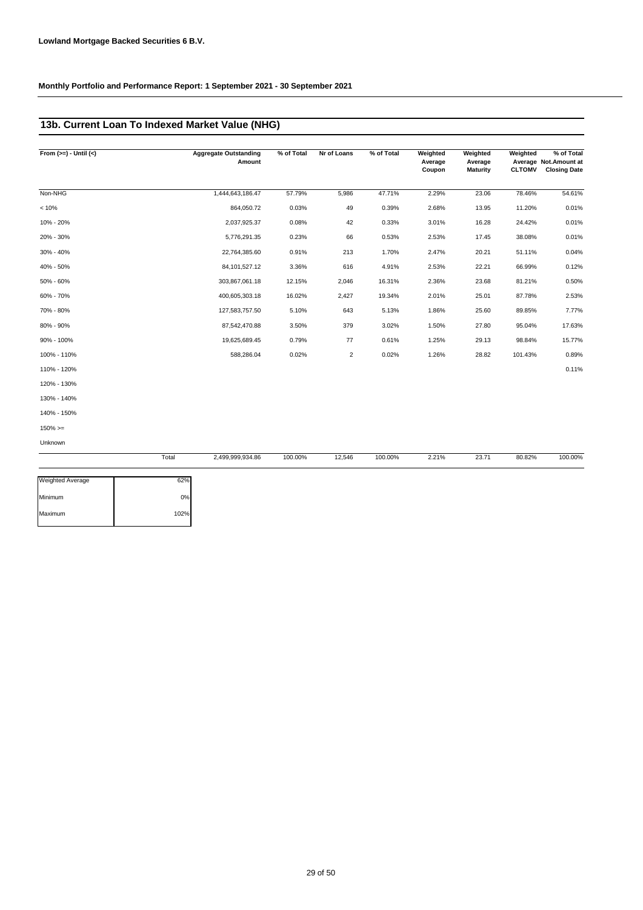**Lowland Mortgage Backed Securities 6 B.V.**

**Monthly Portfolio and Performance Report: 1 September 2021 - 30 September 2021**

## 13b. Current Loan To Indexed Market Value (NHG)

| From (>=) - Until (<) | Aggregate Outstanding Amount | % of Total | Nr of Loans | % of Total | Weighted Average Coupon | Weighted Average Maturity | Weighted Average CLTOMV | % of Total Not.Amount at Closing Date |
|---|---|---|---|---|---|---|---|---|
| Non-NHG | 1,444,643,186.47 | 57.79% | 5,986 | 47.71% | 2.29% | 23.06 | 78.46% | 54.61% |
| < 10% | 864,050.72 | 0.03% | 49 | 0.39% | 2.68% | 13.95 | 11.20% | 0.01% |
| 10% - 20% | 2,037,925.37 | 0.08% | 42 | 0.33% | 3.01% | 16.28 | 24.42% | 0.01% |
| 20% - 30% | 5,776,291.35 | 0.23% | 66 | 0.53% | 2.53% | 17.45 | 38.08% | 0.01% |
| 30% - 40% | 22,764,385.60 | 0.91% | 213 | 1.70% | 2.47% | 20.21 | 51.11% | 0.04% |
| 40% - 50% | 84,101,527.12 | 3.36% | 616 | 4.91% | 2.53% | 22.21 | 66.99% | 0.12% |
| 50% - 60% | 303,867,061.18 | 12.15% | 2,046 | 16.31% | 2.36% | 23.68 | 81.21% | 0.50% |
| 60% - 70% | 400,605,303.18 | 16.02% | 2,427 | 19.34% | 2.01% | 25.01 | 87.78% | 2.53% |
| 70% - 80% | 127,583,757.50 | 5.10% | 643 | 5.13% | 1.86% | 25.60 | 89.85% | 7.77% |
| 80% - 90% | 87,542,470.88 | 3.50% | 379 | 3.02% | 1.50% | 27.80 | 95.04% | 17.63% |
| 90% - 100% | 19,625,689.45 | 0.79% | 77 | 0.61% | 1.25% | 29.13 | 98.84% | 15.77% |
| 100% - 110% | 588,286.04 | 0.02% | 2 | 0.02% | 1.26% | 28.82 | 101.43% | 0.89% |
| 110% - 120% | | | | | | | | 0.11% |
| 120% - 130% | | | | | | | | |
| 130% - 140% | | | | | | | | |
| 140% - 150% | | | | | | | | |
| 150% >= | | | | | | | | |
| Unknown | | | | | | | | |
| Total | 2,499,999,934.86 | 100.00% | 12,546 | 100.00% | 2.21% | 23.71 | 80.82% | 100.00% |

| | |
|---|---|
| Weighted Average | 62% |
| Minimum | 0% |
| Maximum | 102% |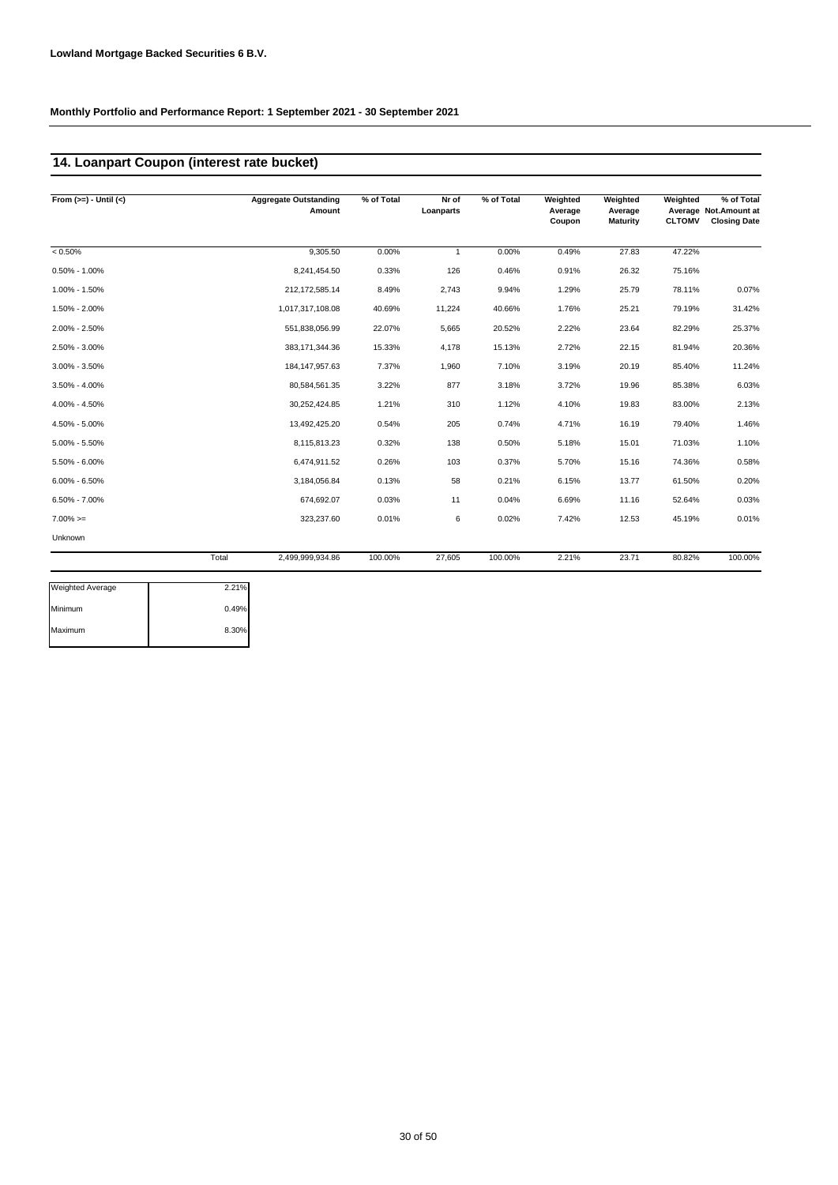**Lowland Mortgage Backed Securities 6 B.V.**

**Monthly Portfolio and Performance Report: 1 September 2021 - 30 September 2021**

## 14. Loanpart Coupon (interest rate bucket)

| From (>=) - Until (<) | Aggregate Outstanding Amount | % of Total | Nr of Loanparts | % of Total | Weighted Average Coupon | Weighted Average Maturity | Weighted Average CLTOMV | % of Total Not.Amount at Closing Date |
|---|---|---|---|---|---|---|---|---|
| < 0.50% | 9,305.50 | 0.00% | 1 | 0.00% | 0.49% | 27.83 | 47.22% | |
| 0.50% - 1.00% | 8,241,454.50 | 0.33% | 126 | 0.46% | 0.91% | 26.32 | 75.16% | |
| 1.00% - 1.50% | 212,172,585.14 | 8.49% | 2,743 | 9.94% | 1.29% | 25.79 | 78.11% | 0.07% |
| 1.50% - 2.00% | 1,017,317,108.08 | 40.69% | 11,224 | 40.66% | 1.76% | 25.21 | 79.19% | 31.42% |
| 2.00% - 2.50% | 551,838,056.99 | 22.07% | 5,665 | 20.52% | 2.22% | 23.64 | 82.29% | 25.37% |
| 2.50% - 3.00% | 383,171,344.36 | 15.33% | 4,178 | 15.13% | 2.72% | 22.15 | 81.94% | 20.36% |
| 3.00% - 3.50% | 184,147,957.63 | 7.37% | 1,960 | 7.10% | 3.19% | 20.19 | 85.40% | 11.24% |
| 3.50% - 4.00% | 80,584,561.35 | 3.22% | 877 | 3.18% | 3.72% | 19.96 | 85.38% | 6.03% |
| 4.00% - 4.50% | 30,252,424.85 | 1.21% | 310 | 1.12% | 4.10% | 19.83 | 83.00% | 2.13% |
| 4.50% - 5.00% | 13,492,425.20 | 0.54% | 205 | 0.74% | 4.71% | 16.19 | 79.40% | 1.46% |
| 5.00% - 5.50% | 8,115,813.23 | 0.32% | 138 | 0.50% | 5.18% | 15.01 | 71.03% | 1.10% |
| 5.50% - 6.00% | 6,474,911.52 | 0.26% | 103 | 0.37% | 5.70% | 15.16 | 74.36% | 0.58% |
| 6.00% - 6.50% | 3,184,056.84 | 0.13% | 58 | 0.21% | 6.15% | 13.77 | 61.50% | 0.20% |
| 6.50% - 7.00% | 674,692.07 | 0.03% | 11 | 0.04% | 6.69% | 11.16 | 52.64% | 0.03% |
| 7.00% >= | 323,237.60 | 0.01% | 6 | 0.02% | 7.42% | 12.53 | 45.19% | 0.01% |
| Unknown | | | | | | | | |
| Total | 2,499,999,934.86 | 100.00% | 27,605 | 100.00% | 2.21% | 23.71 | 80.82% | 100.00% |

| | |
|---|---|
| Weighted Average | 2.21% |
| Minimum | 0.49% |
| Maximum | 8.30% |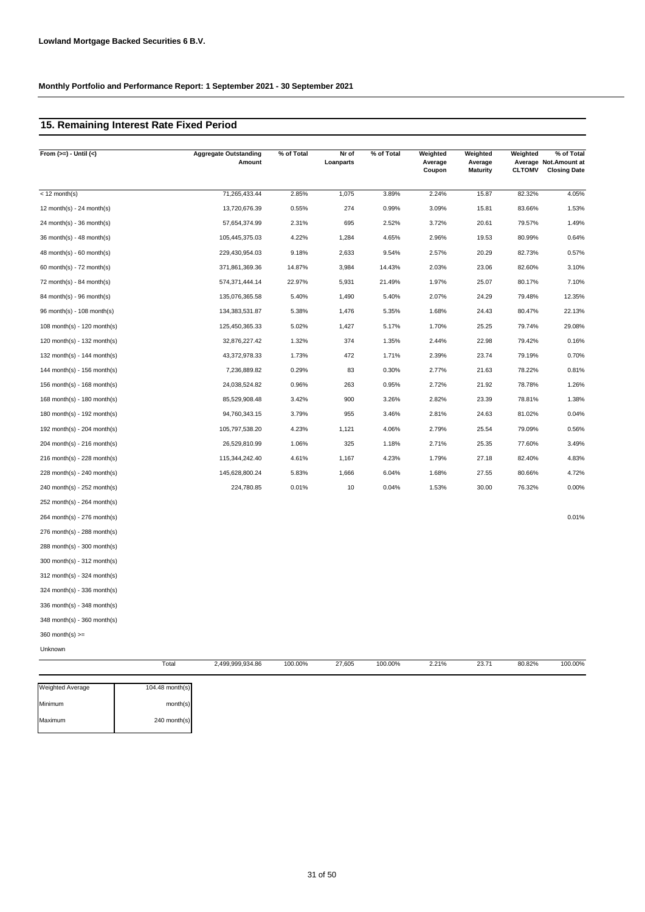**Lowland Mortgage Backed Securities 6 B.V.**

**Monthly Portfolio and Performance Report: 1 September 2021 - 30 September 2021**

## 15. Remaining Interest Rate Fixed Period

| From (>=) - Until (<) | Aggregate Outstanding Amount | % of Total | Nr of Loanparts | % of Total | Weighted Average Coupon | Weighted Average Maturity | Weighted Average CLTOMV | % of Total Not.Amount at Closing Date |
|---|---|---|---|---|---|---|---|---|
| < 12 month(s) | 71,265,433.44 | 2.85% | 1,075 | 3.89% | 2.24% | 15.87 | 82.32% | 4.05% |
| 12 month(s) - 24 month(s) | 13,720,676.39 | 0.55% | 274 | 0.99% | 3.09% | 15.81 | 83.66% | 1.53% |
| 24 month(s) - 36 month(s) | 57,654,374.99 | 2.31% | 695 | 2.52% | 3.72% | 20.61 | 79.57% | 1.49% |
| 36 month(s) - 48 month(s) | 105,445,375.03 | 4.22% | 1,284 | 4.65% | 2.96% | 19.53 | 80.99% | 0.64% |
| 48 month(s) - 60 month(s) | 229,430,954.03 | 9.18% | 2,633 | 9.54% | 2.57% | 20.29 | 82.73% | 0.57% |
| 60 month(s) - 72 month(s) | 371,861,369.36 | 14.87% | 3,984 | 14.43% | 2.03% | 23.06 | 82.60% | 3.10% |
| 72 month(s) - 84 month(s) | 574,371,444.14 | 22.97% | 5,931 | 21.49% | 1.97% | 25.07 | 80.17% | 7.10% |
| 84 month(s) - 96 month(s) | 135,076,365.58 | 5.40% | 1,490 | 5.40% | 2.07% | 24.29 | 79.48% | 12.35% |
| 96 month(s) - 108 month(s) | 134,383,531.87 | 5.38% | 1,476 | 5.35% | 1.68% | 24.43 | 80.47% | 22.13% |
| 108 month(s) - 120 month(s) | 125,450,365.33 | 5.02% | 1,427 | 5.17% | 1.70% | 25.25 | 79.74% | 29.08% |
| 120 month(s) - 132 month(s) | 32,876,227.42 | 1.32% | 374 | 1.35% | 2.44% | 22.98 | 79.42% | 0.16% |
| 132 month(s) - 144 month(s) | 43,372,978.33 | 1.73% | 472 | 1.71% | 2.39% | 23.74 | 79.19% | 0.70% |
| 144 month(s) - 156 month(s) | 7,236,889.82 | 0.29% | 83 | 0.30% | 2.77% | 21.63 | 78.22% | 0.81% |
| 156 month(s) - 168 month(s) | 24,038,524.82 | 0.96% | 263 | 0.95% | 2.72% | 21.92 | 78.78% | 1.26% |
| 168 month(s) - 180 month(s) | 85,529,908.48 | 3.42% | 900 | 3.26% | 2.82% | 23.39 | 78.81% | 1.38% |
| 180 month(s) - 192 month(s) | 94,760,343.15 | 3.79% | 955 | 3.46% | 2.81% | 24.63 | 81.02% | 0.04% |
| 192 month(s) - 204 month(s) | 105,797,538.20 | 4.23% | 1,121 | 4.06% | 2.79% | 25.54 | 79.09% | 0.56% |
| 204 month(s) - 216 month(s) | 26,529,810.99 | 1.06% | 325 | 1.18% | 2.71% | 25.35 | 77.60% | 3.49% |
| 216 month(s) - 228 month(s) | 115,344,242.40 | 4.61% | 1,167 | 4.23% | 1.79% | 27.18 | 82.40% | 4.83% |
| 228 month(s) - 240 month(s) | 145,628,800.24 | 5.83% | 1,666 | 6.04% | 1.68% | 27.55 | 80.66% | 4.72% |
| 240 month(s) - 252 month(s) | 224,780.85 | 0.01% | 10 | 0.04% | 1.53% | 30.00 | 76.32% | 0.00% |
| 252 month(s) - 264 month(s) | | | | | | | | |
| 264 month(s) - 276 month(s) | | | | | | | | 0.01% |
| 276 month(s) - 288 month(s) | | | | | | | | |
| 288 month(s) - 300 month(s) | | | | | | | | |
| 300 month(s) - 312 month(s) | | | | | | | | |
| 312 month(s) - 324 month(s) | | | | | | | | |
| 324 month(s) - 336 month(s) | | | | | | | | |
| 336 month(s) - 348 month(s) | | | | | | | | |
| 348 month(s) - 360 month(s) | | | | | | | | |
| 360 month(s) >= | | | | | | | | |
| Unknown | | | | | | | | |
| Total | 2,499,999,934.86 | 100.00% | 27,605 | 100.00% | 2.21% | 23.71 | 80.82% | 100.00% |

| | |
|---|---|
| Weighted Average | 104.48 month(s) |
| Minimum | month(s) |
| Maximum | 240 month(s) |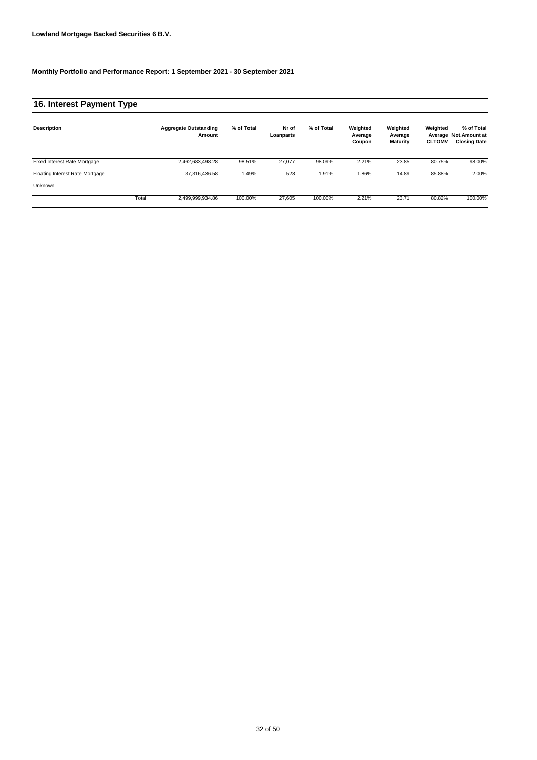**Lowland Mortgage Backed Securities 6 B.V.**

**Monthly Portfolio and Performance Report: 1 September 2021 - 30 September 2021**

## 16. Interest Payment Type

| Description | | Aggregate Outstanding Amount | % of Total | Nr of Loanparts | % of Total | Weighted Average Coupon | Weighted Average Maturity | Weighted Average CLTOMV | % of Total Not.Amount at Closing Date |
|---|---|---|---|---|---|---|---|---|---|
| Fixed Interest Rate Mortgage | | 2,462,683,498.28 | 98.51% | 27,077 | 98.09% | 2.21% | 23.85 | 80.75% | 98.00% |
| Floating Interest Rate Mortgage | | 37,316,436.58 | 1.49% | 528 | 1.91% | 1.86% | 14.89 | 85.88% | 2.00% |
| Unknown | | | | | | | | | |
| | Total | 2,499,999,934.86 | 100.00% | 27,605 | 100.00% | 2.21% | 23.71 | 80.82% | 100.00% |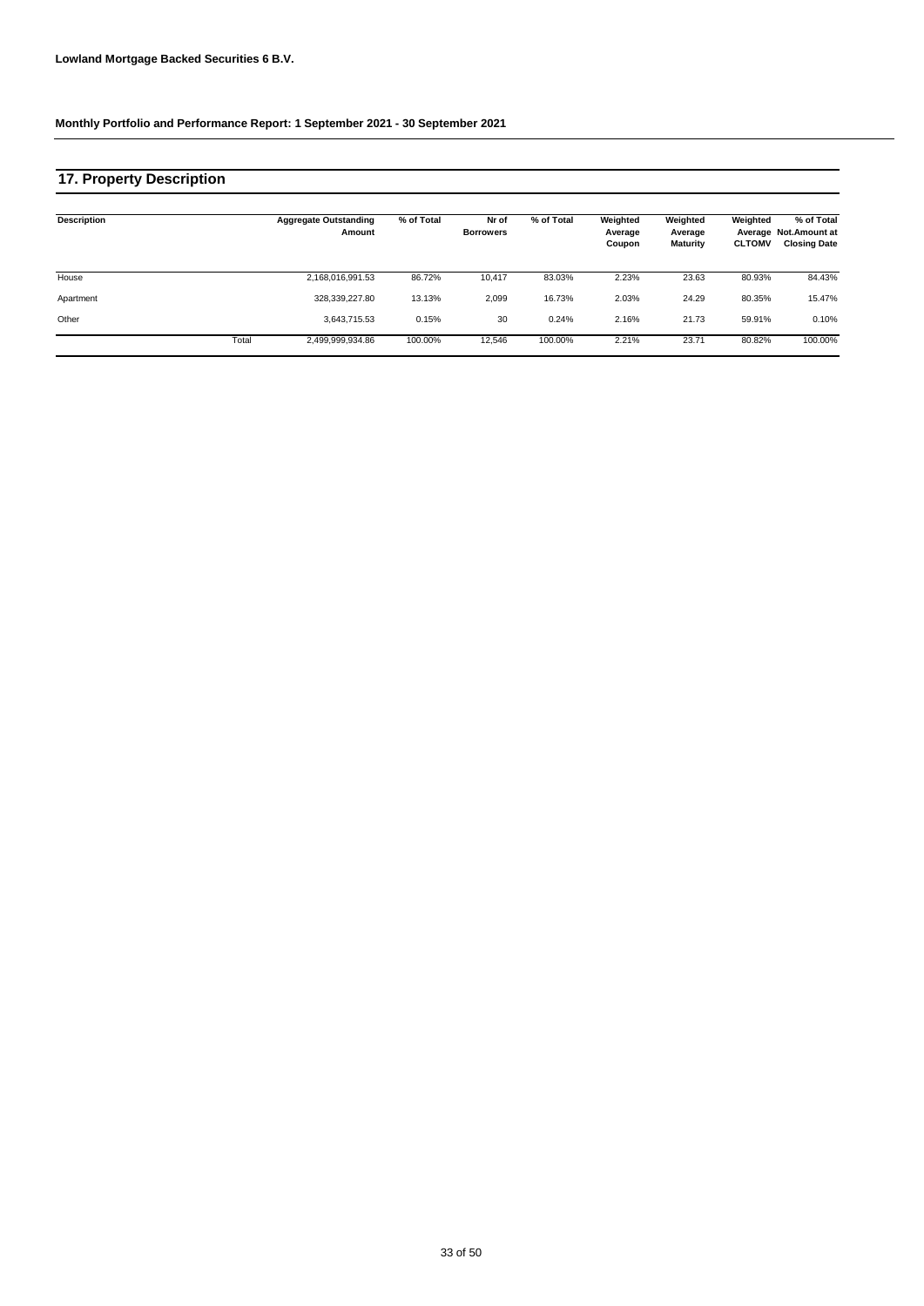**Lowland Mortgage Backed Securities 6 B.V.**

**Monthly Portfolio and Performance Report: 1 September 2021 - 30 September 2021**

## 17. Property Description

| Description | | Aggregate Outstanding Amount | % of Total | Nr of Borrowers | % of Total | Weighted Average Coupon | Weighted Average Maturity | Weighted Average CLTOMV | % of Total Not.Amount at Closing Date |
|---|---|---|---|---|---|---|---|---|---|
| House | | 2,168,016,991.53 | 86.72% | 10,417 | 83.03% | 2.23% | 23.63 | 80.93% | 84.43% |
| Apartment | | 328,339,227.80 | 13.13% | 2,099 | 16.73% | 2.03% | 24.29 | 80.35% | 15.47% |
| Other | | 3,643,715.53 | 0.15% | 30 | 0.24% | 2.16% | 21.73 | 59.91% | 0.10% |
| | Total | 2,499,999,934.86 | 100.00% | 12,546 | 100.00% | 2.21% | 23.71 | 80.82% | 100.00% |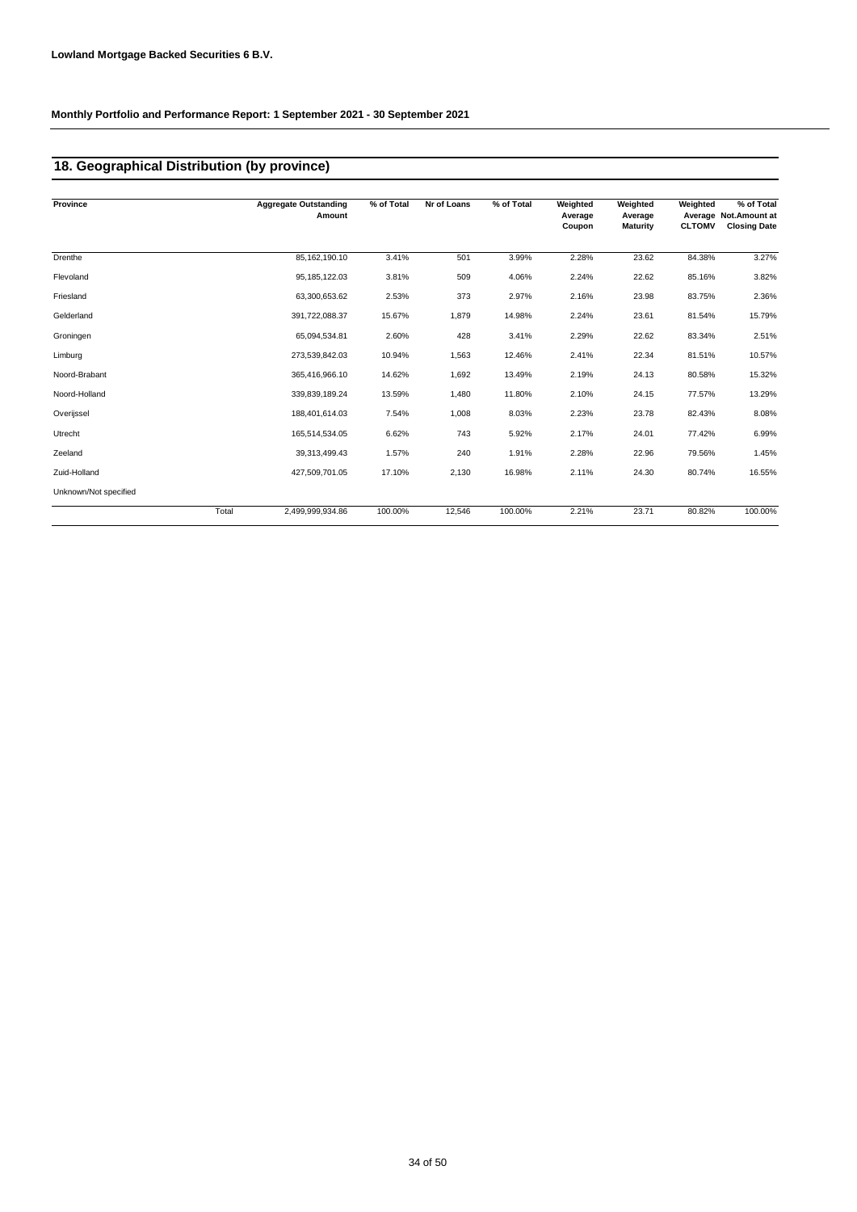**Lowland Mortgage Backed Securities 6 B.V.**

**Monthly Portfolio and Performance Report: 1 September 2021 - 30 September 2021**

## 18. Geographical Distribution (by province)

| Province | | Aggregate Outstanding Amount | % of Total | Nr of Loans | % of Total | Weighted Average Coupon | Weighted Average Maturity | Weighted Average CLTOMV | % of Total Not.Amount at Closing Date |
|---|---|---|---|---|---|---|---|---|---|
| Drenthe | | 85,162,190.10 | 3.41% | 501 | 3.99% | 2.28% | 23.62 | 84.38% | 3.27% |
| Flevoland | | 95,185,122.03 | 3.81% | 509 | 4.06% | 2.24% | 22.62 | 85.16% | 3.82% |
| Friesland | | 63,300,653.62 | 2.53% | 373 | 2.97% | 2.16% | 23.98 | 83.75% | 2.36% |
| Gelderland | | 391,722,088.37 | 15.67% | 1,879 | 14.98% | 2.24% | 23.61 | 81.54% | 15.79% |
| Groningen | | 65,094,534.81 | 2.60% | 428 | 3.41% | 2.29% | 22.62 | 83.34% | 2.51% |
| Limburg | | 273,539,842.03 | 10.94% | 1,563 | 12.46% | 2.41% | 22.34 | 81.51% | 10.57% |
| Noord-Brabant | | 365,416,966.10 | 14.62% | 1,692 | 13.49% | 2.19% | 24.13 | 80.58% | 15.32% |
| Noord-Holland | | 339,839,189.24 | 13.59% | 1,480 | 11.80% | 2.10% | 24.15 | 77.57% | 13.29% |
| Overijssel | | 188,401,614.03 | 7.54% | 1,008 | 8.03% | 2.23% | 23.78 | 82.43% | 8.08% |
| Utrecht | | 165,514,534.05 | 6.62% | 743 | 5.92% | 2.17% | 24.01 | 77.42% | 6.99% |
| Zeeland | | 39,313,499.43 | 1.57% | 240 | 1.91% | 2.28% | 22.96 | 79.56% | 1.45% |
| Zuid-Holland | | 427,509,701.05 | 17.10% | 2,130 | 16.98% | 2.11% | 24.30 | 80.74% | 16.55% |
| Unknown/Not specified | | | | | | | | | |
| | Total | 2,499,999,934.86 | 100.00% | 12,546 | 100.00% | 2.21% | 23.71 | 80.82% | 100.00% |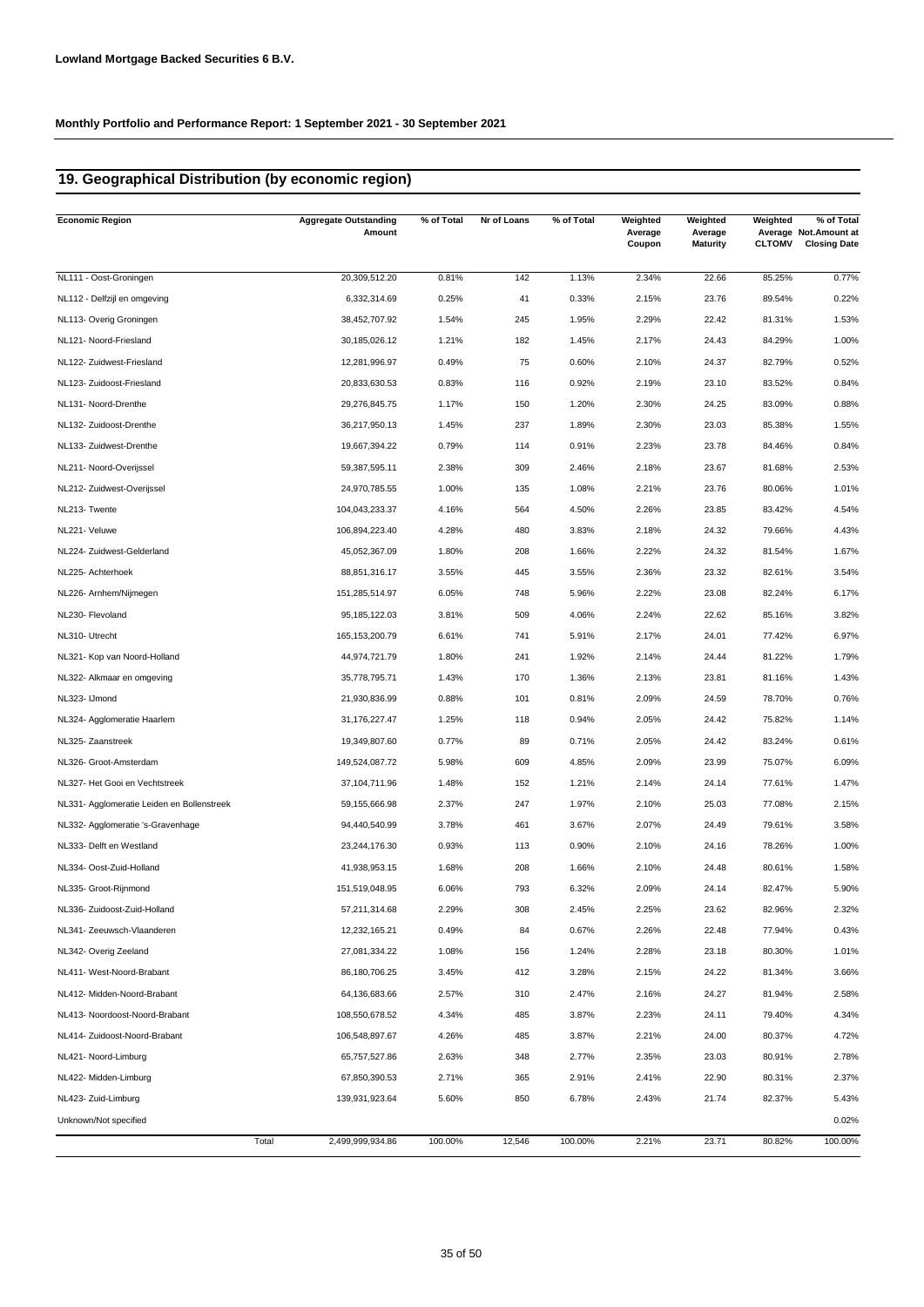**Lowland Mortgage Backed Securities 6 B.V.**

**Monthly Portfolio and Performance Report: 1 September 2021 - 30 September 2021**

## 19. Geographical Distribution (by economic region)

| Economic Region | Aggregate Outstanding Amount | % of Total | Nr of Loans | % of Total | Weighted Average Coupon | Weighted Average Maturity | Weighted Average CLTOMV | % of Total Not.Amount at Closing Date |
|---|---|---|---|---|---|---|---|---|
| NL111 - Oost-Groningen | 20,309,512.20 | 0.81% | 142 | 1.13% | 2.34% | 22.66 | 85.25% | 0.77% |
| NL112 - Delfzijl en omgeving | 6,332,314.69 | 0.25% | 41 | 0.33% | 2.15% | 23.76 | 89.54% | 0.22% |
| NL113- Overig Groningen | 38,452,707.92 | 1.54% | 245 | 1.95% | 2.29% | 22.42 | 81.31% | 1.53% |
| NL121- Noord-Friesland | 30,185,026.12 | 1.21% | 182 | 1.45% | 2.17% | 24.43 | 84.29% | 1.00% |
| NL122- Zuidwest-Friesland | 12,281,996.97 | 0.49% | 75 | 0.60% | 2.10% | 24.37 | 82.79% | 0.52% |
| NL123- Zuidoost-Friesland | 20,833,630.53 | 0.83% | 116 | 0.92% | 2.19% | 23.10 | 83.52% | 0.84% |
| NL131- Noord-Drenthe | 29,276,845.75 | 1.17% | 150 | 1.20% | 2.30% | 24.25 | 83.09% | 0.88% |
| NL132- Zuidoost-Drenthe | 36,217,950.13 | 1.45% | 237 | 1.89% | 2.30% | 23.03 | 85.38% | 1.55% |
| NL133- Zuidwest-Drenthe | 19,667,394.22 | 0.79% | 114 | 0.91% | 2.23% | 23.78 | 84.46% | 0.84% |
| NL211- Noord-Overijssel | 59,387,595.11 | 2.38% | 309 | 2.46% | 2.18% | 23.67 | 81.68% | 2.53% |
| NL212- Zuidwest-Overijssel | 24,970,785.55 | 1.00% | 135 | 1.08% | 2.21% | 23.76 | 80.06% | 1.01% |
| NL213- Twente | 104,043,233.37 | 4.16% | 564 | 4.50% | 2.26% | 23.85 | 83.42% | 4.54% |
| NL221- Veluwe | 106,894,223.40 | 4.28% | 480 | 3.83% | 2.18% | 24.32 | 79.66% | 4.43% |
| NL224- Zuidwest-Gelderland | 45,052,367.09 | 1.80% | 208 | 1.66% | 2.22% | 24.32 | 81.54% | 1.67% |
| NL225- Achterhoek | 88,851,316.17 | 3.55% | 445 | 3.55% | 2.36% | 23.32 | 82.61% | 3.54% |
| NL226- Arnhem/Nijmegen | 151,285,514.97 | 6.05% | 748 | 5.96% | 2.22% | 23.08 | 82.24% | 6.17% |
| NL230- Flevoland | 95,185,122.03 | 3.81% | 509 | 4.06% | 2.24% | 22.62 | 85.16% | 3.82% |
| NL310- Utrecht | 165,153,200.79 | 6.61% | 741 | 5.91% | 2.17% | 24.01 | 77.42% | 6.97% |
| NL321- Kop van Noord-Holland | 44,974,721.79 | 1.80% | 241 | 1.92% | 2.14% | 24.44 | 81.22% | 1.79% |
| NL322- Alkmaar en omgeving | 35,778,795.71 | 1.43% | 170 | 1.36% | 2.13% | 23.81 | 81.16% | 1.43% |
| NL323- IJmond | 21,930,836.99 | 0.88% | 101 | 0.81% | 2.09% | 24.59 | 78.70% | 0.76% |
| NL324- Agglomeratie Haarlem | 31,176,227.47 | 1.25% | 118 | 0.94% | 2.05% | 24.42 | 75.82% | 1.14% |
| NL325- Zaanstreek | 19,349,807.60 | 0.77% | 89 | 0.71% | 2.05% | 24.42 | 83.24% | 0.61% |
| NL326- Groot-Amsterdam | 149,524,087.72 | 5.98% | 609 | 4.85% | 2.09% | 23.99 | 75.07% | 6.09% |
| NL327- Het Gooi en Vechtstreek | 37,104,711.96 | 1.48% | 152 | 1.21% | 2.14% | 24.14 | 77.61% | 1.47% |
| NL331- Agglomeratie Leiden en Bollenstreek | 59,155,666.98 | 2.37% | 247 | 1.97% | 2.10% | 25.03 | 77.08% | 2.15% |
| NL332- Agglomeratie 's-Gravenhage | 94,440,540.99 | 3.78% | 461 | 3.67% | 2.07% | 24.49 | 79.61% | 3.58% |
| NL333- Delft en Westland | 23,244,176.30 | 0.93% | 113 | 0.90% | 2.10% | 24.16 | 78.26% | 1.00% |
| NL334- Oost-Zuid-Holland | 41,938,953.15 | 1.68% | 208 | 1.66% | 2.10% | 24.48 | 80.61% | 1.58% |
| NL335- Groot-Rijnmond | 151,519,048.95 | 6.06% | 793 | 6.32% | 2.09% | 24.14 | 82.47% | 5.90% |
| NL336- Zuidoost-Zuid-Holland | 57,211,314.68 | 2.29% | 308 | 2.45% | 2.25% | 23.62 | 82.96% | 2.32% |
| NL341- Zeeuwsch-Vlaanderen | 12,232,165.21 | 0.49% | 84 | 0.67% | 2.26% | 22.48 | 77.94% | 0.43% |
| NL342- Overig Zeeland | 27,081,334.22 | 1.08% | 156 | 1.24% | 2.28% | 23.18 | 80.30% | 1.01% |
| NL411- West-Noord-Brabant | 86,180,706.25 | 3.45% | 412 | 3.28% | 2.15% | 24.22 | 81.34% | 3.66% |
| NL412- Midden-Noord-Brabant | 64,136,683.66 | 2.57% | 310 | 2.47% | 2.16% | 24.27 | 81.94% | 2.58% |
| NL413- Noordoost-Noord-Brabant | 108,550,678.52 | 4.34% | 485 | 3.87% | 2.23% | 24.11 | 79.40% | 4.34% |
| NL414- Zuidoost-Noord-Brabant | 106,548,897.67 | 4.26% | 485 | 3.87% | 2.21% | 24.00 | 80.37% | 4.72% |
| NL421- Noord-Limburg | 65,757,527.86 | 2.63% | 348 | 2.77% | 2.35% | 23.03 | 80.91% | 2.78% |
| NL422- Midden-Limburg | 67,850,390.53 | 2.71% | 365 | 2.91% | 2.41% | 22.90 | 80.31% | 2.37% |
| NL423- Zuid-Limburg | 139,931,923.64 | 5.60% | 850 | 6.78% | 2.43% | 21.74 | 82.37% | 5.43% |
| Unknown/Not specified | | | | | | | | 0.02% |
| Total | 2,499,999,934.86 | 100.00% | 12,546 | 100.00% | 2.21% | 23.71 | 80.82% | 100.00% |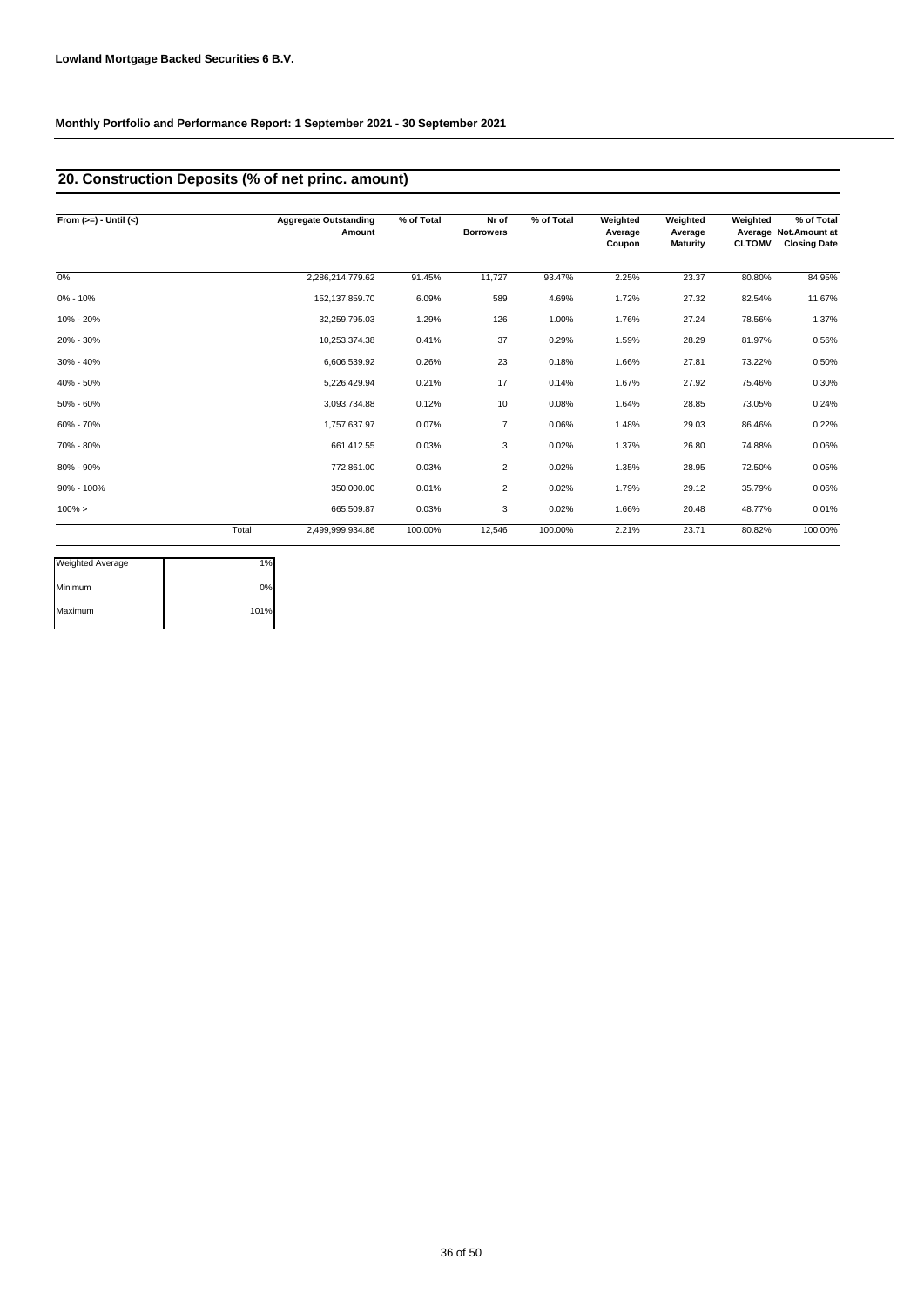**Lowland Mortgage Backed Securities 6 B.V.**

**Monthly Portfolio and Performance Report: 1 September 2021 - 30 September 2021**

## 20. Construction Deposits (% of net princ. amount)

| From (>=) - Until (<) | | Aggregate Outstanding Amount | % of Total | Nr of Borrowers | % of Total | Weighted Average Coupon | Weighted Average Maturity | Weighted Average CLTOMV | % of Total Not.Amount at Closing Date |
|---|---|---|---|---|---|---|---|---|---|
| 0% | | 2,286,214,779.62 | 91.45% | 11,727 | 93.47% | 2.25% | 23.37 | 80.80% | 84.95% |
| 0% - 10% | | 152,137,859.70 | 6.09% | 589 | 4.69% | 1.72% | 27.32 | 82.54% | 11.67% |
| 10% - 20% | | 32,259,795.03 | 1.29% | 126 | 1.00% | 1.76% | 27.24 | 78.56% | 1.37% |
| 20% - 30% | | 10,253,374.38 | 0.41% | 37 | 0.29% | 1.59% | 28.29 | 81.97% | 0.56% |
| 30% - 40% | | 6,606,539.92 | 0.26% | 23 | 0.18% | 1.66% | 27.81 | 73.22% | 0.50% |
| 40% - 50% | | 5,226,429.94 | 0.21% | 17 | 0.14% | 1.67% | 27.92 | 75.46% | 0.30% |
| 50% - 60% | | 3,093,734.88 | 0.12% | 10 | 0.08% | 1.64% | 28.85 | 73.05% | 0.24% |
| 60% - 70% | | 1,757,637.97 | 0.07% | 7 | 0.06% | 1.48% | 29.03 | 86.46% | 0.22% |
| 70% - 80% | | 661,412.55 | 0.03% | 3 | 0.02% | 1.37% | 26.80 | 74.88% | 0.06% |
| 80% - 90% | | 772,861.00 | 0.03% | 2 | 0.02% | 1.35% | 28.95 | 72.50% | 0.05% |
| 90% - 100% | | 350,000.00 | 0.01% | 2 | 0.02% | 1.79% | 29.12 | 35.79% | 0.06% |
| 100% > | | 665,509.87 | 0.03% | 3 | 0.02% | 1.66% | 20.48 | 48.77% | 0.01% |
| | Total | 2,499,999,934.86 | 100.00% | 12,546 | 100.00% | 2.21% | 23.71 | 80.82% | 100.00% |

| | |
|---|---|
| Weighted Average | 1% |
| Minimum | 0% |
| Maximum | 101% |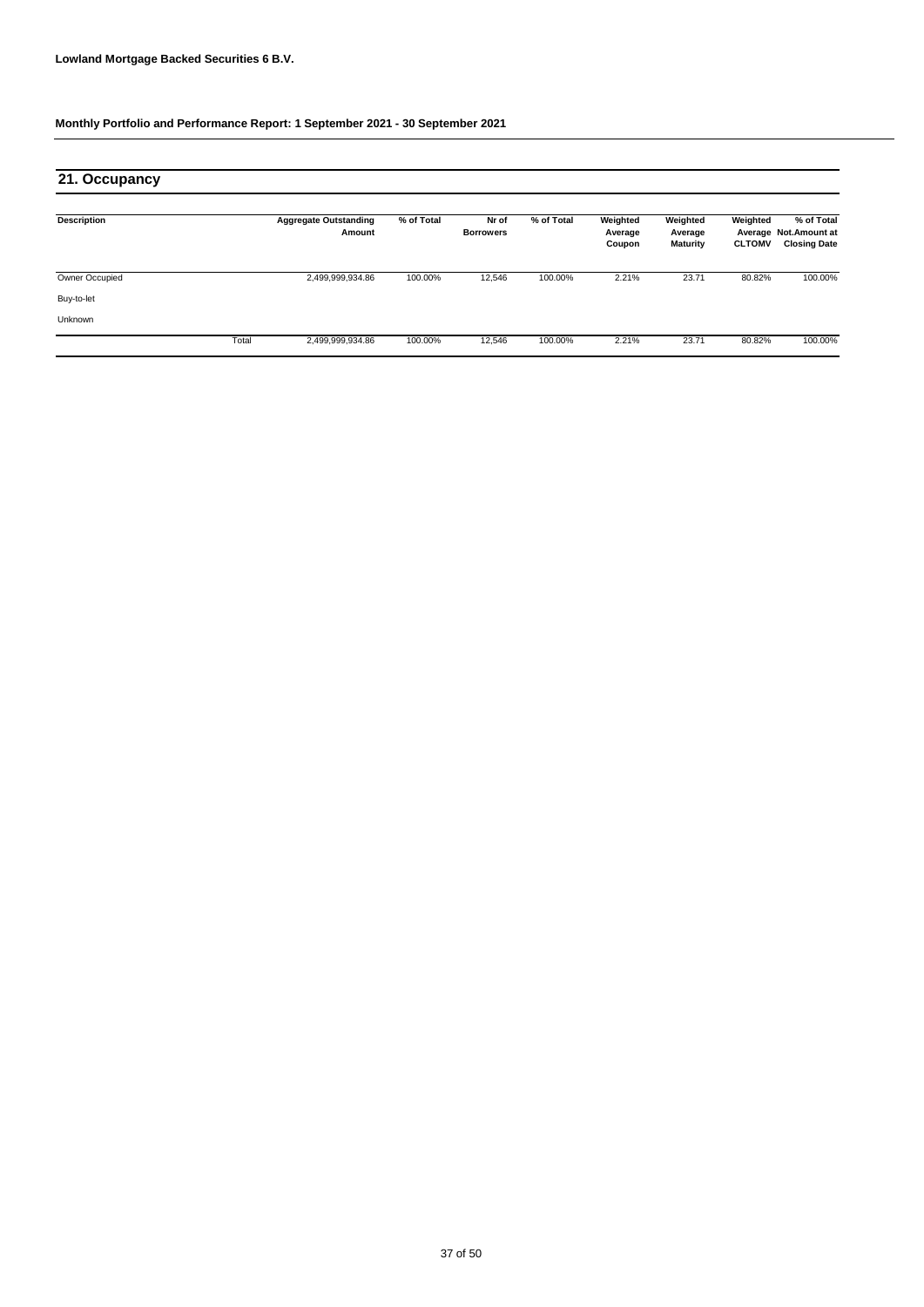**Lowland Mortgage Backed Securities 6 B.V.**

**Monthly Portfolio and Performance Report: 1 September 2021 - 30 September 2021**

## 21. Occupancy

| Description | | Aggregate Outstanding Amount | % of Total | Nr of Borrowers | % of Total | Weighted Average Coupon | Weighted Average Maturity | Weighted Average CLTOMV | % of Total Not.Amount at Closing Date |
|---|---|---|---|---|---|---|---|---|---|
| Owner Occupied | | 2,499,999,934.86 | 100.00% | 12,546 | 100.00% | 2.21% | 23.71 | 80.82% | 100.00% |
| Buy-to-let | | | | | | | | | |
| Unknown | | | | | | | | | |
| | Total | 2,499,999,934.86 | 100.00% | 12,546 | 100.00% | 2.21% | 23.71 | 80.82% | 100.00% |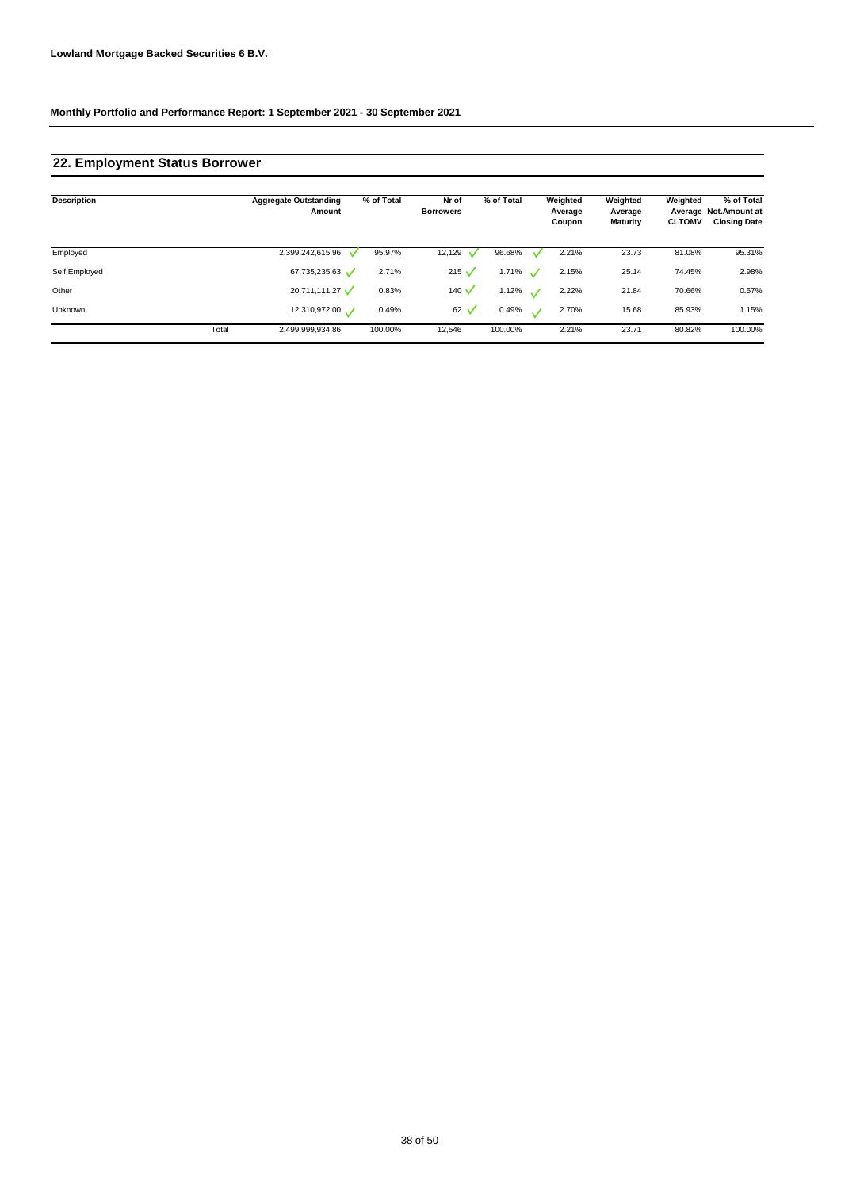**Lowland Mortgage Backed Securities 6 B.V.**

**Monthly Portfolio and Performance Report: 1 September 2021 - 30 September 2021**

## 22. Employment Status Borrower

| Description | | Aggregate Outstanding Amount | % of Total | Nr of Borrowers | % of Total | Weighted Average Coupon | Weighted Average Maturity | Weighted Average CLTOMV | % of Total Not.Amount at Closing Date |
|---|---|---|---|---|---|---|---|---|---|
| Employed | | 2,399,242,615.96 | 95.97% | 12,129 | 96.68% | 2.21% | 23.73 | 81.08% | 95.31% |
| Self Employed | | 67,735,235.63 | 2.71% | 215 | 1.71% | 2.15% | 25.14 | 74.45% | 2.98% |
| Other | | 20,711,111.27 | 0.83% | 140 | 1.12% | 2.22% | 21.84 | 70.66% | 0.57% |
| Unknown | | 12,310,972.00 | 0.49% | 62 | 0.49% | 2.70% | 15.68 | 85.93% | 1.15% |
| | Total | 2,499,999,934.86 | 100.00% | 12,546 | 100.00% | 2.21% | 23.71 | 80.82% | 100.00% |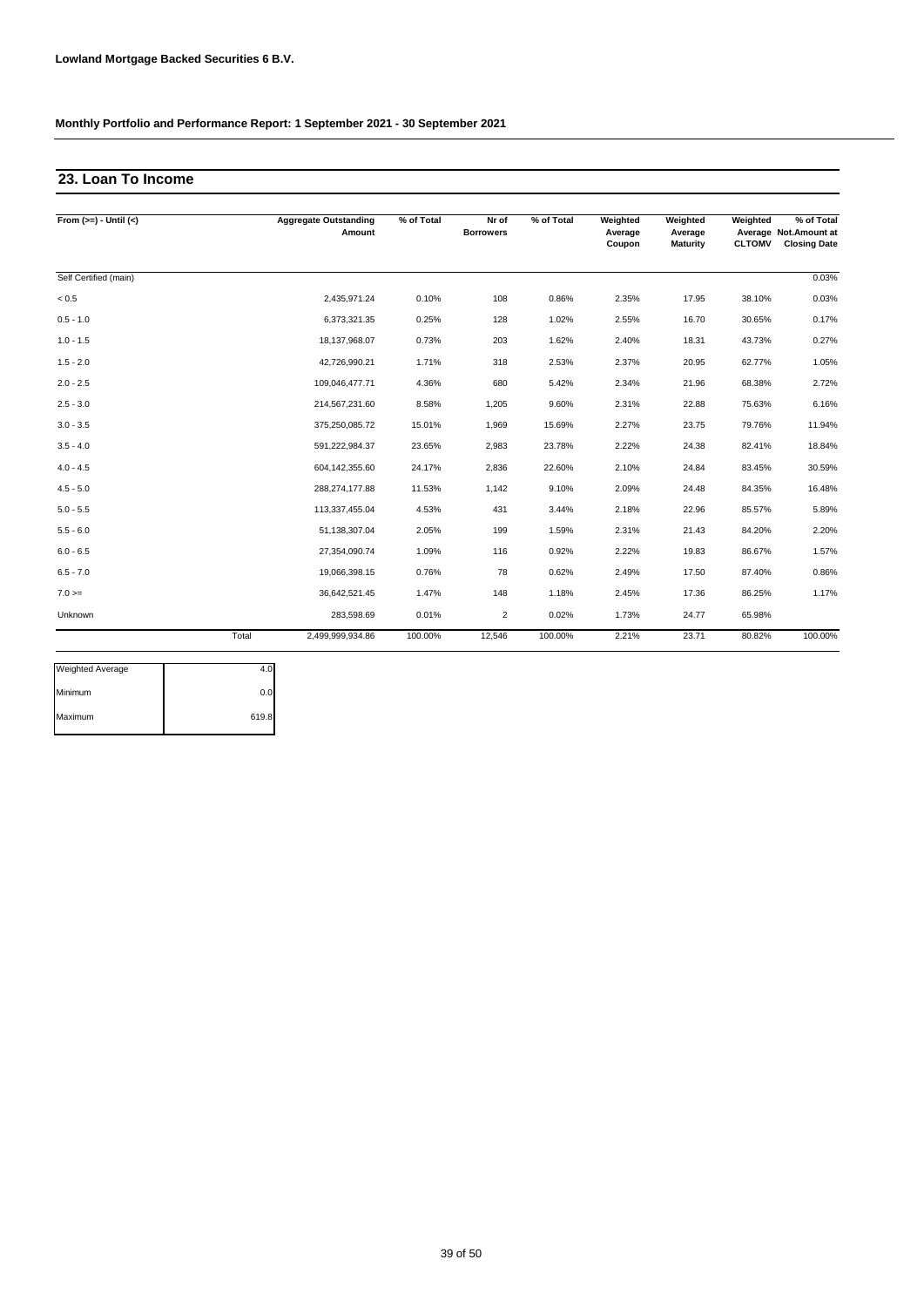**Lowland Mortgage Backed Securities 6 B.V.**

**Monthly Portfolio and Performance Report: 1 September 2021 - 30 September 2021**

## 23. Loan To Income

| From (>=) - Until (<) | | Aggregate Outstanding Amount | % of Total | Nr of Borrowers | % of Total | Weighted Average Coupon | Weighted Average Maturity | Weighted Average CLTOMV | % of Total Not.Amount at Closing Date |
|---|---|---|---|---|---|---|---|---|---|
| Self Certified (main) | | | | | | | | | 0.03% |
| < 0.5 | | 2,435,971.24 | 0.10% | 108 | 0.86% | 2.35% | 17.95 | 38.10% | 0.03% |
| 0.5 - 1.0 | | 6,373,321.35 | 0.25% | 128 | 1.02% | 2.55% | 16.70 | 30.65% | 0.17% |
| 1.0 - 1.5 | | 18,137,968.07 | 0.73% | 203 | 1.62% | 2.40% | 18.31 | 43.73% | 0.27% |
| 1.5 - 2.0 | | 42,726,990.21 | 1.71% | 318 | 2.53% | 2.37% | 20.95 | 62.77% | 1.05% |
| 2.0 - 2.5 | | 109,046,477.71 | 4.36% | 680 | 5.42% | 2.34% | 21.96 | 68.38% | 2.72% |
| 2.5 - 3.0 | | 214,567,231.60 | 8.58% | 1,205 | 9.60% | 2.31% | 22.88 | 75.63% | 6.16% |
| 3.0 - 3.5 | | 375,250,085.72 | 15.01% | 1,969 | 15.69% | 2.27% | 23.75 | 79.76% | 11.94% |
| 3.5 - 4.0 | | 591,222,984.37 | 23.65% | 2,983 | 23.78% | 2.22% | 24.38 | 82.41% | 18.84% |
| 4.0 - 4.5 | | 604,142,355.60 | 24.17% | 2,836 | 22.60% | 2.10% | 24.84 | 83.45% | 30.59% |
| 4.5 - 5.0 | | 288,274,177.88 | 11.53% | 1,142 | 9.10% | 2.09% | 24.48 | 84.35% | 16.48% |
| 5.0 - 5.5 | | 113,337,455.04 | 4.53% | 431 | 3.44% | 2.18% | 22.96 | 85.57% | 5.89% |
| 5.5 - 6.0 | | 51,138,307.04 | 2.05% | 199 | 1.59% | 2.31% | 21.43 | 84.20% | 2.20% |
| 6.0 - 6.5 | | 27,354,090.74 | 1.09% | 116 | 0.92% | 2.22% | 19.83 | 86.67% | 1.57% |
| 6.5 - 7.0 | | 19,066,398.15 | 0.76% | 78 | 0.62% | 2.49% | 17.50 | 87.40% | 0.86% |
| 7.0 >= | | 36,642,521.45 | 1.47% | 148 | 1.18% | 2.45% | 17.36 | 86.25% | 1.17% |
| Unknown | | 283,598.69 | 0.01% | 2 | 0.02% | 1.73% | 24.77 | 65.98% | |
| | Total | 2,499,999,934.86 | 100.00% | 12,546 | 100.00% | 2.21% | 23.71 | 80.82% | 100.00% |

| | |
|---|---|
| Weighted Average | 4.0 |
| Minimum | 0.0 |
| Maximum | 619.8 |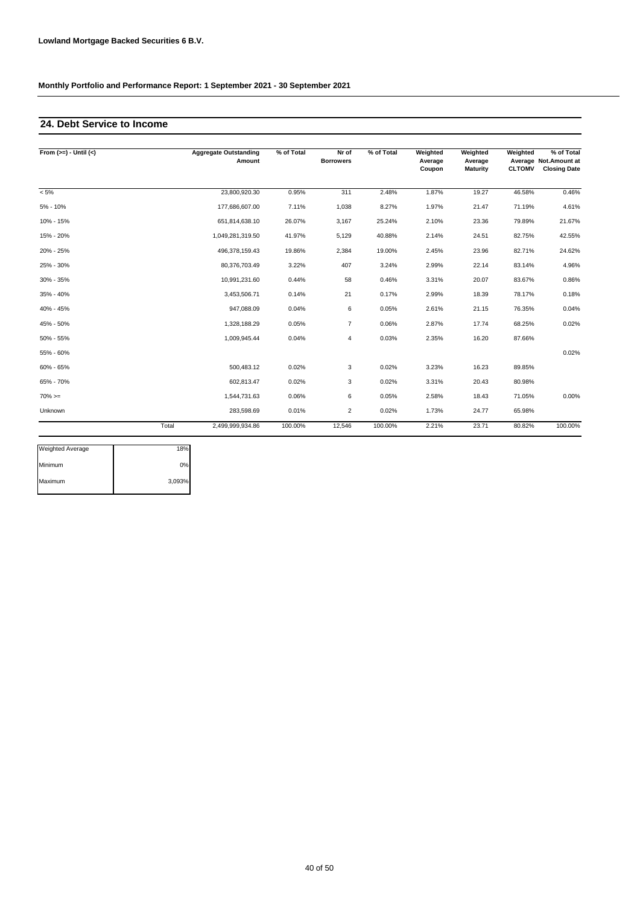**Lowland Mortgage Backed Securities 6 B.V.**

**Monthly Portfolio and Performance Report: 1 September 2021 - 30 September 2021**

## 24. Debt Service to Income

| From (>=) - Until (<) | | Aggregate Outstanding Amount | % of Total | Nr of Borrowers | % of Total | Weighted Average Coupon | Weighted Average Maturity | Weighted Average CLTOMV | % of Total Not.Amount at Closing Date |
|---|---|---|---|---|---|---|---|---|---|
| < 5% | | 23,800,920.30 | 0.95% | 311 | 2.48% | 1.87% | 19.27 | 46.58% | 0.46% |
| 5% - 10% | | 177,686,607.00 | 7.11% | 1,038 | 8.27% | 1.97% | 21.47 | 71.19% | 4.61% |
| 10% - 15% | | 651,814,638.10 | 26.07% | 3,167 | 25.24% | 2.10% | 23.36 | 79.89% | 21.67% |
| 15% - 20% | | 1,049,281,319.50 | 41.97% | 5,129 | 40.88% | 2.14% | 24.51 | 82.75% | 42.55% |
| 20% - 25% | | 496,378,159.43 | 19.86% | 2,384 | 19.00% | 2.45% | 23.96 | 82.71% | 24.62% |
| 25% - 30% | | 80,376,703.49 | 3.22% | 407 | 3.24% | 2.99% | 22.14 | 83.14% | 4.96% |
| 30% - 35% | | 10,991,231.60 | 0.44% | 58 | 0.46% | 3.31% | 20.07 | 83.67% | 0.86% |
| 35% - 40% | | 3,453,506.71 | 0.14% | 21 | 0.17% | 2.99% | 18.39 | 78.17% | 0.18% |
| 40% - 45% | | 947,088.09 | 0.04% | 6 | 0.05% | 2.61% | 21.15 | 76.35% | 0.04% |
| 45% - 50% | | 1,328,188.29 | 0.05% | 7 | 0.06% | 2.87% | 17.74 | 68.25% | 0.02% |
| 50% - 55% | | 1,009,945.44 | 0.04% | 4 | 0.03% | 2.35% | 16.20 | 87.66% | |
| 55% - 60% | | | | | | | | | 0.02% |
| 60% - 65% | | 500,483.12 | 0.02% | 3 | 0.02% | 3.23% | 16.23 | 89.85% | |
| 65% - 70% | | 602,813.47 | 0.02% | 3 | 0.02% | 3.31% | 20.43 | 80.98% | |
| 70% >= | | 1,544,731.63 | 0.06% | 6 | 0.05% | 2.58% | 18.43 | 71.05% | 0.00% |
| Unknown | | 283,598.69 | 0.01% | 2 | 0.02% | 1.73% | 24.77 | 65.98% | |
| | Total | 2,499,999,934.86 | 100.00% | 12,546 | 100.00% | 2.21% | 23.71 | 80.82% | 100.00% |

| | |
|---|---|
| Weighted Average | 18% |
| Minimum | 0% |
| Maximum | 3,093% |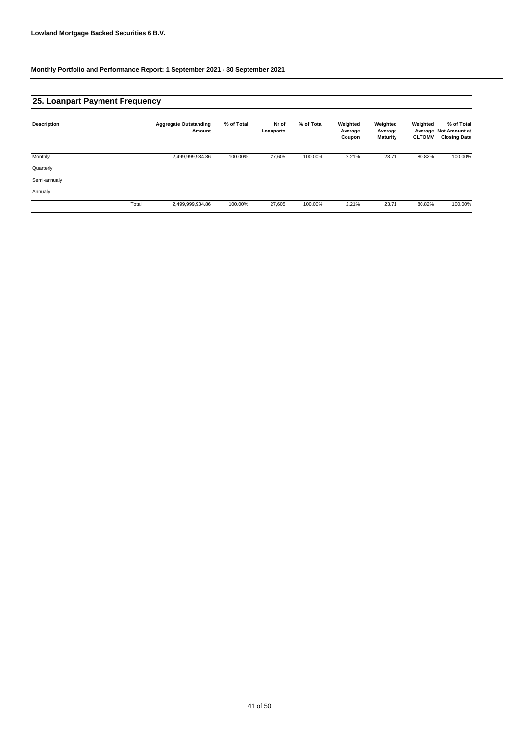**Lowland Mortgage Backed Securities 6 B.V.**

**Monthly Portfolio and Performance Report: 1 September 2021 - 30 September 2021**

## 25. Loanpart Payment Frequency

| Description | | Aggregate Outstanding Amount | % of Total | Nr of Loanparts | % of Total | Weighted Average Coupon | Weighted Average Maturity | Weighted Average CLTOMV | % of Total Not.Amount at Closing Date |
|---|---|---|---|---|---|---|---|---|---|
| Monthly | | 2,499,999,934.86 | 100.00% | 27,605 | 100.00% | 2.21% | 23.71 | 80.82% | 100.00% |
| Quarterly | | | | | | | | | |
| Semi-annualy | | | | | | | | | |
| Annualy | | | | | | | | | |
| | Total | 2,499,999,934.86 | 100.00% | 27,605 | 100.00% | 2.21% | 23.71 | 80.82% | 100.00% |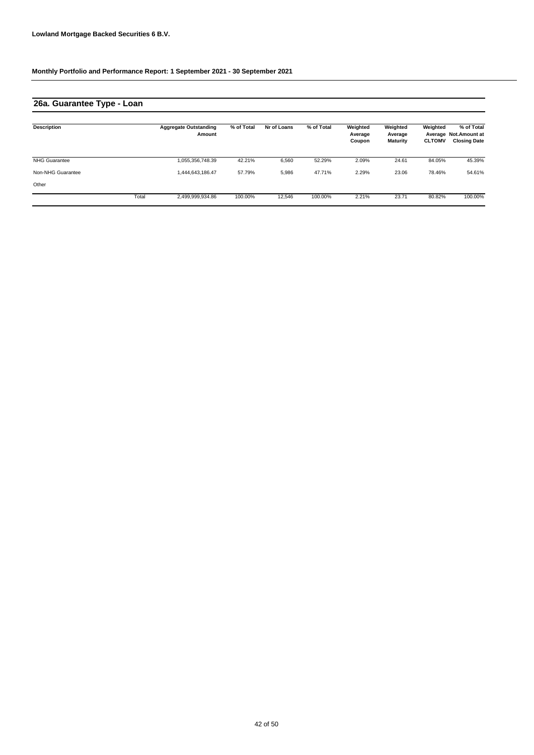**Lowland Mortgage Backed Securities 6 B.V.**

**Monthly Portfolio and Performance Report: 1 September 2021 - 30 September 2021**

## 26a. Guarantee Type - Loan

| Description | | Aggregate Outstanding Amount | % of Total | Nr of Loans | % of Total | Weighted Average Coupon | Weighted Average Maturity | Weighted Average CLTOMV | % of Total Not.Amount at Closing Date |
|---|---|---|---|---|---|---|---|---|---|
| NHG Guarantee | | 1,055,356,748.39 | 42.21% | 6,560 | 52.29% | 2.09% | 24.61 | 84.05% | 45.39% |
| Non-NHG Guarantee | | 1,444,643,186.47 | 57.79% | 5,986 | 47.71% | 2.29% | 23.06 | 78.46% | 54.61% |
| Other | | | | | | | | | |
| | Total | 2,499,999,934.86 | 100.00% | 12,546 | 100.00% | 2.21% | 23.71 | 80.82% | 100.00% |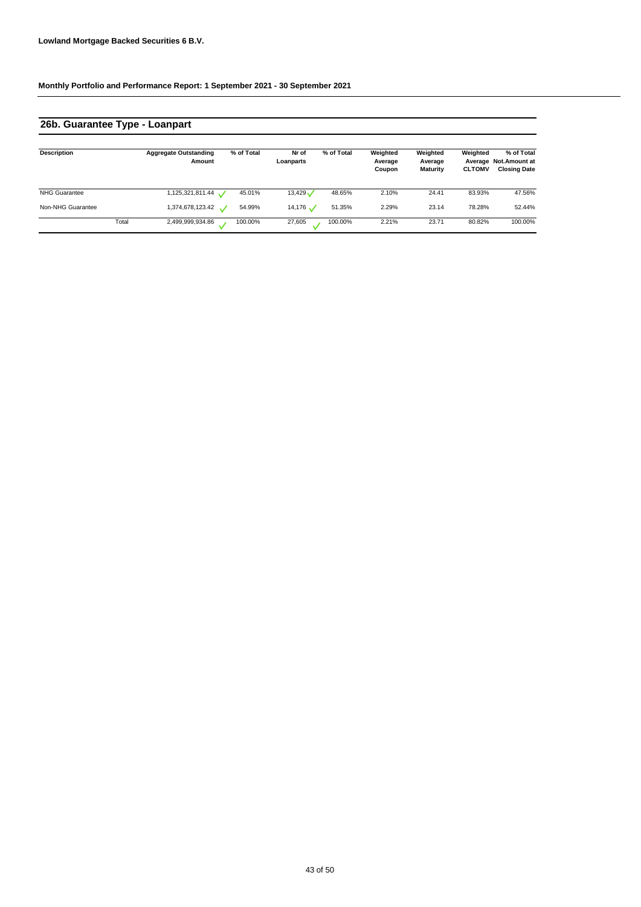**Lowland Mortgage Backed Securities 6 B.V.**

**Monthly Portfolio and Performance Report: 1 September 2021 - 30 September 2021**

## 26b. Guarantee Type - Loanpart

| Description | Aggregate Outstanding Amount | % of Total | Nr of Loanparts | % of Total | Weighted Average Coupon | Weighted Average Maturity | Weighted Average CLTOMV | % of Total Not.Amount at Closing Date |
|---|---|---|---|---|---|---|---|---|
| NHG Guarantee | 1,125,321,811.44 | 45.01% | 13,429 | 48.65% | 2.10% | 24.41 | 83.93% | 47.56% |
| Non-NHG Guarantee | 1,374,678,123.42 | 54.99% | 14,176 | 51.35% | 2.29% | 23.14 | 78.28% | 52.44% |
| Total | 2,499,999,934.86 | 100.00% | 27,605 | 100.00% | 2.21% | 23.71 | 80.82% | 100.00% |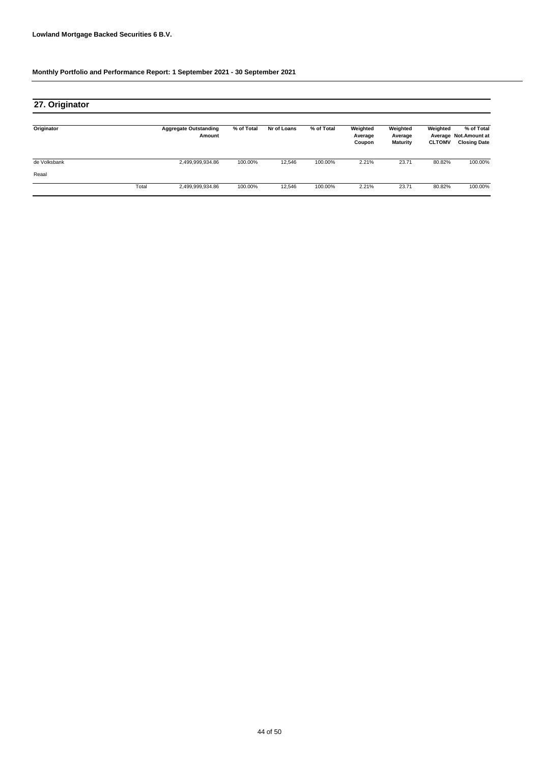**Lowland Mortgage Backed Securities 6 B.V.**

**Monthly Portfolio and Performance Report: 1 September 2021 - 30 September 2021**

## 27. Originator

| Originator | | Aggregate Outstanding Amount | % of Total | Nr of Loans | % of Total | Weighted Average Coupon | Weighted Average Maturity | Weighted Average CLTOMV | % of Total Not.Amount at Closing Date |
|---|---|---|---|---|---|---|---|---|---|
| de Volksbank | | 2,499,999,934.86 | 100.00% | 12,546 | 100.00% | 2.21% | 23.71 | 80.82% | 100.00% |
| Reaal | | | | | | | | | |
| | Total | 2,499,999,934.86 | 100.00% | 12,546 | 100.00% | 2.21% | 23.71 | 80.82% | 100.00% |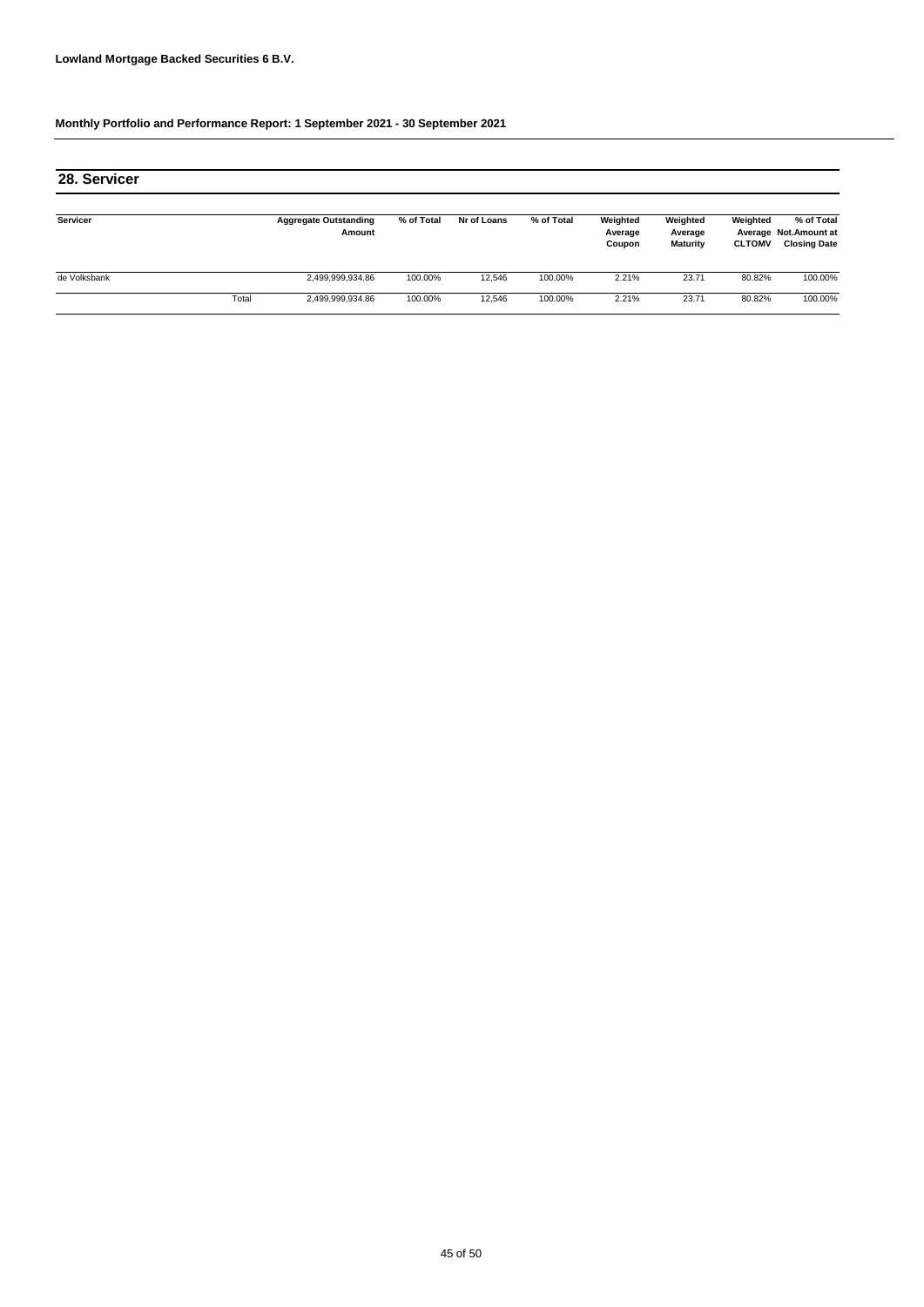**Lowland Mortgage Backed Securities 6 B.V.**

**Monthly Portfolio and Performance Report: 1 September 2021 - 30 September 2021**

## 28. Servicer

| Servicer | | Aggregate Outstanding Amount | % of Total | Nr of Loans | % of Total | Weighted Average Coupon | Weighted Average Maturity | Weighted Average CLTOMV | % of Total Not.Amount at Closing Date |
|---|---|---|---|---|---|---|---|---|---|
| de Volksbank | | 2,499,999,934.86 | 100.00% | 12,546 | 100.00% | 2.21% | 23.71 | 80.82% | 100.00% |
| | Total | 2,499,999,934.86 | 100.00% | 12,546 | 100.00% | 2.21% | 23.71 | 80.82% | 100.00% |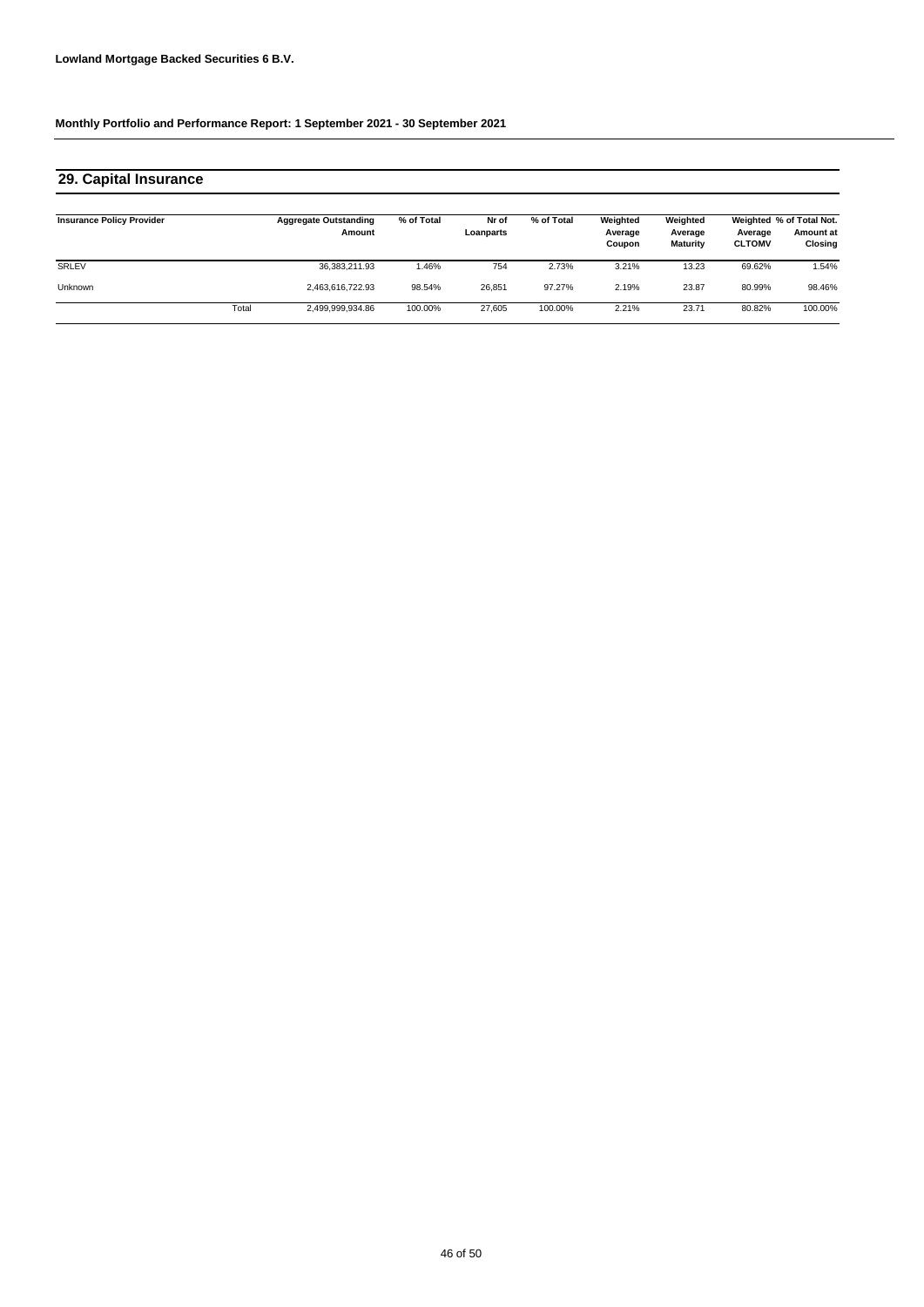**Lowland Mortgage Backed Securities 6 B.V.**

**Monthly Portfolio and Performance Report: 1 September 2021 - 30 September 2021**

## 29. Capital Insurance

| Insurance Policy Provider | | Aggregate Outstanding Amount | % of Total | Nr of Loanparts | % of Total | Weighted Average Coupon | Weighted Average Maturity | Weighted Average CLTOMV | % of Total Not. Amount at Closing |
|---|---|---|---|---|---|---|---|---|---|
| SRLEV | | 36,383,211.93 | 1.46% | 754 | 2.73% | 3.21% | 13.23 | 69.62% | 1.54% |
| Unknown | | 2,463,616,722.93 | 98.54% | 26,851 | 97.27% | 2.19% | 23.87 | 80.99% | 98.46% |
| | Total | 2,499,999,934.86 | 100.00% | 27,605 | 100.00% | 2.21% | 23.71 | 80.82% | 100.00% |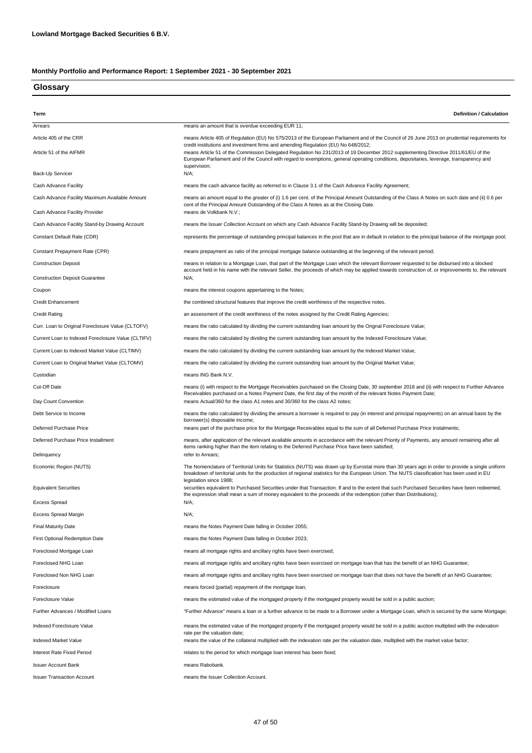**Lowland Mortgage Backed Securities 6 B.V.**

**Monthly Portfolio and Performance Report: 1 September 2021 - 30 September 2021**

## Glossary

| Term | Definition / Calculation |
|---|---|
| Arrears | means an amount that is overdue exceeding EUR 11; |
| Article 405 of the CRR | means Article 405 of Regulation (EU) No 575/2013 of the European Parliament and of the Council of 26 June 2013 on prudential requirements for credit institutions and investment firms and amending Regulation (EU) No 648/2012; |
| Article 51 of the AIFMR | means Article 51 of the Commission Delegated Regulation No 231/2013 of 19 December 2012 supplementing Directive 2011/61/EU of the European Parliament and of the Council with regard to exemptions, general operating conditions, depositaries, leverage, transparency and supervision; |
| Back-Up Servicer | N/A; |
| Cash Advance Facility | means the cash advance facility as referred to in Clause 3.1 of the Cash Advance Facility Agreement; |
| Cash Advance Facility Maximum Available Amount | means an amount equal to the greater of (i) 1.6 per cent. of the Principal Amount Outstanding of the Class A Notes on such date and (ii) 0.6 per cent of the Principal Amount Outstanding of the Class A Notes as at the Closing Date. |
| Cash Advance Facility Provider | means de Volkbank N.V.; |
| Cash Advance Facility Stand-by Drawing Account | means the Issuer Collection Account on which any Cash Advance Facility Stand-by Drawing will be deposited; |
| Constant Default Rate (CDR) | represents the percentage of outstanding principal balances in the pool that are in default in relation to the principal balance of the mortgage pool; |
| Constant Prepayment Rate (CPR) | means prepayment as ratio of the principal mortgage balance outstanding at the beginning of the relevant period; |
| Construction Deposit | means in relation to a Mortgage Loan, that part of the Mortgage Loan which the relevant Borrower requested to be disbursed into a blocked account held in his name with the relevant Seller, the proceeds of which may be applied towards construction of, or improvements to, the relevant |
| Construction Deposit Guarantee | N/A; |
| Coupon | means the interest coupons appertaining to the Notes; |
| Credit Enhancement | the combined structural features that improve the credit worthiness of the respective notes. |
| Credit Rating | an assessment of the credit worthiness of the notes assigned by the Credit Rating Agencies; |
| Curr. Loan to Original Foreclosure Value (CLTOFV) | means the ratio calculated by dividing the current outstanding loan amount by the Orignal Foreclosure Value; |
| Current Loan to Indexed Foreclosure Value (CLTIFV) | means the ratio calculated by dividing the current outstanding loan amount by the Indexed Foreclosure Value; |
| Current Loan to Indexed Market Value (CLTIMV) | means the ratio calculated by dividing the current outstanding loan amount by the Indexed Market Value; |
| Current Loan to Original Market Value (CLTOMV) | means the ratio calculated by dividing the current outstanding loan amount by the Original Market Value; |
| Custodian | means ING Bank N.V. |
| Cut-Off Date | means (i) with respect to the Mortgage Receivables purchased on the Closing Date, 30 september 2018 and (ii) with respect to Further Advance Receivables purchased on a Notes Payment Date, the first day of the month of the relevant Notes Payment Date; |
| Day Count Convention | means Actual/360 for the class A1 notes and 30/360 for the class A2 notes; |
| Debt Service to Income | means the ratio calculated by dividing the amount a borrower is required to pay (in interest and principal repayments) on an annual basis by the borrower(s) disposable income; |
| Deferred Purchase Price | means part of the purchase price for the Mortgage Receivables equal to the sum of all Deferred Purchase Price Instalments; |
| Deferred Purchase Price Installment | means, after application of the relevant available amounts in accordance with the relevant Priority of Payments, any amount remaining after all items ranking higher than the item relating to the Deferred Purchase Price have been satisfied; |
| Delinquency | refer to Arrears; |
| Economic Region (NUTS) | The Nomenclature of Territorial Units for Statistics (NUTS) was drawn up by Eurostat more than 30 years ago in order to provide a single uniform breakdown of territorial units for the production of regional statistics for the European Union. The NUTS classification has been used in EU legislation since 1988; |
| Equivalent Securities | securities equivalent to Purchased Securities under that Transaction. If and to the extent that such Purchased Securities have been redeemed, the expression shall mean a sum of money equivalent to the proceeds of the redemption (other than Distributions); |
| Excess Spread | N/A; |
| Excess Spread Margin | N/A; |
| Final Maturity Date | means the Notes Payment Date falling in October 2055; |
| First Optional Redemption Date | means the Notes Payment Date falling in October 2023; |
| Foreclosed Mortgage Loan | means all mortgage rights and ancillary rights have been exercised; |
| Foreclosed NHG Loan | means all mortgage rights and ancillary rights have been exercised on mortgage loan that has the benefit of an NHG Guarantee; |
| Foreclosed Non NHG Loan | means all mortgage rights and ancillary rights have been exercised on mortgage loan that does not have the benefit of an NHG Guarantee; |
| Foreclosure | means forced (partial) repayment of the mortgage loan; |
| Foreclosure Value | means the estimated value of the mortgaged property if the mortgaged property would be sold in a public auction; |
| Further Advances / Modified Loans | "Further Advance" means a loan or a further advance to be made to a Borrower under a Mortgage Loan, which is secured by the same Mortgage; |
| Indexed Foreclosure Value | means the estimated value of the mortgaged property if the mortgaged property would be sold in a public auction multiplied with the indexation rate per the valuation date; |
| Indexed Market Value | means the value of the collateral multiplied with the indexation rate per the valuation date, multiplied with the market value factor; |
| Interest Rate Fixed Period | relates to the period for which mortgage loan interest has been fixed; |
| Issuer Account Bank | means Rabobank. |
| Issuer Transaction Account | means the Issuer Collection Account. |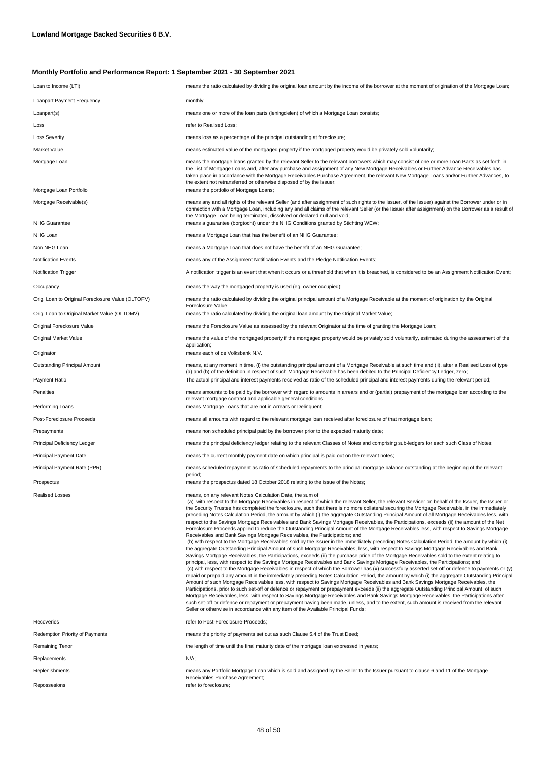**Lowland Mortgage Backed Securities 6 B.V.**

**Monthly Portfolio and Performance Report: 1 September 2021 - 30 September 2021**

| | |
|---|---|
| Loan to Income (LTI) | means the ratio calculated by dividing the original loan amount by the income of the borrower at the moment of origination of the Mortgage Loan; |
| Loanpart Payment Frequency | monthly; |
| Loanpart(s) | means one or more of the loan parts (leningdelen) of which a Mortgage Loan consists; |
| Loss | refer to Realised Loss; |
| Loss Severity | means loss as a percentage of the principal outstanding at foreclosure; |
| Market Value | means estimated value of the mortgaged property if the mortgaged property would be privately sold voluntarily; |
| Mortgage Loan | means the mortgage loans granted by the relevant Seller to the relevant borrowers which may consist of one or more Loan Parts as set forth in the List of Mortgage Loans and, after any purchase and assignment of any New Mortgage Receivables or Further Advance Receivables has taken place in accordance with the Mortgage Receivables Purchase Agreement, the relevant New Mortgage Loans and/or Further Advances, to the extent not retransferred or otherwise disposed of by the Issuer; |
| Mortgage Loan Portfolio | means the portfolio of Mortgage Loans; |
| Mortgage Receivable(s) | means any and all rights of the relevant Seller (and after assignment of such rights to the Issuer, of the Issuer) against the Borrower under or in connection with a Mortgage Loan, including any and all claims of the relevant Seller (or the Issuer after assignment) on the Borrower as a result of the Mortgage Loan being terminated, dissolved or declared null and void; |
| NHG Guarantee | means a guarantee (borgtocht) under the NHG Conditions granted by Stichting WEW; |
| NHG Loan | means a Mortgage Loan that has the benefit of an NHG Guarantee; |
| Non NHG Loan | means a Mortgage Loan that does not have the benefit of an NHG Guarantee; |
| Notification Events | means any of the Assignment Notification Events and the Pledge Notification Events; |
| Notification Trigger | A notification trigger is an event that when it occurs or a threshold that when it is breached, is considered to be an Assignment Notification Event; |
| Occupancy | means the way the mortgaged property is used (eg. owner occupied); |
| Orig. Loan to Original Foreclosure Value (OLTOFV) | means the ratio calculated by dividing the original principal amount of a Mortgage Receivable at the moment of origination by the Original Foreclosure Value; |
| Orig. Loan to Original Market Value (OLTOMV) | means the ratio calculated by dividing the original loan amount by the Original Market Value; |
| Original Foreclosure Value | means the Foreclosure Value as assessed by the relevant Originator at the time of granting the Mortgage Loan; |
| Original Market Value | means the value of the mortgaged property if the mortgaged property would be privately sold voluntarily, estimated during the assessment of the application; |
| Originator | means each of de Volksbank N.V. |
| Outstanding Principal Amount | means, at any moment in time, (i) the outstanding principal amount of a Mortgage Receivable at such time and (ii), after a Realised Loss of type (a) and (b) of the definition in respect of such Mortgage Receivable has been debited to the Principal Deficiency Ledger, zero; |
| Payment Ratio | The actual principal and interest payments received as ratio of the scheduled principal and interest payments during the relevant period; |
| Penalties | means amounts to be paid by the borrower with regard to amounts in arrears and or (partial) prepayment of the mortgage loan according to the relevant mortgage contract and applicable general conditions; |
| Performing Loans | means Mortgage Loans that are not in Arrears or Delinquent; |
| Post-Foreclosure Proceeds | means all amounts with regard to the relevant mortgage loan received after foreclosure of that mortgage loan; |
| Prepayments | means non scheduled principal paid by the borrower prior to the expected maturity date; |
| Principal Deficiency Ledger | means the principal deficiency ledger relating to the relevant Classes of Notes and comprising sub-ledgers for each such Class of Notes; |
| Principal Payment Date | means the current monthly payment date on which principal is paid out on the relevant notes; |
| Principal Payment Rate (PPR) | means scheduled repayment as ratio of scheduled repayments to the principal mortgage balance outstanding at the beginning of the relevant period; |
| Prospectus | means the prospectus dated 18 October 2018 relating to the issue of the Notes; |
| Realised Losses | means, on any relevant Notes Calculation Date, the sum of (a) with respect to the Mortgage Receivables in respect of which the relevant Seller, the relevant Servicer on behalf of the Issuer, the Issuer or the Security Trustee has completed the foreclosure, such that there is no more collateral securing the Mortgage Receivable, in the immediately preceding Notes Calculation Period, the amount by which (i) the aggregate Outstanding Principal Amount of all Mortgage Receivables less, with respect to the Savings Mortgage Receivables and Bank Savings Mortgage Receivables, the Participations, exceeds (ii) the amount of the Net Foreclosure Proceeds applied to reduce the Outstanding Principal Amount of the Mortgage Receivables less, with respect to Savings Mortgage Receivables and Bank Savings Mortgage Receivables, the Participations; and (b) with respect to the Mortgage Receivables sold by the Issuer in the immediately preceding Notes Calculation Period, the amount by which (i) the aggregate Outstanding Principal Amount of such Mortgage Receivables, less, with respect to Savings Mortgage Receivables and Bank Savings Mortgage Receivables, the Participations, exceeds (ii) the purchase price of the Mortgage Receivables sold to the extent relating to principal, less, with respect to the Savings Mortgage Receivables and Bank Savings Mortgage Receivables, the Participations; and (c) with respect to the Mortgage Receivables in respect of which the Borrower has (x) successfully asserted set-off or defence to payments or (y) repaid or prepaid any amount in the immediately preceding Notes Calculation Period, the amount by which (i) the aggregate Outstanding Principal Amount of such Mortgage Receivables less, with respect to Savings Mortgage Receivables and Bank Savings Mortgage Receivables, the Participations, prior to such set-off or defence or repayment or prepayment exceeds (ii) the aggregate Outstanding Principal Amount of such Mortgage Receivables, less, with respect to Savings Mortgage Receivables and Bank Savings Mortgage Receivables, the Participations after such set-off or defence or repayment or prepayment having been made, unless, and to the extent, such amount is received from the relevant Seller or otherwise in accordance with any item of the Available Principal Funds; |
| Recoveries | refer to Post-Foreclosure-Proceeds; |
| Redemption Priority of Payments | means the priority of payments set out as such Clause 5.4 of the Trust Deed; |
| Remaining Tenor | the length of time until the final maturity date of the mortgage loan expressed in years; |
| Replacements | N/A; |
| Replenishments | means any Portfolio Mortgage Loan which is sold and assigned by the Seller to the Issuer pursuant to clause 6 and 11 of the Mortgage Receivables Purchase Agreement; |
| Repossesions | refer to foreclosure; |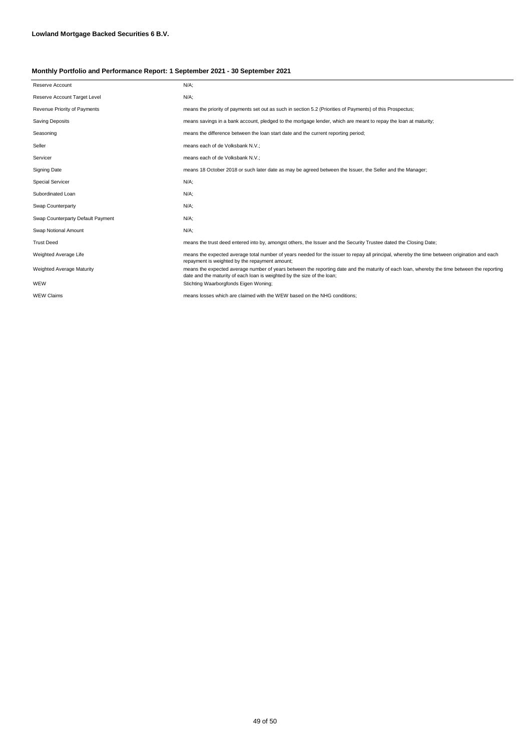**Lowland Mortgage Backed Securities 6 B.V.**

**Monthly Portfolio and Performance Report: 1 September 2021 - 30 September 2021**

| | |
|---|---|
| Reserve Account | N/A; |
| Reserve Account Target Level | N/A; |
| Revenue Priority of Payments | means the priority of payments set out as such in section 5.2 (Priorities of Payments) of this Prospectus; |
| Saving Deposits | means savings in a bank account, pledged to the mortgage lender, which are meant to repay the loan at maturity; |
| Seasoning | means the difference between the loan start date and the current reporting period; |
| Seller | means each of de Volksbank N.V.; |
| Servicer | means each of de Volksbank N.V.; |
| Signing Date | means 18 October 2018 or such later date as may be agreed between the Issuer, the Seller and the Manager; |
| Special Servicer | N/A; |
| Subordinated Loan | N/A; |
| Swap Counterparty | N/A; |
| Swap Counterparty Default Payment | N/A; |
| Swap Notional Amount | N/A; |
| Trust Deed | means the trust deed entered into by, amongst others, the Issuer and the Security Trustee dated the Closing Date; |
| Weighted Average Life | means the expected average total number of years needed for the issuer to repay all principal, whereby the time between origination and each repayment is weighted by the repayment amount; |
| Weighted Average Maturity | means the expected average number of years between the reporting date and the maturity of each loan, whereby the time between the reporting date and the maturity of each loan is weighted by the size of the loan; |
| WEW | Stichting Waarborgfonds Eigen Woning; |
| WEW Claims | means losses which are claimed with the WEW based on the NHG conditions; |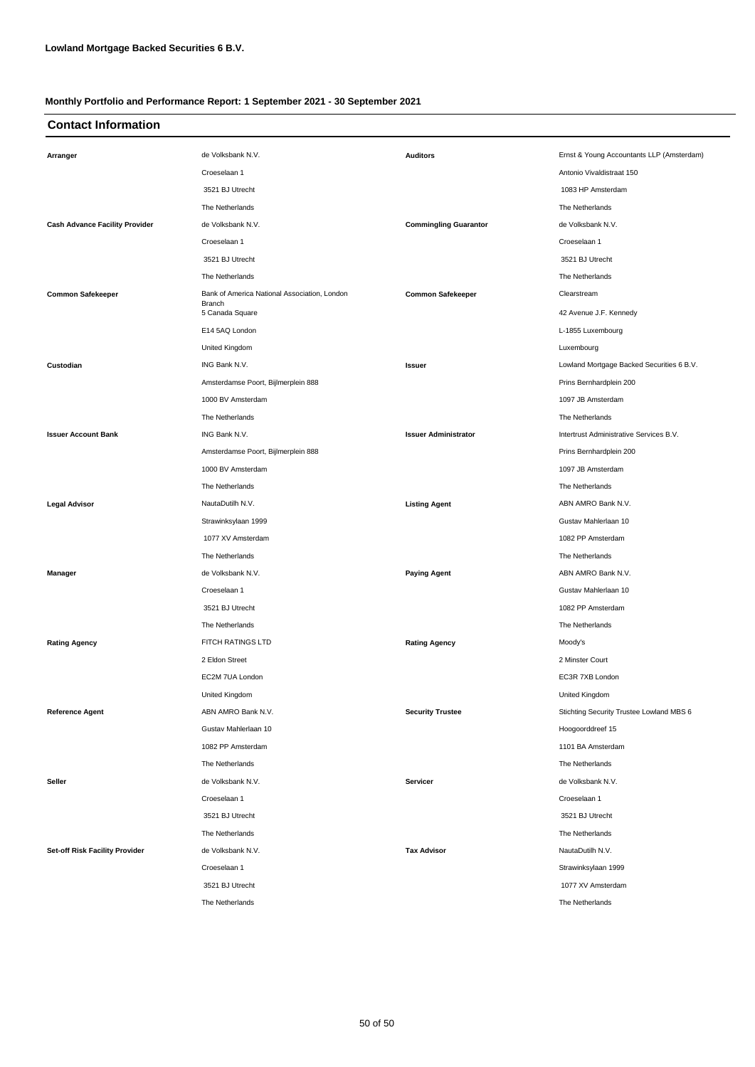**Lowland Mortgage Backed Securities 6 B.V.**

**Monthly Portfolio and Performance Report: 1 September 2021 - 30 September 2021**

## Contact Information

| | | | |
|---|---|---|---|
| **Arranger** | de Volksbank N.V. | **Auditors** | Ernst & Young Accountants LLP (Amsterdam) |
| | Croeselaan 1 | | Antonio Vivaldistraat 150 |
| | 3521 BJ Utrecht | | 1083 HP Amsterdam |
| | The Netherlands | | The Netherlands |
| **Cash Advance Facility Provider** | de Volksbank N.V. | **Commingling Guarantor** | de Volksbank N.V. |
| | Croeselaan 1 | | Croeselaan 1 |
| | 3521 BJ Utrecht | | 3521 BJ Utrecht |
| | The Netherlands | | The Netherlands |
| **Common Safekeeper** | Bank of America National Association, London Branch | **Common Safekeeper** | Clearstream |
| | 5 Canada Square | | 42 Avenue J.F. Kennedy |
| | E14 5AQ London | | L-1855 Luxembourg |
| | United Kingdom | | Luxembourg |
| **Custodian** | ING Bank N.V. | **Issuer** | Lowland Mortgage Backed Securities 6 B.V. |
| | Amsterdamse Poort, Bijlmerplein 888 | | Prins Bernhardplein 200 |
| | 1000 BV Amsterdam | | 1097 JB Amsterdam |
| | The Netherlands | | The Netherlands |
| **Issuer Account Bank** | ING Bank N.V. | **Issuer Administrator** | Intertrust Administrative Services B.V. |
| | Amsterdamse Poort, Bijlmerplein 888 | | Prins Bernhardplein 200 |
| | 1000 BV Amsterdam | | 1097 JB Amsterdam |
| | The Netherlands | | The Netherlands |
| **Legal Advisor** | NautaDutilh N.V. | **Listing Agent** | ABN AMRO Bank N.V. |
| | Strawinksylaan 1999 | | Gustav Mahlerlaan 10 |
| | 1077 XV Amsterdam | | 1082 PP Amsterdam |
| | The Netherlands | | The Netherlands |
| **Manager** | de Volksbank N.V. | **Paying Agent** | ABN AMRO Bank N.V. |
| | Croeselaan 1 | | Gustav Mahlerlaan 10 |
| | 3521 BJ Utrecht | | 1082 PP Amsterdam |
| | The Netherlands | | The Netherlands |
| **Rating Agency** | FITCH RATINGS LTD | **Rating Agency** | Moody's |
| | 2 Eldon Street | | 2 Minster Court |
| | EC2M 7UA London | | EC3R 7XB London |
| | United Kingdom | | United Kingdom |
| **Reference Agent** | ABN AMRO Bank N.V. | **Security Trustee** | Stichting Security Trustee Lowland MBS 6 |
| | Gustav Mahlerlaan 10 | | Hoogoorddreef 15 |
| | 1082 PP Amsterdam | | 1101 BA Amsterdam |
| | The Netherlands | | The Netherlands |
| **Seller** | de Volksbank N.V. | **Servicer** | de Volksbank N.V. |
| | Croeselaan 1 | | Croeselaan 1 |
| | 3521 BJ Utrecht | | 3521 BJ Utrecht |
| | The Netherlands | | The Netherlands |
| **Set-off Risk Facility Provider** | de Volksbank N.V. | **Tax Advisor** | NautaDutilh N.V. |
| | Croeselaan 1 | | Strawinksylaan 1999 |
| | 3521 BJ Utrecht | | 1077 XV Amsterdam |
| | The Netherlands | | The Netherlands |